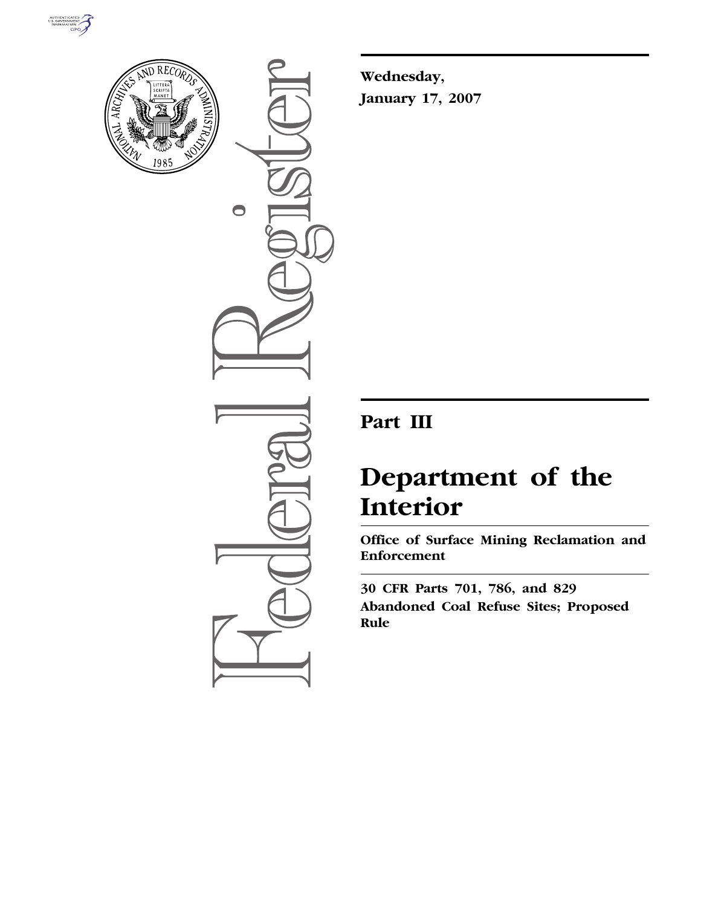**Wednesday, January 17, 2007**

# Part III

# Department of the Interior

**Office of Surface Mining Reclamation and Enforcement**

**30 CFR Parts 701, 786, and 829**

**Abandoned Coal Refuse Sites; Proposed Rule**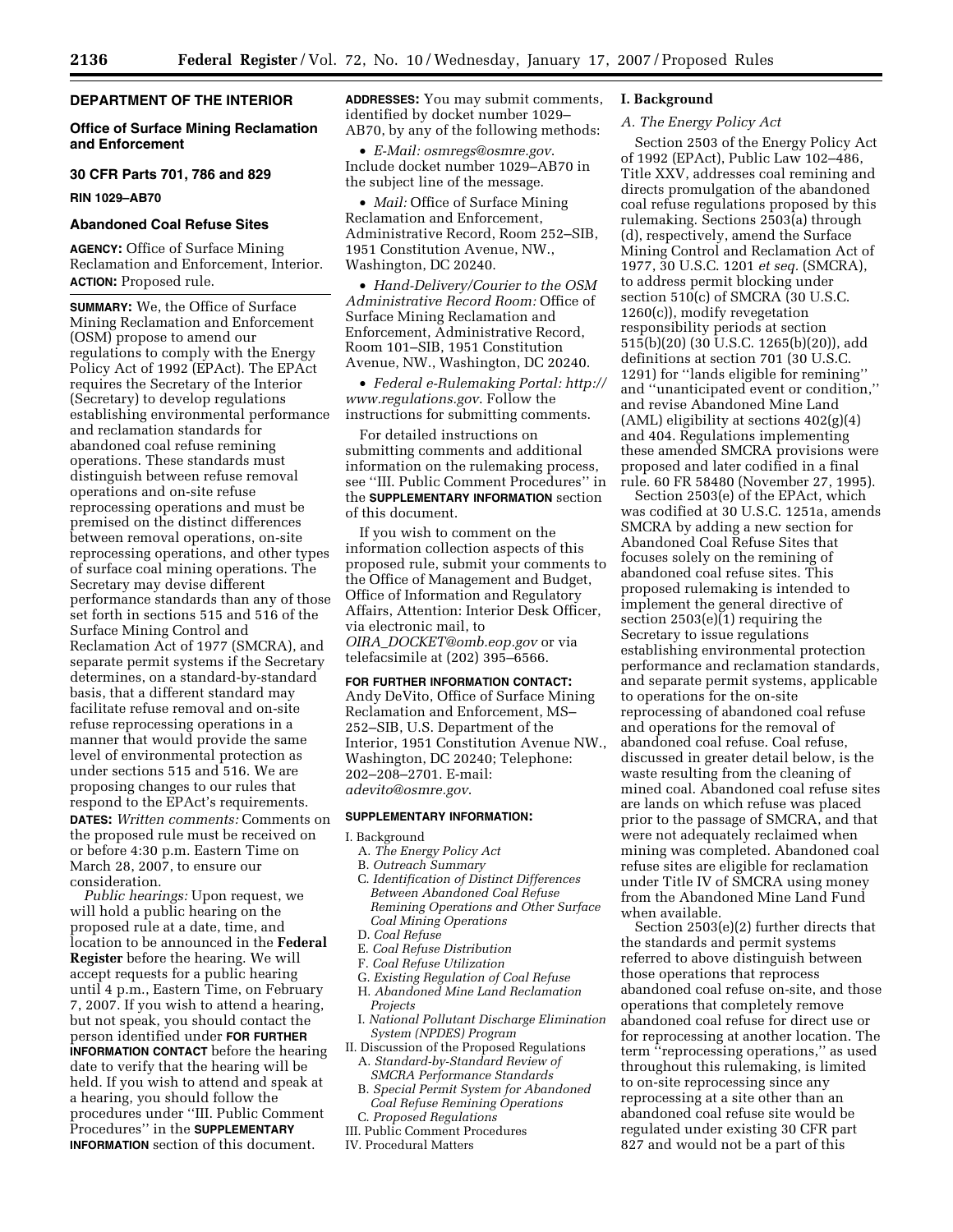**DEPARTMENT OF THE INTERIOR**

**Office of Surface Mining Reclamation and Enforcement**

**30 CFR Parts 701, 786 and 829**

**RIN 1029–AB70**

# Abandoned Coal Refuse Sites

**AGENCY:** Office of Surface Mining Reclamation and Enforcement, Interior.

**ACTION:** Proposed rule.

**SUMMARY:** We, the Office of Surface Mining Reclamation and Enforcement (OSM) propose to amend our regulations to comply with the Energy Policy Act of 1992 (EPAct). The EPAct requires the Secretary of the Interior (Secretary) to develop regulations establishing environmental performance and reclamation standards for abandoned coal refuse remining operations. These standards must distinguish between refuse removal operations and on-site refuse reprocessing operations and must be premised on the distinct differences between removal operations, on-site reprocessing operations, and other types of surface coal mining operations. The Secretary may devise different performance standards than any of those set forth in sections 515 and 516 of the Surface Mining Control and Reclamation Act of 1977 (SMCRA), and separate permit systems if the Secretary determines, on a standard-by-standard basis, that a different standard may facilitate refuse removal and on-site refuse reprocessing operations in a manner that would provide the same level of environmental protection as under sections 515 and 516. We are proposing changes to our rules that respond to the EPAct's requirements.

**DATES:** *Written comments:* Comments on the proposed rule must be received on or before 4:30 p.m. Eastern Time on March 28, 2007, to ensure our consideration.

*Public hearings:* Upon request, we will hold a public hearing on the proposed rule at a date, time, and location to be announced in the **Federal Register** before the hearing. We will accept requests for a public hearing until 4 p.m., Eastern Time, on February 7, 2007. If you wish to attend a hearing, but not speak, you should contact the person identified under **FOR FURTHER INFORMATION CONTACT** before the hearing date to verify that the hearing will be held. If you wish to attend and speak at a hearing, you should follow the procedures under ''III. Public Comment Procedures'' in the **SUPPLEMENTARY INFORMATION** section of this document.

**ADDRESSES:** You may submit comments, identified by docket number 1029–AB70, by any of the following methods:

- *E-Mail: osmregs@osmre.gov*. Include docket number 1029–AB70 in the subject line of the message.
- *Mail:* Office of Surface Mining Reclamation and Enforcement, Administrative Record, Room 252–SIB, 1951 Constitution Avenue, NW., Washington, DC 20240.
- *Hand-Delivery/Courier to the OSM Administrative Record Room:* Office of Surface Mining Reclamation and Enforcement, Administrative Record, Room 101–SIB, 1951 Constitution Avenue, NW., Washington, DC 20240.
- *Federal e-Rulemaking Portal: http://www.regulations.gov*. Follow the instructions for submitting comments.

For detailed instructions on submitting comments and additional information on the rulemaking process, see ''III. Public Comment Procedures'' in the **SUPPLEMENTARY INFORMATION** section of this document.

If you wish to comment on the information collection aspects of this proposed rule, submit your comments to the Office of Management and Budget, Office of Information and Regulatory Affairs, Attention: Interior Desk Officer, via electronic mail, to *OIRA_DOCKET@omb.eop.gov* or via telefacsimile at (202) 395–6566.

**FOR FURTHER INFORMATION CONTACT:** Andy DeVito, Office of Surface Mining Reclamation and Enforcement, MS–252–SIB, U.S. Department of the Interior, 1951 Constitution Avenue NW., Washington, DC 20240; Telephone: 202–208–2701. E-mail: *adevito@osmre.gov*.

**SUPPLEMENTARY INFORMATION:**

I. Background
  A. *The Energy Policy Act*
  B. *Outreach Summary*
  C. *Identification of Distinct Differences Between Abandoned Coal Refuse Remining Operations and Other Surface Coal Mining Operations*
  D. *Coal Refuse*
  E. *Coal Refuse Distribution*
  F. *Coal Refuse Utilization*
  G. *Existing Regulation of Coal Refuse*
  H. *Abandoned Mine Land Reclamation Projects*
  I. *National Pollutant Discharge Elimination System (NPDES) Program*
II. Discussion of the Proposed Regulations
  A. *Standard-by-Standard Review of SMCRA Performance Standards*
  B. *Special Permit System for Abandoned Coal Refuse Remining Operations*
  C. *Proposed Regulations*
III. Public Comment Procedures
IV. Procedural Matters

## I. Background

### *A. The Energy Policy Act*

Section 2503 of the Energy Policy Act of 1992 (EPAct), Public Law 102–486, Title XXV, addresses coal remining and directs promulgation of the abandoned coal refuse regulations proposed by this rulemaking. Sections 2503(a) through (d), respectively, amend the Surface Mining Control and Reclamation Act of 1977, 30 U.S.C. 1201 *et seq.* (SMCRA), to address permit blocking under section 510(c) of SMCRA (30 U.S.C. 1260(c)), modify revegetation responsibility periods at section 515(b)(20) (30 U.S.C. 1265(b)(20)), add definitions at section 701 (30 U.S.C. 1291) for ''lands eligible for remining'' and ''unanticipated event or condition,'' and revise Abandoned Mine Land (AML) eligibility at sections 402(g)(4) and 404. Regulations implementing these amended SMCRA provisions were proposed and later codified in a final rule. 60 FR 58480 (November 27, 1995).

Section 2503(e) of the EPAct, which was codified at 30 U.S.C. 1251a, amends SMCRA by adding a new section for Abandoned Coal Refuse Sites that focuses solely on the remining of abandoned coal refuse sites. This proposed rulemaking is intended to implement the general directive of section 2503(e)(1) requiring the Secretary to issue regulations establishing environmental protection performance and reclamation standards, and separate permit systems, applicable to operations for the on-site reprocessing of abandoned coal refuse and operations for the removal of abandoned coal refuse. Coal refuse, discussed in greater detail below, is the waste resulting from the cleaning of mined coal. Abandoned coal refuse sites are lands on which refuse was placed prior to the passage of SMCRA, and that were not adequately reclaimed when mining was completed. Abandoned coal refuse sites are eligible for reclamation under Title IV of SMCRA using money from the Abandoned Mine Land Fund when available.

Section 2503(e)(2) further directs that the standards and permit systems referred to above distinguish between those operations that reprocess abandoned coal refuse on-site, and those operations that completely remove abandoned coal refuse for direct use or for reprocessing at another location. The term ''reprocessing operations,'' as used throughout this rulemaking, is limited to on-site reprocessing since any reprocessing at a site other than an abandoned coal refuse site would be regulated under existing 30 CFR part 827 and would not be a part of this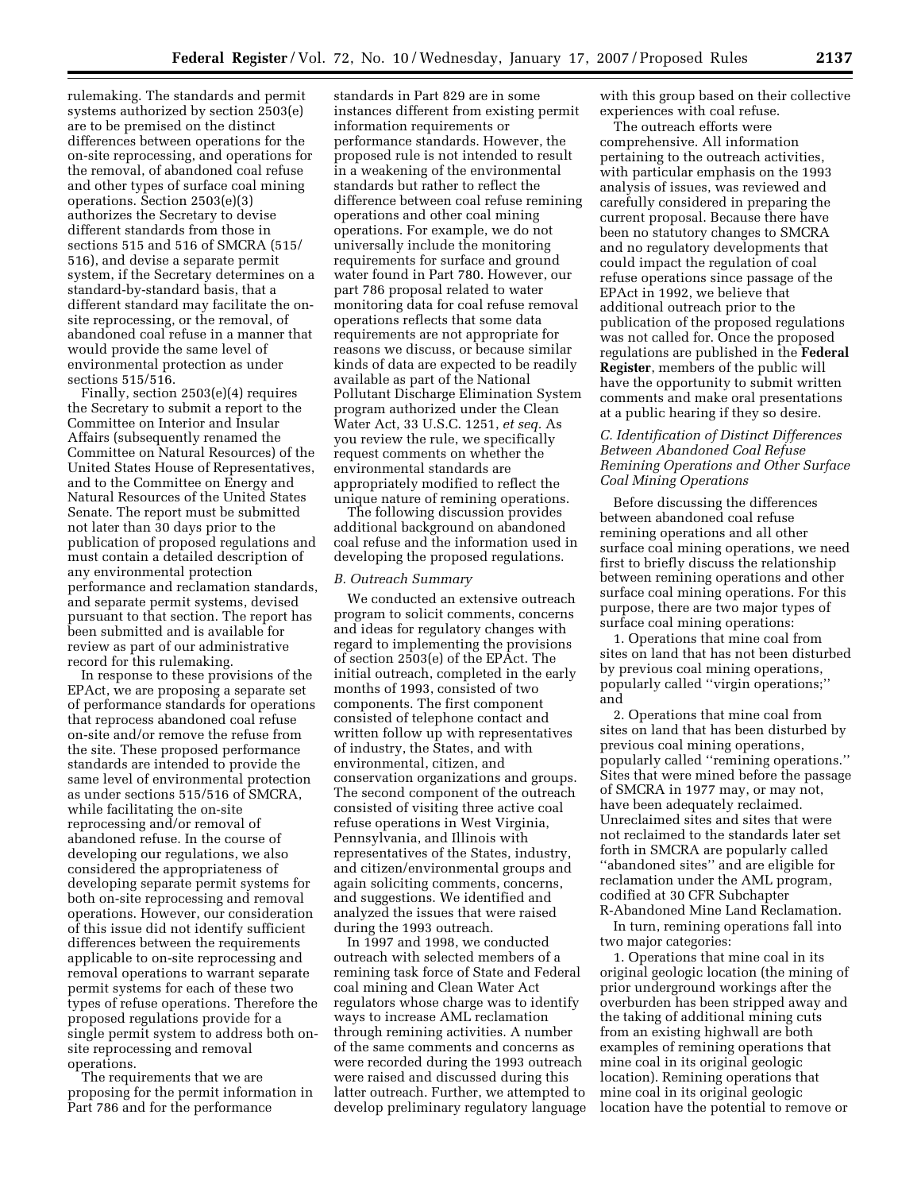rulemaking. The standards and permit systems authorized by section 2503(e) are to be premised on the distinct differences between operations for the on-site reprocessing, and operations for the removal, of abandoned coal refuse and other types of surface coal mining operations. Section 2503(e)(3) authorizes the Secretary to devise different standards from those in sections 515 and 516 of SMCRA (515/516), and devise a separate permit system, if the Secretary determines on a standard-by-standard basis, that a different standard may facilitate the on-site reprocessing, or the removal, of abandoned coal refuse in a manner that would provide the same level of environmental protection as under sections 515/516.

Finally, section 2503(e)(4) requires the Secretary to submit a report to the Committee on Interior and Insular Affairs (subsequently renamed the Committee on Natural Resources) of the United States House of Representatives, and to the Committee on Energy and Natural Resources of the United States Senate. The report must be submitted not later than 30 days prior to the publication of proposed regulations and must contain a detailed description of any environmental protection performance and reclamation standards, and separate permit systems, devised pursuant to that section. The report has been submitted and is available for review as part of our administrative record for this rulemaking.

In response to these provisions of the EPAct, we are proposing a separate set of performance standards for operations that reprocess abandoned coal refuse on-site and/or remove the refuse from the site. These proposed performance standards are intended to provide the same level of environmental protection as under sections 515/516 of SMCRA, while facilitating the on-site reprocessing and/or removal of abandoned refuse. In the course of developing our regulations, we also considered the appropriateness of developing separate permit systems for both on-site reprocessing and removal operations. However, our consideration of this issue did not identify sufficient differences between the requirements applicable to on-site reprocessing and removal operations to warrant separate permit systems for each of these two types of refuse operations. Therefore the proposed regulations provide for a single permit system to address both on-site reprocessing and removal operations.

The requirements that we are proposing for the permit information in Part 786 and for the performance standards in Part 829 are in some instances different from existing permit information requirements or performance standards. However, the proposed rule is not intended to result in a weakening of the environmental standards but rather to reflect the difference between coal refuse remining operations and other coal mining operations. For example, we do not universally include the monitoring requirements for surface and ground water found in Part 780. However, our part 786 proposal related to water monitoring data for coal refuse removal operations reflects that some data requirements are not appropriate for reasons we discuss, or because similar kinds of data are expected to be readily available as part of the National Pollutant Discharge Elimination System program authorized under the Clean Water Act, 33 U.S.C. 1251, *et seq.* As you review the rule, we specifically request comments on whether the environmental standards are appropriately modified to reflect the unique nature of remining operations.

The following discussion provides additional background on abandoned coal refuse and the information used in developing the proposed regulations.

### *B. Outreach Summary*

We conducted an extensive outreach program to solicit comments, concerns and ideas for regulatory changes with regard to implementing the provisions of section 2503(e) of the EPAct. The initial outreach, completed in the early months of 1993, consisted of two components. The first component consisted of telephone contact and written follow up with representatives of industry, the States, and with environmental, citizen, and conservation organizations and groups. The second component of the outreach consisted of visiting three active coal refuse operations in West Virginia, Pennsylvania, and Illinois with representatives of the States, industry, and citizen/environmental groups and again soliciting comments, concerns, and suggestions. We identified and analyzed the issues that were raised during the 1993 outreach.

In 1997 and 1998, we conducted outreach with selected members of a remining task force of State and Federal coal mining and Clean Water Act regulators whose charge was to identify ways to increase AML reclamation through remining activities. A number of the same comments and concerns as were recorded during the 1993 outreach were raised and discussed during this latter outreach. Further, we attempted to develop preliminary regulatory language with this group based on their collective experiences with coal refuse.

The outreach efforts were comprehensive. All information pertaining to the outreach activities, with particular emphasis on the 1993 analysis of issues, was reviewed and carefully considered in preparing the current proposal. Because there have been no statutory changes to SMCRA and no regulatory developments that could impact the regulation of coal refuse operations since passage of the EPAct in 1992, we believe that additional outreach prior to the publication of the proposed regulations was not called for. Once the proposed regulations are published in the **Federal Register**, members of the public will have the opportunity to submit written comments and make oral presentations at a public hearing if they so desire.

### *C. Identification of Distinct Differences Between Abandoned Coal Refuse Remining Operations and Other Surface Coal Mining Operations*

Before discussing the differences between abandoned coal refuse remining operations and all other surface coal mining operations, we need first to briefly discuss the relationship between remining operations and other surface coal mining operations. For this purpose, there are two major types of surface coal mining operations:

1. Operations that mine coal from sites on land that has not been disturbed by previous coal mining operations, popularly called ''virgin operations;'' and

2. Operations that mine coal from sites on land that has been disturbed by previous coal mining operations, popularly called ''remining operations.'' Sites that were mined before the passage of SMCRA in 1977 may, or may not, have been adequately reclaimed. Unreclaimed sites and sites that were not reclaimed to the standards later set forth in SMCRA are popularly called ''abandoned sites'' and are eligible for reclamation under the AML program, codified at 30 CFR Subchapter R-Abandoned Mine Land Reclamation.

In turn, remining operations fall into two major categories:

1. Operations that mine coal in its original geologic location (the mining of prior underground workings after the overburden has been stripped away and the taking of additional mining cuts from an existing highwall are both examples of remining operations that mine coal in its original geologic location). Remining operations that mine coal in its original geologic location have the potential to remove or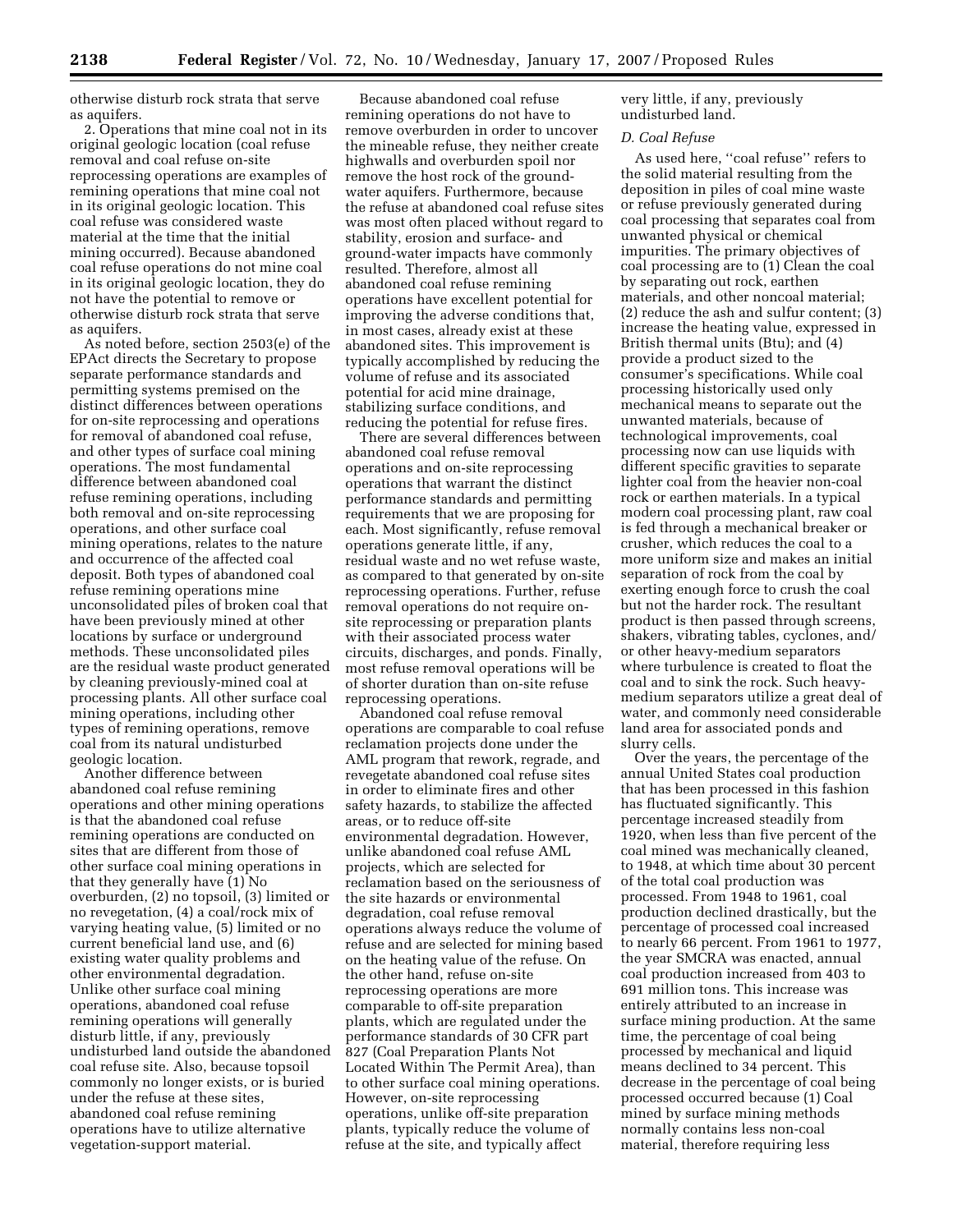otherwise disturb rock strata that serve as aquifers.

2. Operations that mine coal not in its original geologic location (coal refuse removal and coal refuse on-site reprocessing operations are examples of remining operations that mine coal not in its original geologic location. This coal refuse was considered waste material at the time that the initial mining occurred). Because abandoned coal refuse operations do not mine coal in its original geologic location, they do not have the potential to remove or otherwise disturb rock strata that serve as aquifers.

As noted before, section 2503(e) of the EPAct directs the Secretary to propose separate performance standards and permitting systems premised on the distinct differences between operations for on-site reprocessing and operations for removal of abandoned coal refuse, and other types of surface coal mining operations. The most fundamental difference between abandoned coal refuse remining operations, including both removal and on-site reprocessing operations, and other surface coal mining operations, relates to the nature and occurrence of the affected coal deposit. Both types of abandoned coal refuse remining operations mine unconsolidated piles of broken coal that have been previously mined at other locations by surface or underground methods. These unconsolidated piles are the residual waste product generated by cleaning previously-mined coal at processing plants. All other surface coal mining operations, including other types of remining operations, remove coal from its natural undisturbed geologic location.

Another difference between abandoned coal refuse remining operations and other mining operations is that the abandoned coal refuse remining operations are conducted on sites that are different from those of other surface coal mining operations in that they generally have (1) No overburden, (2) no topsoil, (3) limited or no revegetation, (4) a coal/rock mix of varying heating value, (5) limited or no current beneficial land use, and (6) existing water quality problems and other environmental degradation. Unlike other surface coal mining operations, abandoned coal refuse remining operations will generally disturb little, if any, previously undisturbed land outside the abandoned coal refuse site. Also, because topsoil commonly no longer exists, or is buried under the refuse at these sites, abandoned coal refuse remining operations have to utilize alternative vegetation-support material.

Because abandoned coal refuse remining operations do not have to remove overburden in order to uncover the mineable refuse, they neither create highwalls and overburden spoil nor remove the host rock of the ground-water aquifers. Furthermore, because the refuse at abandoned coal refuse sites was most often placed without regard to stability, erosion and surface- and ground-water impacts have commonly resulted. Therefore, almost all abandoned coal refuse remining operations have excellent potential for improving the adverse conditions that, in most cases, already exist at these abandoned sites. This improvement is typically accomplished by reducing the volume of refuse and its associated potential for acid mine drainage, stabilizing surface conditions, and reducing the potential for refuse fires.

There are several differences between abandoned coal refuse removal operations and on-site reprocessing operations that warrant the distinct performance standards and permitting requirements that we are proposing for each. Most significantly, refuse removal operations generate little, if any, residual waste and no wet refuse waste, as compared to that generated by on-site reprocessing operations. Further, refuse removal operations do not require on-site reprocessing or preparation plants with their associated process water circuits, discharges, and ponds. Finally, most refuse removal operations will be of shorter duration than on-site refuse reprocessing operations.

Abandoned coal refuse removal operations are comparable to coal refuse reclamation projects done under the AML program that rework, regrade, and revegetate abandoned coal refuse sites in order to eliminate fires and other safety hazards, to stabilize the affected areas, or to reduce off-site environmental degradation. However, unlike abandoned coal refuse AML projects, which are selected for reclamation based on the seriousness of the site hazards or environmental degradation, coal refuse removal operations always reduce the volume of refuse and are selected for mining based on the heating value of the refuse. On the other hand, refuse on-site reprocessing operations are more comparable to off-site preparation plants, which are regulated under the performance standards of 30 CFR part 827 (Coal Preparation Plants Not Located Within The Permit Area), than to other surface coal mining operations. However, on-site reprocessing operations, unlike off-site preparation plants, typically reduce the volume of refuse at the site, and typically affect very little, if any, previously undisturbed land.

### *D. Coal Refuse*

As used here, ''coal refuse'' refers to the solid material resulting from the deposition in piles of coal mine waste or refuse previously generated during coal processing that separates coal from unwanted physical or chemical impurities. The primary objectives of coal processing are to (1) Clean the coal by separating out rock, earthen materials, and other noncoal material; (2) reduce the ash and sulfur content; (3) increase the heating value, expressed in British thermal units (Btu); and (4) provide a product sized to the consumer's specifications. While coal processing historically used only mechanical means to separate out the unwanted materials, because of technological improvements, coal processing now can use liquids with different specific gravities to separate lighter coal from the heavier non-coal rock or earthen materials. In a typical modern coal processing plant, raw coal is fed through a mechanical breaker or crusher, which reduces the coal to a more uniform size and makes an initial separation of rock from the coal by exerting enough force to crush the coal but not the harder rock. The resultant product is then passed through screens, shakers, vibrating tables, cyclones, and/or other heavy-medium separators where turbulence is created to float the coal and to sink the rock. Such heavy-medium separators utilize a great deal of water, and commonly need considerable land area for associated ponds and slurry cells.

Over the years, the percentage of the annual United States coal production that has been processed in this fashion has fluctuated significantly. This percentage increased steadily from 1920, when less than five percent of the coal mined was mechanically cleaned, to 1948, at which time about 30 percent of the total coal production was processed. From 1948 to 1961, coal production declined drastically, but the percentage of processed coal increased to nearly 66 percent. From 1961 to 1977, the year SMCRA was enacted, annual coal production increased from 403 to 691 million tons. This increase was entirely attributed to an increase in surface mining production. At the same time, the percentage of coal being processed by mechanical and liquid means declined to 34 percent. This decrease in the percentage of coal being processed occurred because (1) Coal mined by surface mining methods normally contains less non-coal material, therefore requiring less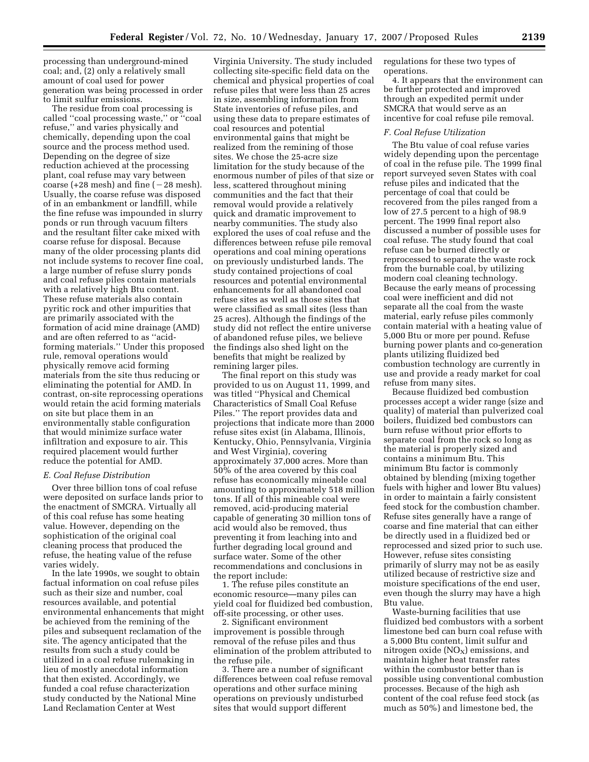processing than underground-mined coal; and, (2) only a relatively small amount of coal used for power generation was being processed in order to limit sulfur emissions.

The residue from coal processing is called ''coal processing waste,'' or ''coal refuse,'' and varies physically and chemically, depending upon the coal source and the process method used. Depending on the degree of size reduction achieved at the processing plant, coal refuse may vary between coarse (+28 mesh) and fine (−28 mesh). Usually, the coarse refuse was disposed of in an embankment or landfill, while the fine refuse was impounded in slurry ponds or run through vacuum filters and the resultant filter cake mixed with coarse refuse for disposal. Because many of the older processing plants did not include systems to recover fine coal, a large number of refuse slurry ponds and coal refuse piles contain materials with a relatively high Btu content. These refuse materials also contain pyritic rock and other impurities that are primarily associated with the formation of acid mine drainage (AMD) and are often referred to as ''acid-forming materials.'' Under this proposed rule, removal operations would physically remove acid forming materials from the site thus reducing or eliminating the potential for AMD. In contrast, on-site reprocessing operations would retain the acid forming materials on site but place them in an environmentally stable configuration that would minimize surface water infiltration and exposure to air. This required placement would further reduce the potential for AMD.

### *E. Coal Refuse Distribution*

Over three billion tons of coal refuse were deposited on surface lands prior to the enactment of SMCRA. Virtually all of this coal refuse has some heating value. However, depending on the sophistication of the original coal cleaning process that produced the refuse, the heating value of the refuse varies widely.

In the late 1990s, we sought to obtain factual information on coal refuse piles such as their size and number, coal resources available, and potential environmental enhancements that might be achieved from the remining of the piles and subsequent reclamation of the site. The agency anticipated that the results from such a study could be utilized in a coal refuse rulemaking in lieu of mostly anecdotal information that then existed. Accordingly, we funded a coal refuse characterization study conducted by the National Mine Land Reclamation Center at West Virginia University. The study included collecting site-specific field data on the chemical and physical properties of coal refuse piles that were less than 25 acres in size, assembling information from State inventories of refuse piles, and using these data to prepare estimates of coal resources and potential environmental gains that might be realized from the remining of those sites. We chose the 25-acre size limitation for the study because of the enormous number of piles of that size or less, scattered throughout mining communities and the fact that their removal would provide a relatively quick and dramatic improvement to nearby communities. The study also explored the uses of coal refuse and the differences between refuse pile removal operations and coal mining operations on previously undisturbed lands. The study contained projections of coal resources and potential environmental enhancements for all abandoned coal refuse sites as well as those sites that were classified as small sites (less than 25 acres). Although the findings of the study did not reflect the entire universe of abandoned refuse piles, we believe the findings also shed light on the benefits that might be realized by remining larger piles.

The final report on this study was provided to us on August 11, 1999, and was titled ''Physical and Chemical Characteristics of Small Coal Refuse Piles.'' The report provides data and projections that indicate more than 2000 refuse sites exist (in Alabama, Illinois, Kentucky, Ohio, Pennsylvania, Virginia and West Virginia), covering approximately 37,000 acres. More than 50% of the area covered by this coal refuse has economically mineable coal amounting to approximately 518 million tons. If all of this mineable coal were removed, acid-producing material capable of generating 30 million tons of acid would also be removed, thus preventing it from leaching into and further degrading local ground and surface water. Some of the other recommendations and conclusions in the report include:

1. The refuse piles constitute an economic resource—many piles can yield coal for fluidized bed combustion, off-site processing, or other uses.
2. Significant environment improvement is possible through removal of the refuse piles and thus elimination of the problem attributed to the refuse pile.
3. There are a number of significant differences between coal refuse removal operations and other surface mining operations on previously undisturbed sites that would support different regulations for these two types of operations.
4. It appears that the environment can be further protected and improved through an expedited permit under SMCRA that would serve as an incentive for coal refuse pile removal.

### *F. Coal Refuse Utilization*

The Btu value of coal refuse varies widely depending upon the percentage of coal in the refuse pile. The 1999 final report surveyed seven States with coal refuse piles and indicated that the percentage of coal that could be recovered from the piles ranged from a low of 27.5 percent to a high of 98.9 percent. The 1999 final report also discussed a number of possible uses for coal refuse. The study found that coal refuse can be burned directly or reprocessed to separate the waste rock from the burnable coal, by utilizing modern coal cleaning technology. Because the early means of processing coal were inefficient and did not separate all the coal from the waste material, early refuse piles commonly contain material with a heating value of 5,000 Btu or more per pound. Refuse burning power plants and co-generation plants utilizing fluidized bed combustion technology are currently in use and provide a ready market for coal refuse from many sites.

Because fluidized bed combustion processes accept a wider range (size and quality) of material than pulverized coal boilers, fluidized bed combustors can burn refuse without prior efforts to separate coal from the rock so long as the material is properly sized and contains a minimum Btu. This minimum Btu factor is commonly obtained by blending (mixing together fuels with higher and lower Btu values) in order to maintain a fairly consistent feed stock for the combustion chamber. Refuse sites generally have a range of coarse and fine material that can either be directly used in a fluidized bed or reprocessed and sized prior to such use. However, refuse sites consisting primarily of slurry may not be as easily utilized because of restrictive size and moisture specifications of the end user, even though the slurry may have a high Btu value.

Waste-burning facilities that use fluidized bed combustors with a sorbent limestone bed can burn coal refuse with a 5,000 Btu content, limit sulfur and nitrogen oxide ($NO_X$) emissions, and maintain higher heat transfer rates within the combustor better than is possible using conventional combustion processes. Because of the high ash content of the coal refuse feed stock (as much as 50%) and limestone bed, the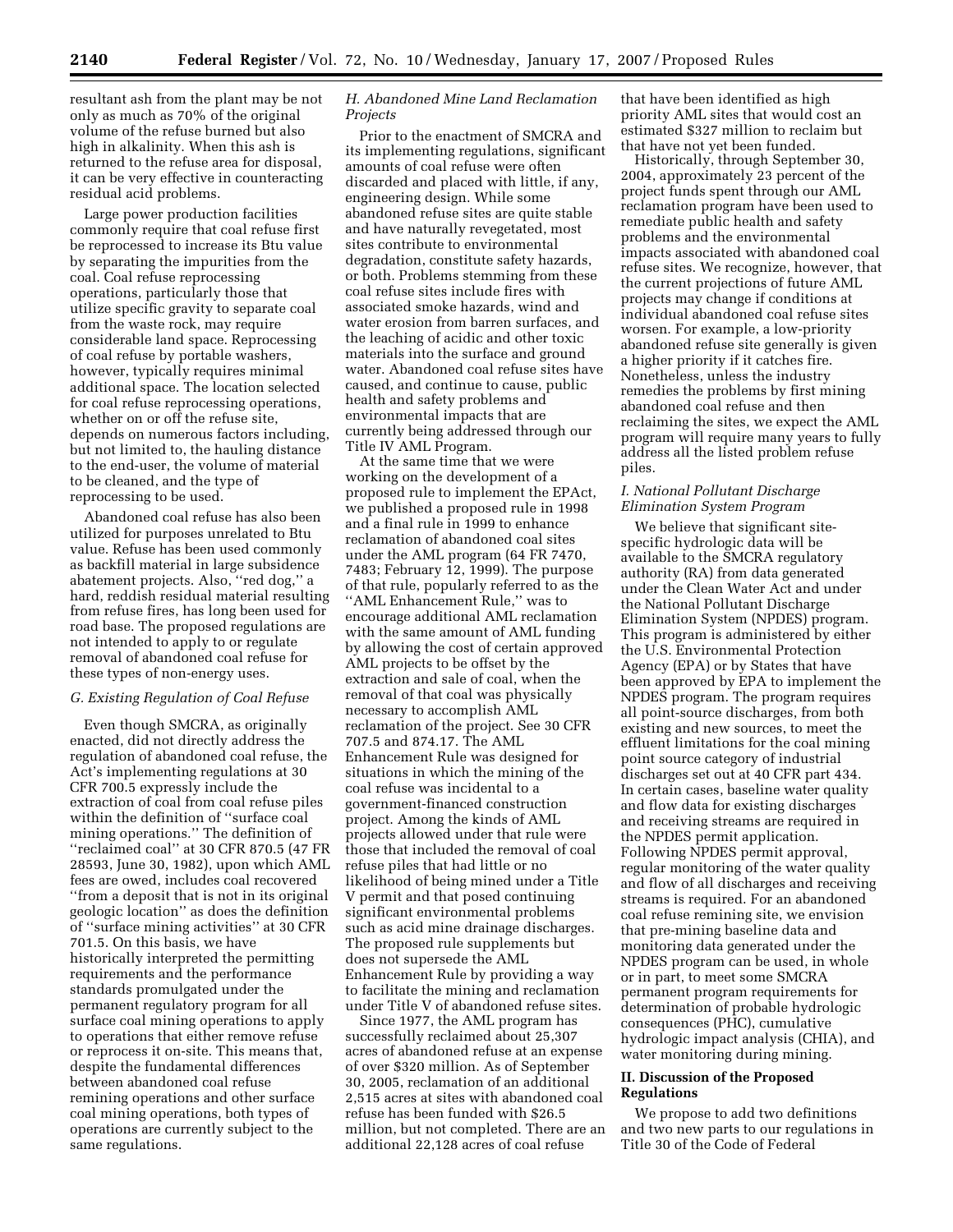resultant ash from the plant may be not only as much as 70% of the original volume of the refuse burned but also high in alkalinity. When this ash is returned to the refuse area for disposal, it can be very effective in counteracting residual acid problems.

Large power production facilities commonly require that coal refuse first be reprocessed to increase its Btu value by separating the impurities from the coal. Coal refuse reprocessing operations, particularly those that utilize specific gravity to separate coal from the waste rock, may require considerable land space. Reprocessing of coal refuse by portable washers, however, typically requires minimal additional space. The location selected for coal refuse reprocessing operations, whether on or off the refuse site, depends on numerous factors including, but not limited to, the hauling distance to the end-user, the volume of material to be cleaned, and the type of reprocessing to be used.

Abandoned coal refuse has also been utilized for purposes unrelated to Btu value. Refuse has been used commonly as backfill material in large subsidence abatement projects. Also, ''red dog,'' a hard, reddish residual material resulting from refuse fires, has long been used for road base. The proposed regulations are not intended to apply to or regulate removal of abandoned coal refuse for these types of non-energy uses.

### *G. Existing Regulation of Coal Refuse*

Even though SMCRA, as originally enacted, did not directly address the regulation of abandoned coal refuse, the Act's implementing regulations at 30 CFR 700.5 expressly include the extraction of coal from coal refuse piles within the definition of ''surface coal mining operations.'' The definition of ''reclaimed coal'' at 30 CFR 870.5 (47 FR 28593, June 30, 1982), upon which AML fees are owed, includes coal recovered ''from a deposit that is not in its original geologic location'' as does the definition of ''surface mining activities'' at 30 CFR 701.5. On this basis, we have historically interpreted the permitting requirements and the performance standards promulgated under the permanent regulatory program for all surface coal mining operations to apply to operations that either remove refuse or reprocess it on-site. This means that, despite the fundamental differences between abandoned coal refuse remining operations and other surface coal mining operations, both types of operations are currently subject to the same regulations.

### *H. Abandoned Mine Land Reclamation Projects*

Prior to the enactment of SMCRA and its implementing regulations, significant amounts of coal refuse were often discarded and placed with little, if any, engineering design. While some abandoned refuse sites are quite stable and have naturally revegetated, most sites contribute to environmental degradation, constitute safety hazards, or both. Problems stemming from these coal refuse sites include fires with associated smoke hazards, wind and water erosion from barren surfaces, and the leaching of acidic and other toxic materials into the surface and ground water. Abandoned coal refuse sites have caused, and continue to cause, public health and safety problems and environmental impacts that are currently being addressed through our Title IV AML Program.

At the same time that we were working on the development of a proposed rule to implement the EPAct, we published a proposed rule in 1998 and a final rule in 1999 to enhance reclamation of abandoned coal sites under the AML program (64 FR 7470, 7483; February 12, 1999). The purpose of that rule, popularly referred to as the ''AML Enhancement Rule,'' was to encourage additional AML reclamation with the same amount of AML funding by allowing the cost of certain approved AML projects to be offset by the extraction and sale of coal, when the removal of that coal was physically necessary to accomplish AML reclamation of the project. See 30 CFR 707.5 and 874.17. The AML Enhancement Rule was designed for situations in which the mining of the coal refuse was incidental to a government-financed construction project. Among the kinds of AML projects allowed under that rule were those that included the removal of coal refuse piles that had little or no likelihood of being mined under a Title V permit and that posed continuing significant environmental problems such as acid mine drainage discharges. The proposed rule supplements but does not supersede the AML Enhancement Rule by providing a way to facilitate the mining and reclamation under Title V of abandoned refuse sites.

Since 1977, the AML program has successfully reclaimed about 25,307 acres of abandoned refuse at an expense of over $320 million. As of September 30, 2005, reclamation of an additional 2,515 acres at sites with abandoned coal refuse has been funded with $26.5 million, but not completed. There are an additional 22,128 acres of coal refuse that have been identified as high priority AML sites that would cost an estimated $327 million to reclaim but that have not yet been funded.

Historically, through September 30, 2004, approximately 23 percent of the project funds spent through our AML reclamation program have been used to remediate public health and safety problems and the environmental impacts associated with abandoned coal refuse sites. We recognize, however, that the current projections of future AML projects may change if conditions at individual abandoned coal refuse sites worsen. For example, a low-priority abandoned refuse site generally is given a higher priority if it catches fire. Nonetheless, unless the industry remedies the problems by first mining abandoned coal refuse and then reclaiming the sites, we expect the AML program will require many years to fully address all the listed problem refuse piles.

### *I. National Pollutant Discharge Elimination System Program*

We believe that significant site-specific hydrologic data will be available to the SMCRA regulatory authority (RA) from data generated under the Clean Water Act and under the National Pollutant Discharge Elimination System (NPDES) program. This program is administered by either the U.S. Environmental Protection Agency (EPA) or by States that have been approved by EPA to implement the NPDES program. The program requires all point-source discharges, from both existing and new sources, to meet the effluent limitations for the coal mining point source category of industrial discharges set out at 40 CFR part 434. In certain cases, baseline water quality and flow data for existing discharges and receiving streams are required in the NPDES permit application. Following NPDES permit approval, regular monitoring of the water quality and flow of all discharges and receiving streams is required. For an abandoned coal refuse remining site, we envision that pre-mining baseline data and monitoring data generated under the NPDES program can be used, in whole or in part, to meet some SMCRA permanent program requirements for determination of probable hydrologic consequences (PHC), cumulative hydrologic impact analysis (CHIA), and water monitoring during mining.

## II. Discussion of the Proposed Regulations

We propose to add two definitions and two new parts to our regulations in Title 30 of the Code of Federal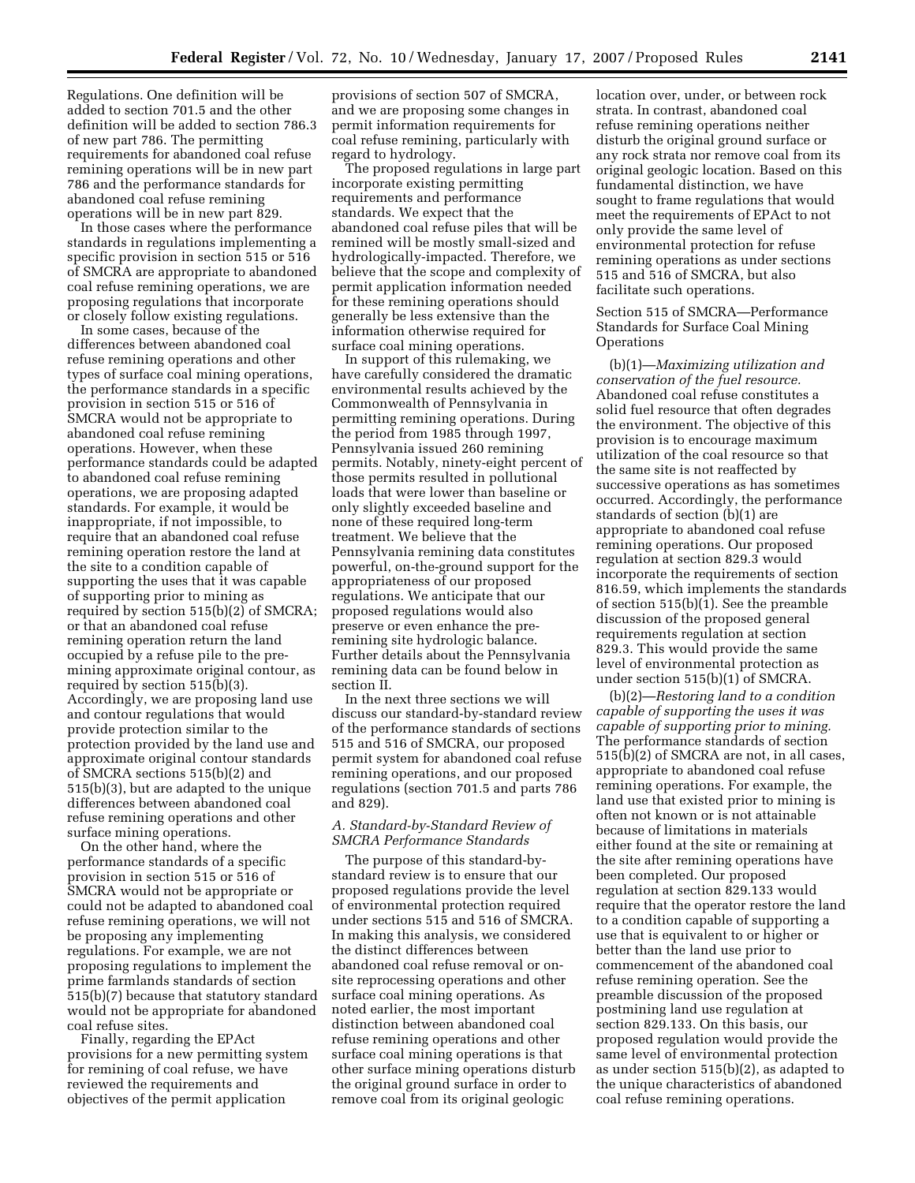Regulations. One definition will be added to section 701.5 and the other definition will be added to section 786.3 of new part 786. The permitting requirements for abandoned coal refuse remining operations will be in new part 786 and the performance standards for abandoned coal refuse remining operations will be in new part 829.

In those cases where the performance standards in regulations implementing a specific provision in section 515 or 516 of SMCRA are appropriate to abandoned coal refuse remining operations, we are proposing regulations that incorporate or closely follow existing regulations.

In some cases, because of the differences between abandoned coal refuse remining operations and other types of surface coal mining operations, the performance standards in a specific provision in section 515 or 516 of SMCRA would not be appropriate to abandoned coal refuse remining operations. However, when these performance standards could be adapted to abandoned coal refuse remining operations, we are proposing adapted standards. For example, it would be inappropriate, if not impossible, to require that an abandoned coal refuse remining operation restore the land at the site to a condition capable of supporting the uses that it was capable of supporting prior to mining as required by section 515(b)(2) of SMCRA; or that an abandoned coal refuse remining operation return the land occupied by a refuse pile to the pre-mining approximate original contour, as required by section 515(b)(3). Accordingly, we are proposing land use and contour regulations that would provide protection similar to the protection provided by the land use and approximate original contour standards of SMCRA sections 515(b)(2) and 515(b)(3), but are adapted to the unique differences between abandoned coal refuse remining operations and other surface mining operations.

On the other hand, where the performance standards of a specific provision in section 515 or 516 of SMCRA would not be appropriate or could not be adapted to abandoned coal refuse remining operations, we will not be proposing any implementing regulations. For example, we are not proposing regulations to implement the prime farmlands standards of section 515(b)(7) because that statutory standard would not be appropriate for abandoned coal refuse sites.

Finally, regarding the EPAct provisions for a new permitting system for remining of coal refuse, we have reviewed the requirements and objectives of the permit application provisions of section 507 of SMCRA, and we are proposing some changes in permit information requirements for coal refuse remining, particularly with regard to hydrology.

The proposed regulations in large part incorporate existing permitting requirements and performance standards. We expect that the abandoned coal refuse piles that will be remined will be mostly small-sized and hydrologically-impacted. Therefore, we believe that the scope and complexity of permit application information needed for these remining operations should generally be less extensive than the information otherwise required for surface coal mining operations.

In support of this rulemaking, we have carefully considered the dramatic environmental results achieved by the Commonwealth of Pennsylvania in permitting remining operations. During the period from 1985 through 1997, Pennsylvania issued 260 remining permits. Notably, ninety-eight percent of those permits resulted in pollutional loads that were lower than baseline or only slightly exceeded baseline and none of these required long-term treatment. We believe that the Pennsylvania remining data constitutes powerful, on-the-ground support for the appropriateness of our proposed regulations. We anticipate that our proposed regulations would also preserve or even enhance the pre-remining site hydrologic balance. Further details about the Pennsylvania remining data can be found below in section II.

In the next three sections we will discuss our standard-by-standard review of the performance standards of sections 515 and 516 of SMCRA, our proposed permit system for abandoned coal refuse remining operations, and our proposed regulations (section 701.5 and parts 786 and 829).

### *A. Standard-by-Standard Review of SMCRA Performance Standards*

The purpose of this standard-by-standard review is to ensure that our proposed regulations provide the level of environmental protection required under sections 515 and 516 of SMCRA. In making this analysis, we considered the distinct differences between abandoned coal refuse removal or on-site reprocessing operations and other surface coal mining operations. As noted earlier, the most important distinction between abandoned coal refuse remining operations and other surface coal mining operations is that other surface mining operations disturb the original ground surface in order to remove coal from its original geologic location over, under, or between rock strata. In contrast, abandoned coal refuse remining operations neither disturb the original ground surface or any rock strata nor remove coal from its original geologic location. Based on this fundamental distinction, we have sought to frame regulations that would meet the requirements of EPAct to not only provide the same level of environmental protection for refuse remining operations as under sections 515 and 516 of SMCRA, but also facilitate such operations.

Section 515 of SMCRA—Performance Standards for Surface Coal Mining Operations

(b)(1)—*Maximizing utilization and conservation of the fuel resource.* Abandoned coal refuse constitutes a solid fuel resource that often degrades the environment. The objective of this provision is to encourage maximum utilization of the coal resource so that the same site is not reaffected by successive operations as has sometimes occurred. Accordingly, the performance standards of section (b)(1) are appropriate to abandoned coal refuse remining operations. Our proposed regulation at section 829.3 would incorporate the requirements of section 816.59, which implements the standards of section 515(b)(1). See the preamble discussion of the proposed general requirements regulation at section 829.3. This would provide the same level of environmental protection as under section 515(b)(1) of SMCRA.

(b)(2)—*Restoring land to a condition capable of supporting the uses it was capable of supporting prior to mining.* The performance standards of section 515(b)(2) of SMCRA are not, in all cases, appropriate to abandoned coal refuse remining operations. For example, the land use that existed prior to mining is often not known or is not attainable because of limitations in materials either found at the site or remaining at the site after remining operations have been completed. Our proposed regulation at section 829.133 would require that the operator restore the land to a condition capable of supporting a use that is equivalent to or higher or better than the land use prior to commencement of the abandoned coal refuse remining operation. See the preamble discussion of the proposed postmining land use regulation at section 829.133. On this basis, our proposed regulation would provide the same level of environmental protection as under section 515(b)(2), as adapted to the unique characteristics of abandoned coal refuse remining operations.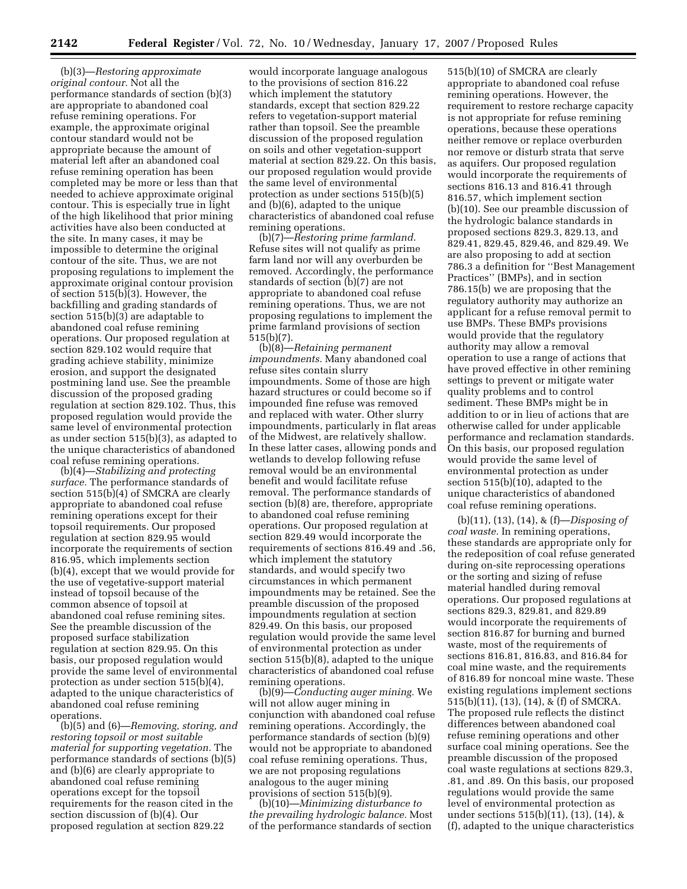(b)(3)—*Restoring approximate original contour.* Not all the performance standards of section (b)(3) are appropriate to abandoned coal refuse remining operations. For example, the approximate original contour standard would not be appropriate because the amount of material left after an abandoned coal refuse remining operation has been completed may be more or less than that needed to achieve approximate original contour. This is especially true in light of the high likelihood that prior mining activities have also been conducted at the site. In many cases, it may be impossible to determine the original contour of the site. Thus, we are not proposing regulations to implement the approximate original contour provision of section 515(b)(3). However, the backfilling and grading standards of section 515(b)(3) are adaptable to abandoned coal refuse remining operations. Our proposed regulation at section 829.102 would require that grading achieve stability, minimize erosion, and support the designated postmining land use. See the preamble discussion of the proposed grading regulation at section 829.102. Thus, this proposed regulation would provide the same level of environmental protection as under section 515(b)(3), as adapted to the unique characteristics of abandoned coal refuse remining operations.

(b)(4)—*Stabilizing and protecting surface.* The performance standards of section 515(b)(4) of SMCRA are clearly appropriate to abandoned coal refuse remining operations except for their topsoil requirements. Our proposed regulation at section 829.95 would incorporate the requirements of section 816.95, which implements section (b)(4), except that we would provide for the use of vegetative-support material instead of topsoil because of the common absence of topsoil at abandoned coal refuse remining sites. See the preamble discussion of the proposed surface stabilization regulation at section 829.95. On this basis, our proposed regulation would provide the same level of environmental protection as under section 515(b)(4), adapted to the unique characteristics of abandoned coal refuse remining operations.

(b)(5) and (6)—*Removing, storing, and restoring topsoil or most suitable material for supporting vegetation.* The performance standards of sections (b)(5) and (b)(6) are clearly appropriate to abandoned coal refuse remining operations except for the topsoil requirements for the reason cited in the section discussion of (b)(4). Our proposed regulation at section 829.22 would incorporate language analogous to the provisions of section 816.22 which implement the statutory standards, except that section 829.22 refers to vegetation-support material rather than topsoil. See the preamble discussion of the proposed regulation on soils and other vegetation-support material at section 829.22. On this basis, our proposed regulation would provide the same level of environmental protection as under sections 515(b)(5) and (b)(6), adapted to the unique characteristics of abandoned coal refuse remining operations.

(b)(7)—*Restoring prime farmland.* Refuse sites will not qualify as prime farm land nor will any overburden be removed. Accordingly, the performance standards of section (b)(7) are not appropriate to abandoned coal refuse remining operations. Thus, we are not proposing regulations to implement the prime farmland provisions of section 515(b)(7).

(b)(8)—*Retaining permanent impoundments.* Many abandoned coal refuse sites contain slurry impoundments. Some of those are high hazard structures or could become so if impounded fine refuse was removed and replaced with water. Other slurry impoundments, particularly in flat areas of the Midwest, are relatively shallow. In these latter cases, allowing ponds and wetlands to develop following refuse removal would be an environmental benefit and would facilitate refuse removal. The performance standards of section (b)(8) are, therefore, appropriate to abandoned coal refuse remining operations. Our proposed regulation at section 829.49 would incorporate the requirements of sections 816.49 and .56, which implement the statutory standards, and would specify two circumstances in which permanent impoundments may be retained. See the preamble discussion of the proposed impoundments regulation at section 829.49. On this basis, our proposed regulation would provide the same level of environmental protection as under section 515(b)(8), adapted to the unique characteristics of abandoned coal refuse remining operations.

(b)(9)—*Conducting auger mining.* We will not allow auger mining in conjunction with abandoned coal refuse remining operations. Accordingly, the performance standards of section (b)(9) would not be appropriate to abandoned coal refuse remining operations. Thus, we are not proposing regulations analogous to the auger mining provisions of section 515(b)(9).

(b)(10)—*Minimizing disturbance to the prevailing hydrologic balance.* Most of the performance standards of section 515(b)(10) of SMCRA are clearly appropriate to abandoned coal refuse remining operations. However, the requirement to restore recharge capacity is not appropriate for refuse remining operations, because these operations neither remove or replace overburden nor remove or disturb strata that serve as aquifers. Our proposed regulation would incorporate the requirements of sections 816.13 and 816.41 through 816.57, which implement section (b)(10). See our preamble discussion of the hydrologic balance standards in proposed sections 829.3, 829.13, and 829.41, 829.45, 829.46, and 829.49. We are also proposing to add at section 786.3 a definition for ''Best Management Practices'' (BMPs), and in section 786.15(b) we are proposing that the regulatory authority may authorize an applicant for a refuse removal permit to use BMPs. These BMPs provisions would provide that the regulatory authority may allow a removal operation to use a range of actions that have proved effective in other remining settings to prevent or mitigate water quality problems and to control sediment. These BMPs might be in addition to or in lieu of actions that are otherwise called for under applicable performance and reclamation standards. On this basis, our proposed regulation would provide the same level of environmental protection as under section 515(b)(10), adapted to the unique characteristics of abandoned coal refuse remining operations.

(b)(11), (13), (14), & (f)—*Disposing of coal waste.* In remining operations, these standards are appropriate only for the redeposition of coal refuse generated during on-site reprocessing operations or the sorting and sizing of refuse material handled during removal operations. Our proposed regulations at sections 829.3, 829.81, and 829.89 would incorporate the requirements of section 816.87 for burning and burned waste, most of the requirements of sections 816.81, 816.83, and 816.84 for coal mine waste, and the requirements of 816.89 for noncoal mine waste. These existing regulations implement sections 515(b)(11), (13), (14), & (f) of SMCRA. The proposed rule reflects the distinct differences between abandoned coal refuse remining operations and other surface coal mining operations. See the preamble discussion of the proposed coal waste regulations at sections 829.3, .81, and .89. On this basis, our proposed regulations would provide the same level of environmental protection as under sections 515(b)(11), (13), (14), & (f), adapted to the unique characteristics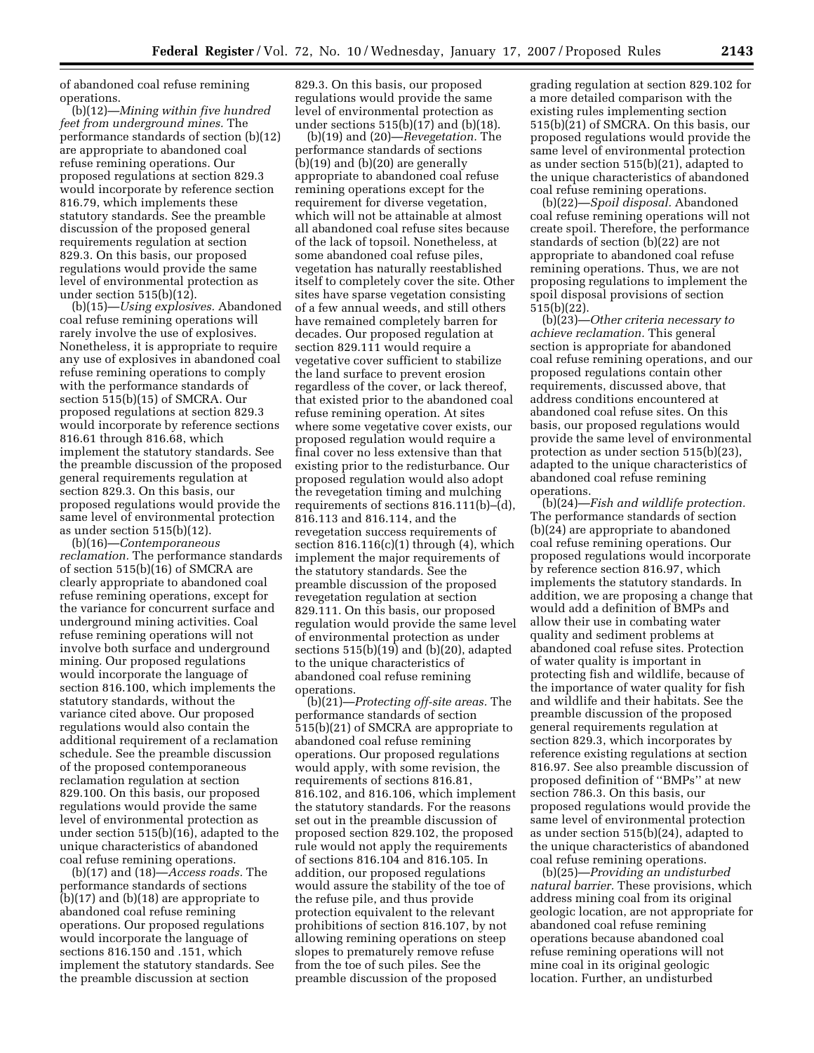of abandoned coal refuse remining operations.

(b)(12)—*Mining within five hundred feet from underground mines.* The performance standards of section (b)(12) are appropriate to abandoned coal refuse remining operations. Our proposed regulations at section 829.3 would incorporate by reference section 816.79, which implements these statutory standards. See the preamble discussion of the proposed general requirements regulation at section 829.3. On this basis, our proposed regulations would provide the same level of environmental protection as under section 515(b)(12).

(b)(15)—*Using explosives.* Abandoned coal refuse remining operations will rarely involve the use of explosives. Nonetheless, it is appropriate to require any use of explosives in abandoned coal refuse remining operations to comply with the performance standards of section 515(b)(15) of SMCRA. Our proposed regulations at section 829.3 would incorporate by reference sections 816.61 through 816.68, which implement the statutory standards. See the preamble discussion of the proposed general requirements regulation at section 829.3. On this basis, our proposed regulations would provide the same level of environmental protection as under section 515(b)(12).

(b)(16)—*Contemporaneous reclamation.* The performance standards of section 515(b)(16) of SMCRA are clearly appropriate to abandoned coal refuse remining operations, except for the variance for concurrent surface and underground mining activities. Coal refuse remining operations will not involve both surface and underground mining. Our proposed regulations would incorporate the language of section 816.100, which implements the statutory standards, without the variance cited above. Our proposed regulations would also contain the additional requirement of a reclamation schedule. See the preamble discussion of the proposed contemporaneous reclamation regulation at section 829.100. On this basis, our proposed regulations would provide the same level of environmental protection as under section 515(b)(16), adapted to the unique characteristics of abandoned coal refuse remining operations.

(b)(17) and (18)—*Access roads.* The performance standards of sections (b)(17) and (b)(18) are appropriate to abandoned coal refuse remining operations. Our proposed regulations would incorporate the language of sections 816.150 and .151, which implement the statutory standards. See the preamble discussion at section 829.3. On this basis, our proposed regulations would provide the same level of environmental protection as under sections 515(b)(17) and (b)(18).

(b)(19) and (20)—*Revegetation.* The performance standards of sections (b)(19) and (b)(20) are generally appropriate to abandoned coal refuse remining operations except for the requirement for diverse vegetation, which will not be attainable at almost all abandoned coal refuse sites because of the lack of topsoil. Nonetheless, at some abandoned coal refuse piles, vegetation has naturally reestablished itself to completely cover the site. Other sites have sparse vegetation consisting of a few annual weeds, and still others have remained completely barren for decades. Our proposed regulation at section 829.111 would require a vegetative cover sufficient to stabilize the land surface to prevent erosion regardless of the cover, or lack thereof, that existed prior to the abandoned coal refuse remining operation. At sites where some vegetative cover exists, our proposed regulation would require a final cover no less extensive than that existing prior to the redisturbance. Our proposed regulation would also adopt the revegetation timing and mulching requirements of sections 816.111(b)–(d), 816.113 and 816.114, and the revegetation success requirements of section 816.116(c)(1) through (4), which implement the major requirements of the statutory standards. See the preamble discussion of the proposed revegetation regulation at section 829.111. On this basis, our proposed regulation would provide the same level of environmental protection as under sections 515(b)(19) and (b)(20), adapted to the unique characteristics of abandoned coal refuse remining operations.

(b)(21)—*Protecting off-site areas.* The performance standards of section 515(b)(21) of SMCRA are appropriate to abandoned coal refuse remining operations. Our proposed regulations would apply, with some revision, the requirements of sections 816.81, 816.102, and 816.106, which implement the statutory standards. For the reasons set out in the preamble discussion of proposed section 829.102, the proposed rule would not apply the requirements of sections 816.104 and 816.105. In addition, our proposed regulations would assure the stability of the toe of the refuse pile, and thus provide protection equivalent to the relevant prohibitions of section 816.107, by not allowing remining operations on steep slopes to prematurely remove refuse from the toe of such piles. See the preamble discussion of the proposed grading regulation at section 829.102 for a more detailed comparison with the existing rules implementing section 515(b)(21) of SMCRA. On this basis, our proposed regulations would provide the same level of environmental protection as under section 515(b)(21), adapted to the unique characteristics of abandoned coal refuse remining operations.

(b)(22)—*Spoil disposal.* Abandoned coal refuse remining operations will not create spoil. Therefore, the performance standards of section (b)(22) are not appropriate to abandoned coal refuse remining operations. Thus, we are not proposing regulations to implement the spoil disposal provisions of section 515(b)(22).

(b)(23)—*Other criteria necessary to achieve reclamation.* This general section is appropriate for abandoned coal refuse remining operations, and our proposed regulations contain other requirements, discussed above, that address conditions encountered at abandoned coal refuse sites. On this basis, our proposed regulations would provide the same level of environmental protection as under section 515(b)(23), adapted to the unique characteristics of abandoned coal refuse remining operations.

(b)(24)—*Fish and wildlife protection.* The performance standards of section (b)(24) are appropriate to abandoned coal refuse remining operations. Our proposed regulations would incorporate by reference section 816.97, which implements the statutory standards. In addition, we are proposing a change that would add a definition of BMPs and allow their use in combating water quality and sediment problems at abandoned coal refuse sites. Protection of water quality is important in protecting fish and wildlife, because of the importance of water quality for fish and wildlife and their habitats. See the preamble discussion of the proposed general requirements regulation at section 829.3, which incorporates by reference existing regulations at section 816.97. See also preamble discussion of proposed definition of "BMPs" at new section 786.3. On this basis, our proposed regulations would provide the same level of environmental protection as under section 515(b)(24), adapted to the unique characteristics of abandoned coal refuse remining operations.

(b)(25)—*Providing an undisturbed natural barrier.* These provisions, which address mining coal from its original geologic location, are not appropriate for abandoned coal refuse remining operations because abandoned coal refuse remining operations will not mine coal in its original geologic location. Further, an undisturbed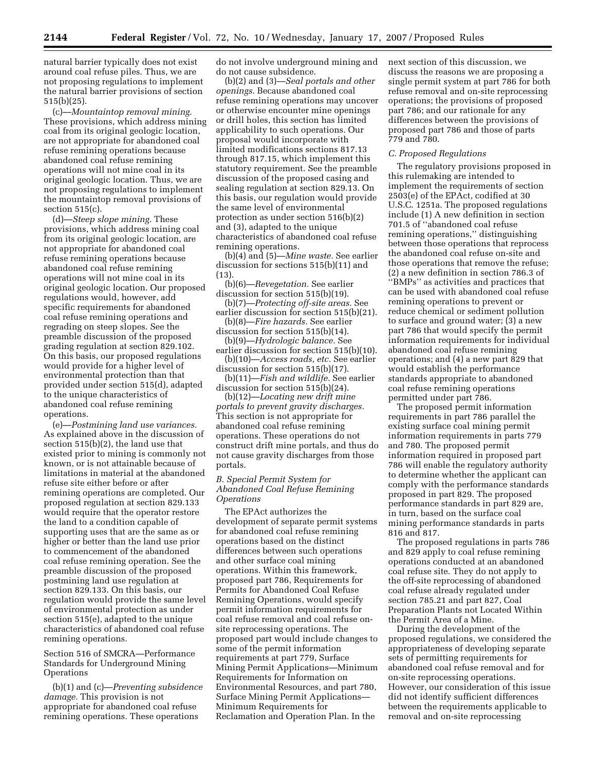natural barrier typically does not exist around coal refuse piles. Thus, we are not proposing regulations to implement the natural barrier provisions of section 515(b)(25).

(c)—*Mountaintop removal mining.* These provisions, which address mining coal from its original geologic location, are not appropriate for abandoned coal refuse remining operations because abandoned coal refuse remining operations will not mine coal in its original geologic location. Thus, we are not proposing regulations to implement the mountaintop removal provisions of section 515(c).

(d)—*Steep slope mining.* These provisions, which address mining coal from its original geologic location, are not appropriate for abandoned coal refuse remining operations because abandoned coal refuse remining operations will not mine coal in its original geologic location. Our proposed regulations would, however, add specific requirements for abandoned coal refuse remining operations and regrading on steep slopes. See the preamble discussion of the proposed grading regulation at section 829.102. On this basis, our proposed regulations would provide for a higher level of environmental protection than that provided under section 515(d), adapted to the unique characteristics of abandoned coal refuse remining operations.

(e)—*Postmining land use variances.* As explained above in the discussion of section 515(b)(2), the land use that existed prior to mining is commonly not known, or is not attainable because of limitations in material at the abandoned refuse site either before or after remining operations are completed. Our proposed regulation at section 829.133 would require that the operator restore the land to a condition capable of supporting uses that are the same as or higher or better than the land use prior to commencement of the abandoned coal refuse remining operation. See the preamble discussion of the proposed postmining land use regulation at section 829.133. On this basis, our regulation would provide the same level of environmental protection as under section 515(e), adapted to the unique characteristics of abandoned coal refuse remining operations.

Section 516 of SMCRA—Performance Standards for Underground Mining Operations

(b)(1) and (c)—*Preventing subsidence damage.* This provision is not appropriate for abandoned coal refuse remining operations. These operations do not involve underground mining and do not cause subsidence.

(b)(2) and (3)—*Seal portals and other openings.* Because abandoned coal refuse remining operations may uncover or otherwise encounter mine openings or drill holes, this section has limited applicability to such operations. Our proposal would incorporate with limited modifications sections 817.13 through 817.15, which implement this statutory requirement. See the preamble discussion of the proposed casing and sealing regulation at section 829.13. On this basis, our regulation would provide the same level of environmental protection as under section 516(b)(2) and (3), adapted to the unique characteristics of abandoned coal refuse remining operations.

(b)(4) and (5)—*Mine waste.* See earlier discussion for sections 515(b)(11) and (13).

(b)(6)—*Revegetation.* See earlier discussion for section 515(b)(19).

(b)(7)—*Protecting off-site areas.* See earlier discussion for section 515(b)(21).

(b)(8)—*Fire hazards.* See earlier discussion for section 515(b)(14).

(b)(9)—*Hydrologic balance.* See earlier discussion for section 515(b)(10).

(b)(10)—*Access roads, etc.* See earlier discussion for section 515(b)(17).

(b)(11)—*Fish and wildlife.* See earlier discussion for section 515(b)(24).

(b)(12)—*Locating new drift mine portals to prevent gravity discharges.* This section is not appropriate for abandoned coal refuse remining operations. These operations do not construct drift mine portals, and thus do not cause gravity discharges from those portals.

### *B. Special Permit System for Abandoned Coal Refuse Remining Operations*

The EPAct authorizes the development of separate permit systems for abandoned coal refuse remining operations based on the distinct differences between such operations and other surface coal mining operations. Within this framework, proposed part 786, Requirements for Permits for Abandoned Coal Refuse Remining Operations, would specify permit information requirements for coal refuse removal and coal refuse on-site reprocessing operations. The proposed part would include changes to some of the permit information requirements at part 779, Surface Mining Permit Applications—Minimum Requirements for Information on Environmental Resources, and part 780, Surface Mining Permit Applications—Minimum Requirements for Reclamation and Operation Plan. In the next section of this discussion, we discuss the reasons we are proposing a single permit system at part 786 for both refuse removal and on-site reprocessing operations; the provisions of proposed part 786; and our rationale for any differences between the provisions of proposed part 786 and those of parts 779 and 780.

### *C. Proposed Regulations*

The regulatory provisions proposed in this rulemaking are intended to implement the requirements of section 2503(e) of the EPAct, codified at 30 U.S.C. 1251a. The proposed regulations include (1) A new definition in section 701.5 of ''abandoned coal refuse remining operations,'' distinguishing between those operations that reprocess the abandoned coal refuse on-site and those operations that remove the refuse; (2) a new definition in section 786.3 of ''BMPs'' as activities and practices that can be used with abandoned coal refuse remining operations to prevent or reduce chemical or sediment pollution to surface and ground water; (3) a new part 786 that would specify the permit information requirements for individual abandoned coal refuse remining operations; and (4) a new part 829 that would establish the performance standards appropriate to abandoned coal refuse remining operations permitted under part 786.

The proposed permit information requirements in part 786 parallel the existing surface coal mining permit information requirements in parts 779 and 780. The proposed permit information required in proposed part 786 will enable the regulatory authority to determine whether the applicant can comply with the performance standards proposed in part 829. The proposed performance standards in part 829 are, in turn, based on the surface coal mining performance standards in parts 816 and 817.

The proposed regulations in parts 786 and 829 apply to coal refuse remining operations conducted at an abandoned coal refuse site. They do not apply to the off-site reprocessing of abandoned coal refuse already regulated under section 785.21 and part 827, Coal Preparation Plants not Located Within the Permit Area of a Mine.

During the development of the proposed regulations, we considered the appropriateness of developing separate sets of permitting requirements for abandoned coal refuse removal and for on-site reprocessing operations. However, our consideration of this issue did not identify sufficient differences between the requirements applicable to removal and on-site reprocessing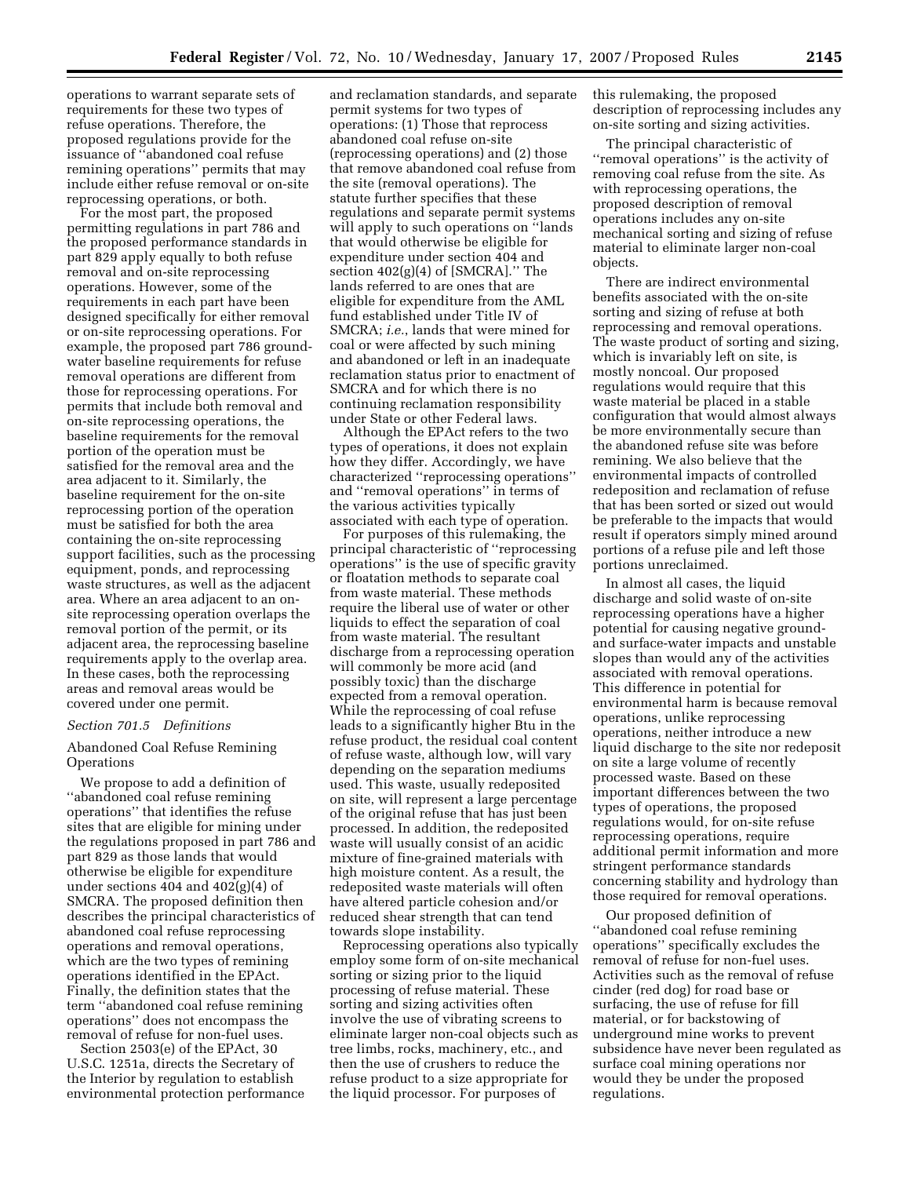operations to warrant separate sets of requirements for these two types of refuse operations. Therefore, the proposed regulations provide for the issuance of ''abandoned coal refuse remining operations'' permits that may include either refuse removal or on-site reprocessing operations, or both.

For the most part, the proposed permitting regulations in part 786 and the proposed performance standards in part 829 apply equally to both refuse removal and on-site reprocessing operations. However, some of the requirements in each part have been designed specifically for either removal or on-site reprocessing operations. For example, the proposed part 786 groundwater baseline requirements for refuse removal operations are different from those for reprocessing operations. For permits that include both removal and on-site reprocessing operations, the baseline requirements for the removal portion of the operation must be satisfied for the removal area and the area adjacent to it. Similarly, the baseline requirement for the on-site reprocessing portion of the operation must be satisfied for both the area containing the on-site reprocessing support facilities, such as the processing equipment, ponds, and reprocessing waste structures, as well as the adjacent area. Where an area adjacent to an on-site reprocessing operation overlaps the removal portion of the permit, or its adjacent area, the reprocessing baseline requirements apply to the overlap area. In these cases, both the reprocessing areas and removal areas would be covered under one permit.

*Section 701.5 Definitions*

Abandoned Coal Refuse Remining Operations

We propose to add a definition of ''abandoned coal refuse remining operations'' that identifies the refuse sites that are eligible for mining under the regulations proposed in part 786 and part 829 as those lands that would otherwise be eligible for expenditure under sections 404 and 402(g)(4) of SMCRA. The proposed definition then describes the principal characteristics of abandoned coal refuse reprocessing operations and removal operations, which are the two types of remining operations identified in the EPAct. Finally, the definition states that the term ''abandoned coal refuse remining operations'' does not encompass the removal of refuse for non-fuel uses.

Section 2503(e) of the EPAct, 30 U.S.C. 1251a, directs the Secretary of the Interior by regulation to establish environmental protection performance and reclamation standards, and separate permit systems for two types of operations: (1) Those that reprocess abandoned coal refuse on-site (reprocessing operations) and (2) those that remove abandoned coal refuse from the site (removal operations). The statute further specifies that these regulations and separate permit systems will apply to such operations on ''lands that would otherwise be eligible for expenditure under section 404 and section 402(g)(4) of [SMCRA].'' The lands referred to are ones that are eligible for expenditure from the AML fund established under Title IV of SMCRA; *i.e.*, lands that were mined for coal or were affected by such mining and abandoned or left in an inadequate reclamation status prior to enactment of SMCRA and for which there is no continuing reclamation responsibility under State or other Federal laws.

Although the EPAct refers to the two types of operations, it does not explain how they differ. Accordingly, we have characterized ''reprocessing operations'' and ''removal operations'' in terms of the various activities typically associated with each type of operation.

For purposes of this rulemaking, the principal characteristic of ''reprocessing operations'' is the use of specific gravity or floatation methods to separate coal from waste material. These methods require the liberal use of water or other liquids to effect the separation of coal from waste material. The resultant discharge from a reprocessing operation will commonly be more acid (and possibly toxic) than the discharge expected from a removal operation. While the reprocessing of coal refuse leads to a significantly higher Btu in the refuse product, the residual coal content of refuse waste, although low, will vary depending on the separation mediums used. This waste, usually redeposited on site, will represent a large percentage of the original refuse that has just been processed. In addition, the redeposited waste will usually consist of an acidic mixture of fine-grained materials with high moisture content. As a result, the redeposited waste materials will often have altered particle cohesion and/or reduced shear strength that can tend towards slope instability.

Reprocessing operations also typically employ some form of on-site mechanical sorting or sizing prior to the liquid processing of refuse material. These sorting and sizing activities often involve the use of vibrating screens to eliminate larger non-coal objects such as tree limbs, rocks, machinery, etc., and then the use of crushers to reduce the refuse product to a size appropriate for the liquid processor. For purposes of this rulemaking, the proposed description of reprocessing includes any on-site sorting and sizing activities.

The principal characteristic of ''removal operations'' is the activity of removing coal refuse from the site. As with reprocessing operations, the proposed description of removal operations includes any on-site mechanical sorting and sizing of refuse material to eliminate larger non-coal objects.

There are indirect environmental benefits associated with the on-site sorting and sizing of refuse at both reprocessing and removal operations. The waste product of sorting and sizing, which is invariably left on site, is mostly noncoal. Our proposed regulations would require that this waste material be placed in a stable configuration that would almost always be more environmentally secure than the abandoned refuse site was before remining. We also believe that the environmental impacts of controlled redeposition and reclamation of refuse that has been sorted or sized out would be preferable to the impacts that would result if operators simply mined around portions of a refuse pile and left those portions unreclaimed.

In almost all cases, the liquid discharge and solid waste of on-site reprocessing operations have a higher potential for causing negative ground- and surface-water impacts and unstable slopes than would any of the activities associated with removal operations. This difference in potential for environmental harm is because removal operations, unlike reprocessing operations, neither introduce a new liquid discharge to the site nor redeposit on site a large volume of recently processed waste. Based on these important differences between the two types of operations, the proposed regulations would, for on-site refuse reprocessing operations, require additional permit information and more stringent performance standards concerning stability and hydrology than those required for removal operations.

Our proposed definition of ''abandoned coal refuse remining operations'' specifically excludes the removal of refuse for non-fuel uses. Activities such as the removal of refuse cinder (red dog) for road base or surfacing, the use of refuse for fill material, or for backstowing of underground mine works to prevent subsidence have never been regulated as surface coal mining operations nor would they be under the proposed regulations.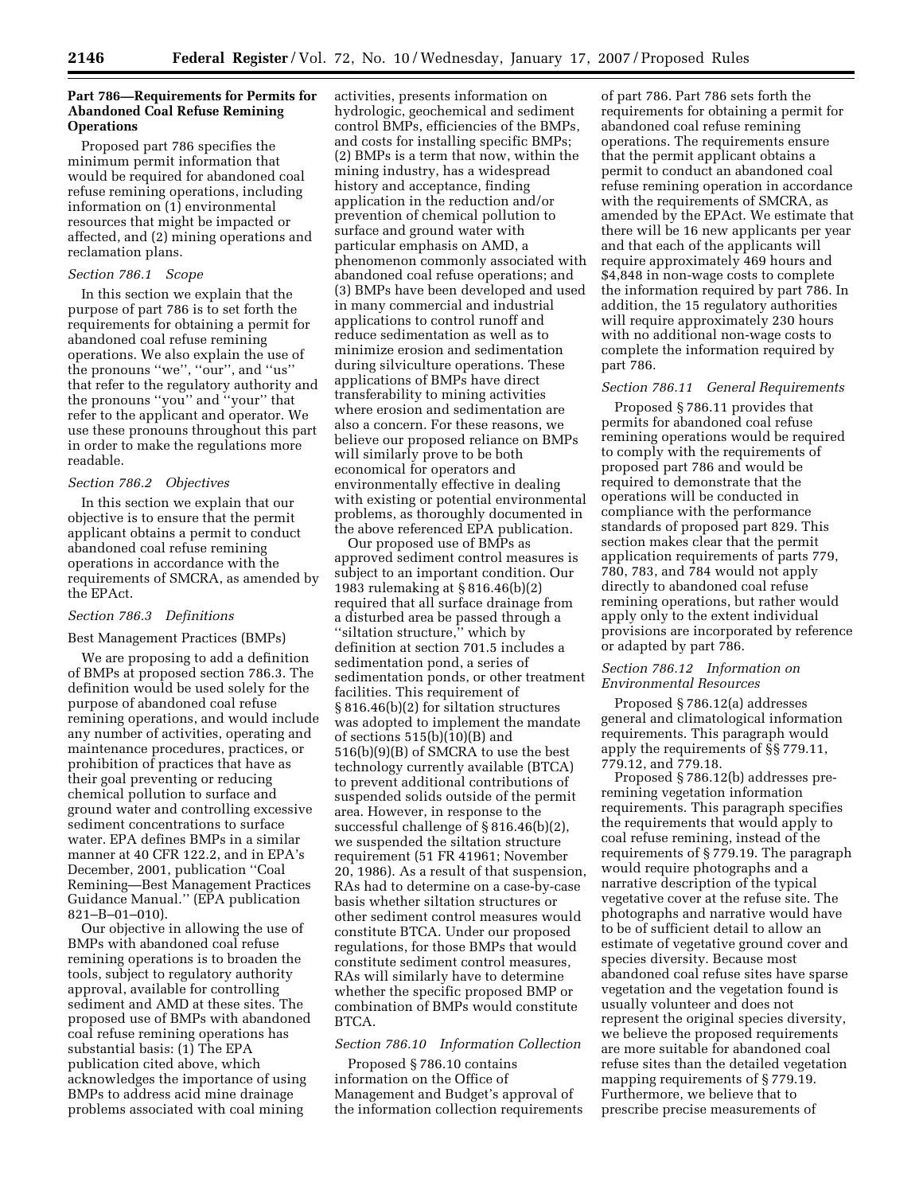## Part 786—Requirements for Permits for Abandoned Coal Refuse Remining Operations

Proposed part 786 specifies the minimum permit information that would be required for abandoned coal refuse remining operations, including information on (1) environmental resources that might be impacted or affected, and (2) mining operations and reclamation plans.

### *Section 786.1 Scope*

In this section we explain that the purpose of part 786 is to set forth the requirements for obtaining a permit for abandoned coal refuse remining operations. We also explain the use of the pronouns ''we'', ''our'', and ''us'' that refer to the regulatory authority and the pronouns ''you'' and ''your'' that refer to the applicant and operator. We use these pronouns throughout this part in order to make the regulations more readable.

### *Section 786.2 Objectives*

In this section we explain that our objective is to ensure that the permit applicant obtains a permit to conduct abandoned coal refuse remining operations in accordance with the requirements of SMCRA, as amended by the EPAct.

### *Section 786.3 Definitions*

Best Management Practices (BMPs)

We are proposing to add a definition of BMPs at proposed section 786.3. The definition would be used solely for the purpose of abandoned coal refuse remining operations, and would include any number of activities, operating and maintenance procedures, practices, or prohibition of practices that have as their goal preventing or reducing chemical pollution to surface and ground water and controlling excessive sediment concentrations to surface water. EPA defines BMPs in a similar manner at 40 CFR 122.2, and in EPA's December, 2001, publication ''Coal Remining—Best Management Practices Guidance Manual.'' (EPA publication 821–B–01–010).

Our objective in allowing the use of BMPs with abandoned coal refuse remining operations is to broaden the tools, subject to regulatory authority approval, available for controlling sediment and AMD at these sites. The proposed use of BMPs with abandoned coal refuse remining operations has substantial basis: (1) The EPA publication cited above, which acknowledges the importance of using BMPs to address acid mine drainage problems associated with coal mining activities, presents information on hydrologic, geochemical and sediment control BMPs, efficiencies of the BMPs, and costs for installing specific BMPs; (2) BMPs is a term that now, within the mining industry, has a widespread history and acceptance, finding application in the reduction and/or prevention of chemical pollution to surface and ground water with particular emphasis on AMD, a phenomenon commonly associated with abandoned coal refuse operations; and (3) BMPs have been developed and used in many commercial and industrial applications to control runoff and reduce sedimentation as well as to minimize erosion and sedimentation during silviculture operations. These applications of BMPs have direct transferability to mining activities where erosion and sedimentation are also a concern. For these reasons, we believe our proposed reliance on BMPs will similarly prove to be both economical for operators and environmentally effective in dealing with existing or potential environmental problems, as thoroughly documented in the above referenced EPA publication.

Our proposed use of BMPs as approved sediment control measures is subject to an important condition. Our 1983 rulemaking at § 816.46(b)(2) required that all surface drainage from a disturbed area be passed through a ''siltation structure,'' which by definition at section 701.5 includes a sedimentation pond, a series of sedimentation ponds, or other treatment facilities. This requirement of § 816.46(b)(2) for siltation structures was adopted to implement the mandate of sections 515(b)(10)(B) and 516(b)(9)(B) of SMCRA to use the best technology currently available (BTCA) to prevent additional contributions of suspended solids outside of the permit area. However, in response to the successful challenge of § 816.46(b)(2), we suspended the siltation structure requirement (51 FR 41961; November 20, 1986). As a result of that suspension, RAs had to determine on a case-by-case basis whether siltation structures or other sediment control measures would constitute BTCA. Under our proposed regulations, for those BMPs that would constitute sediment control measures, RAs will similarly have to determine whether the specific proposed BMP or combination of BMPs would constitute BTCA.

### *Section 786.10 Information Collection*

Proposed § 786.10 contains information on the Office of Management and Budget's approval of the information collection requirements of part 786. Part 786 sets forth the requirements for obtaining a permit for abandoned coal refuse remining operations. The requirements ensure that the permit applicant obtains a permit to conduct an abandoned coal refuse remining operation in accordance with the requirements of SMCRA, as amended by the EPAct. We estimate that there will be 16 new applicants per year and that each of the applicants will require approximately 469 hours and $4,848 in non-wage costs to complete the information required by part 786. In addition, the 15 regulatory authorities will require approximately 230 hours with no additional non-wage costs to complete the information required by part 786.

### *Section 786.11 General Requirements*

Proposed § 786.11 provides that permits for abandoned coal refuse remining operations would be required to comply with the requirements of proposed part 786 and would be required to demonstrate that the operations will be conducted in compliance with the performance standards of proposed part 829. This section makes clear that the permit application requirements of parts 779, 780, 783, and 784 would not apply directly to abandoned coal refuse remining operations, but rather would apply only to the extent individual provisions are incorporated by reference or adapted by part 786.

### *Section 786.12 Information on Environmental Resources*

Proposed § 786.12(a) addresses general and climatological information requirements. This paragraph would apply the requirements of §§ 779.11, 779.12, and 779.18.

Proposed § 786.12(b) addresses pre-remining vegetation information requirements. This paragraph specifies the requirements that would apply to coal refuse remining, instead of the requirements of § 779.19. The paragraph would require photographs and a narrative description of the typical vegetative cover at the refuse site. The photographs and narrative would have to be of sufficient detail to allow an estimate of vegetative ground cover and species diversity. Because most abandoned coal refuse sites have sparse vegetation and the vegetation found is usually volunteer and does not represent the original species diversity, we believe the proposed requirements are more suitable for abandoned coal refuse sites than the detailed vegetation mapping requirements of § 779.19. Furthermore, we believe that to prescribe precise measurements of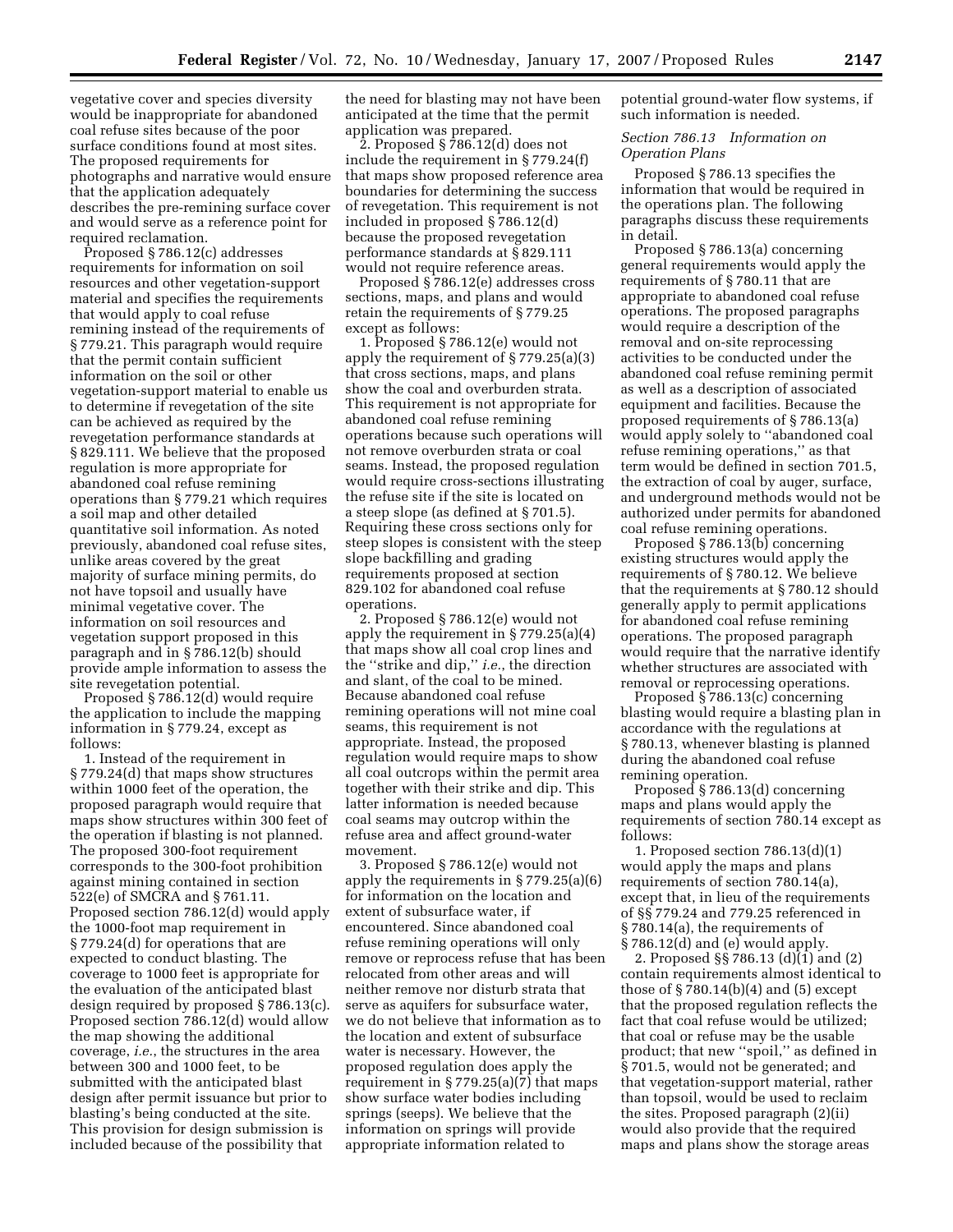vegetative cover and species diversity would be inappropriate for abandoned coal refuse sites because of the poor surface conditions found at most sites. The proposed requirements for photographs and narrative would ensure that the application adequately describes the pre-remining surface cover and would serve as a reference point for required reclamation.

Proposed § 786.12(c) addresses requirements for information on soil resources and other vegetation-support material and specifies the requirements that would apply to coal refuse remining instead of the requirements of § 779.21. This paragraph would require that the permit contain sufficient information on the soil or other vegetation-support material to enable us to determine if revegetation of the site can be achieved as required by the revegetation performance standards at § 829.111. We believe that the proposed regulation is more appropriate for abandoned coal refuse remining operations than § 779.21 which requires a soil map and other detailed quantitative soil information. As noted previously, abandoned coal refuse sites, unlike areas covered by the great majority of surface mining permits, do not have topsoil and usually have minimal vegetative cover. The information on soil resources and vegetation support proposed in this paragraph and in § 786.12(b) should provide ample information to assess the site revegetation potential.

Proposed § 786.12(d) would require the application to include the mapping information in § 779.24, except as follows:

1. Instead of the requirement in § 779.24(d) that maps show structures within 1000 feet of the operation, the proposed paragraph would require that maps show structures within 300 feet of the operation if blasting is not planned. The proposed 300-foot requirement corresponds to the 300-foot prohibition against mining contained in section 522(e) of SMCRA and § 761.11. Proposed section 786.12(d) would apply the 1000-foot map requirement in § 779.24(d) for operations that are expected to conduct blasting. The coverage to 1000 feet is appropriate for the evaluation of the anticipated blast design required by proposed § 786.13(c). Proposed section 786.12(d) would allow the map showing the additional coverage, *i.e.*, the structures in the area between 300 and 1000 feet, to be submitted with the anticipated blast design after permit issuance but prior to blasting's being conducted at the site. This provision for design submission is included because of the possibility that the need for blasting may not have been anticipated at the time that the permit application was prepared.

2. Proposed § 786.12(d) does not include the requirement in § 779.24(f) that maps show proposed reference area boundaries for determining the success of revegetation. This requirement is not included in proposed § 786.12(d) because the proposed revegetation performance standards at § 829.111 would not require reference areas.

Proposed § 786.12(e) addresses cross sections, maps, and plans and would retain the requirements of § 779.25 except as follows:

1. Proposed § 786.12(e) would not apply the requirement of § 779.25(a)(3) that cross sections, maps, and plans show the coal and overburden strata. This requirement is not appropriate for abandoned coal refuse remining operations because such operations will not remove overburden strata or coal seams. Instead, the proposed regulation would require cross-sections illustrating the refuse site if the site is located on a steep slope (as defined at § 701.5). Requiring these cross sections only for steep slopes is consistent with the steep slope backfilling and grading requirements proposed at section 829.102 for abandoned coal refuse operations.

2. Proposed § 786.12(e) would not apply the requirement in § 779.25(a)(4) that maps show all coal crop lines and the ''strike and dip,'' *i.e.*, the direction and slant, of the coal to be mined. Because abandoned coal refuse remining operations will not mine coal seams, this requirement is not appropriate. Instead, the proposed regulation would require maps to show all coal outcrops within the permit area together with their strike and dip. This latter information is needed because coal seams may outcrop within the refuse area and affect ground-water movement.

3. Proposed § 786.12(e) would not apply the requirements in § 779.25(a)(6) for information on the location and extent of subsurface water, if encountered. Since abandoned coal refuse remining operations will only remove or reprocess refuse that has been relocated from other areas and will neither remove nor disturb strata that serve as aquifers for subsurface water, we do not believe that information as to the location and extent of subsurface water is necessary. However, the proposed regulation does apply the requirement in § 779.25(a)(7) that maps show surface water bodies including springs (seeps). We believe that the information on springs will provide appropriate information related to potential ground-water flow systems, if such information is needed.

*Section 786.13 Information on Operation Plans*

Proposed § 786.13 specifies the information that would be required in the operations plan. The following paragraphs discuss these requirements in detail.

Proposed § 786.13(a) concerning general requirements would apply the requirements of § 780.11 that are appropriate to abandoned coal refuse operations. The proposed paragraphs would require a description of the removal and on-site reprocessing activities to be conducted under the abandoned coal refuse remining permit as well as a description of associated equipment and facilities. Because the proposed requirements of § 786.13(a) would apply solely to ''abandoned coal refuse remining operations,'' as that term would be defined in section 701.5, the extraction of coal by auger, surface, and underground methods would not be authorized under permits for abandoned coal refuse remining operations.

Proposed § 786.13(b) concerning existing structures would apply the requirements of § 780.12. We believe that the requirements at § 780.12 should generally apply to permit applications for abandoned coal refuse remining operations. The proposed paragraph would require that the narrative identify whether structures are associated with removal or reprocessing operations.

Proposed § 786.13(c) concerning blasting would require a blasting plan in accordance with the regulations at § 780.13, whenever blasting is planned during the abandoned coal refuse remining operation.

Proposed § 786.13(d) concerning maps and plans would apply the requirements of section 780.14 except as follows:

1. Proposed section 786.13(d)(1) would apply the maps and plans requirements of section 780.14(a), except that, in lieu of the requirements of §§ 779.24 and 779.25 referenced in § 780.14(a), the requirements of § 786.12(d) and (e) would apply.

2. Proposed §§ 786.13 (d)(1) and (2) contain requirements almost identical to those of § 780.14(b)(4) and (5) except that the proposed regulation reflects the fact that coal refuse would be utilized; that coal or refuse may be the usable product; that new ''spoil,'' as defined in § 701.5, would not be generated; and that vegetation-support material, rather than topsoil, would be used to reclaim the sites. Proposed paragraph (2)(ii) would also provide that the required maps and plans show the storage areas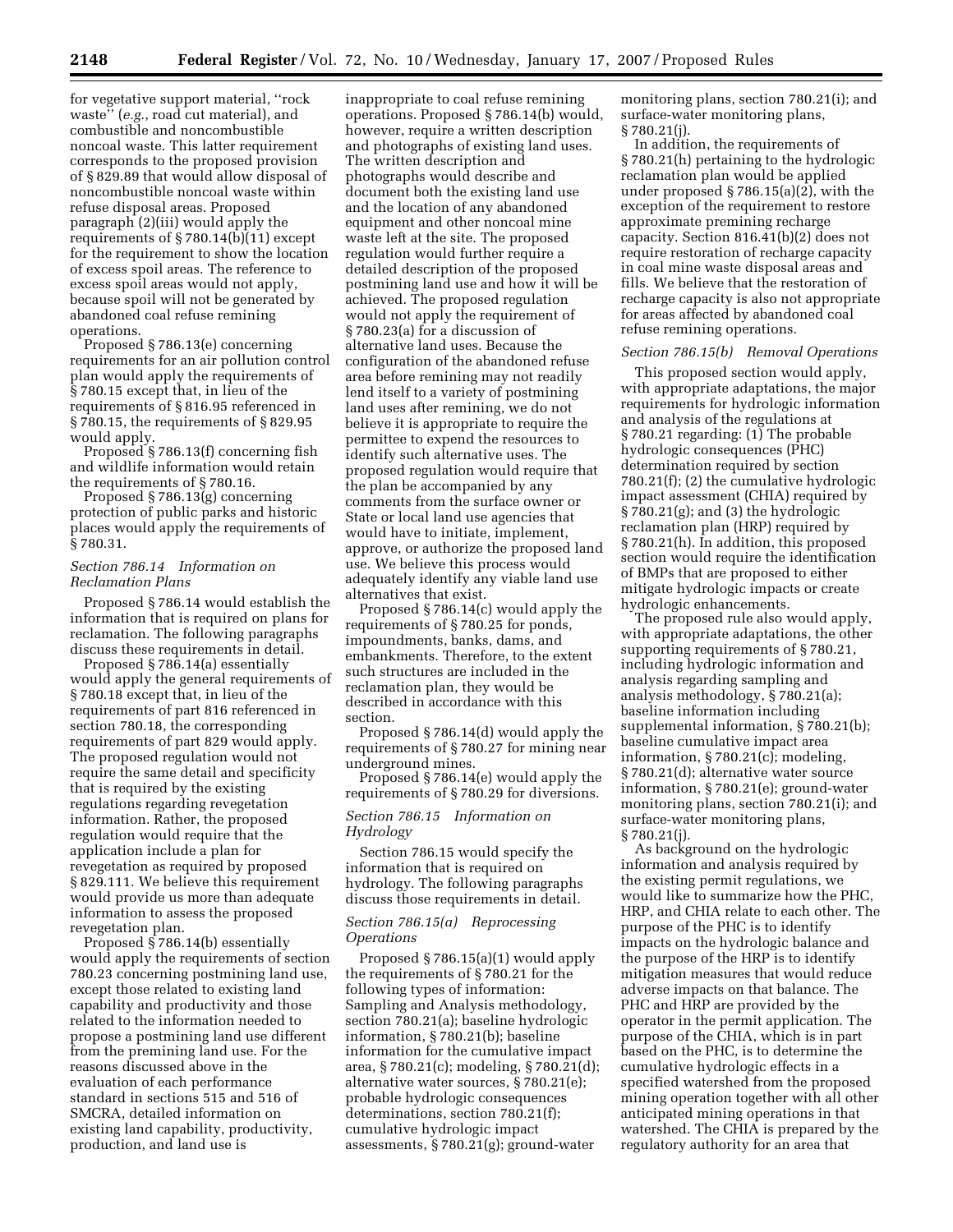for vegetative support material, ''rock waste'' (*e.g.*, road cut material), and combustible and noncombustible noncoal waste. This latter requirement corresponds to the proposed provision of § 829.89 that would allow disposal of noncombustible noncoal waste within refuse disposal areas. Proposed paragraph (2)(iii) would apply the requirements of § 780.14(b)(11) except for the requirement to show the location of excess spoil areas. The reference to excess spoil areas would not apply, because spoil will not be generated by abandoned coal refuse remining operations.

Proposed § 786.13(e) concerning requirements for an air pollution control plan would apply the requirements of § 780.15 except that, in lieu of the requirements of § 816.95 referenced in § 780.15, the requirements of § 829.95 would apply.

Proposed § 786.13(f) concerning fish and wildlife information would retain the requirements of § 780.16.

Proposed § 786.13(g) concerning protection of public parks and historic places would apply the requirements of § 780.31.

### *Section 786.14 Information on Reclamation Plans*

Proposed § 786.14 would establish the information that is required on plans for reclamation. The following paragraphs discuss these requirements in detail.

Proposed § 786.14(a) essentially would apply the general requirements of § 780.18 except that, in lieu of the requirements of part 816 referenced in section 780.18, the corresponding requirements of part 829 would apply. The proposed regulation would not require the same detail and specificity that is required by the existing regulations regarding revegetation information. Rather, the proposed regulation would require that the application include a plan for revegetation as required by proposed § 829.111. We believe this requirement would provide us more than adequate information to assess the proposed revegetation plan.

Proposed § 786.14(b) essentially would apply the requirements of section 780.23 concerning postmining land use, except those related to existing land capability and productivity and those related to the information needed to propose a postmining land use different from the premining land use. For the reasons discussed above in the evaluation of each performance standard in sections 515 and 516 of SMCRA, detailed information on existing land capability, productivity, production, and land use is inappropriate to coal refuse remining operations. Proposed § 786.14(b) would, however, require a written description and photographs of existing land uses. The written description and photographs would describe and document both the existing land use and the location of any abandoned equipment and other noncoal mine waste left at the site. The proposed regulation would further require a detailed description of the proposed postmining land use and how it will be achieved. The proposed regulation would not apply the requirement of § 780.23(a) for a discussion of alternative land uses. Because the configuration of the abandoned refuse area before remining may not readily lend itself to a variety of postmining land uses after remining, we do not believe it is appropriate to require the permittee to expend the resources to identify such alternative uses. The proposed regulation would require that the plan be accompanied by any comments from the surface owner or State or local land use agencies that would have to initiate, implement, approve, or authorize the proposed land use. We believe this process would adequately identify any viable land use alternatives that exist.

Proposed § 786.14(c) would apply the requirements of § 780.25 for ponds, impoundments, banks, dams, and embankments. Therefore, to the extent such structures are included in the reclamation plan, they would be described in accordance with this section.

Proposed § 786.14(d) would apply the requirements of § 780.27 for mining near underground mines.

Proposed § 786.14(e) would apply the requirements of § 780.29 for diversions.

### *Section 786.15 Information on Hydrology*

Section 786.15 would specify the information that is required on hydrology. The following paragraphs discuss those requirements in detail.

### *Section 786.15(a) Reprocessing Operations*

Proposed § 786.15(a)(1) would apply the requirements of § 780.21 for the following types of information: Sampling and Analysis methodology, section 780.21(a); baseline hydrologic information, § 780.21(b); baseline information for the cumulative impact area, § 780.21(c); modeling, § 780.21(d); alternative water sources, § 780.21(e); probable hydrologic consequences determinations, section 780.21(f); cumulative hydrologic impact assessments, § 780.21(g); ground-water monitoring plans, section 780.21(i); and surface-water monitoring plans, § 780.21(j).

In addition, the requirements of § 780.21(h) pertaining to the hydrologic reclamation plan would be applied under proposed § 786.15(a)(2), with the exception of the requirement to restore approximate premining recharge capacity. Section 816.41(b)(2) does not require restoration of recharge capacity in coal mine waste disposal areas and fills. We believe that the restoration of recharge capacity is also not appropriate for areas affected by abandoned coal refuse remining operations.

### *Section 786.15(b) Removal Operations*

This proposed section would apply, with appropriate adaptations, the major requirements for hydrologic information and analysis of the regulations at § 780.21 regarding: (1) The probable hydrologic consequences (PHC) determination required by section 780.21(f); (2) the cumulative hydrologic impact assessment (CHIA) required by § 780.21(g); and (3) the hydrologic reclamation plan (HRP) required by § 780.21(h). In addition, this proposed section would require the identification of BMPs that are proposed to either mitigate hydrologic impacts or create hydrologic enhancements.

The proposed rule also would apply, with appropriate adaptations, the other supporting requirements of § 780.21, including hydrologic information and analysis regarding sampling and analysis methodology, § 780.21(a); baseline information including supplemental information, § 780.21(b); baseline cumulative impact area information, § 780.21(c); modeling, § 780.21(d); alternative water source information, § 780.21(e); ground-water monitoring plans, section 780.21(i); and surface-water monitoring plans, § 780.21(j).

As background on the hydrologic information and analysis required by the existing permit regulations, we would like to summarize how the PHC, HRP, and CHIA relate to each other. The purpose of the PHC is to identify impacts on the hydrologic balance and the purpose of the HRP is to identify mitigation measures that would reduce adverse impacts on that balance. The PHC and HRP are provided by the operator in the permit application. The purpose of the CHIA, which is in part based on the PHC, is to determine the cumulative hydrologic effects in a specified watershed from the proposed mining operation together with all other anticipated mining operations in that watershed. The CHIA is prepared by the regulatory authority for an area that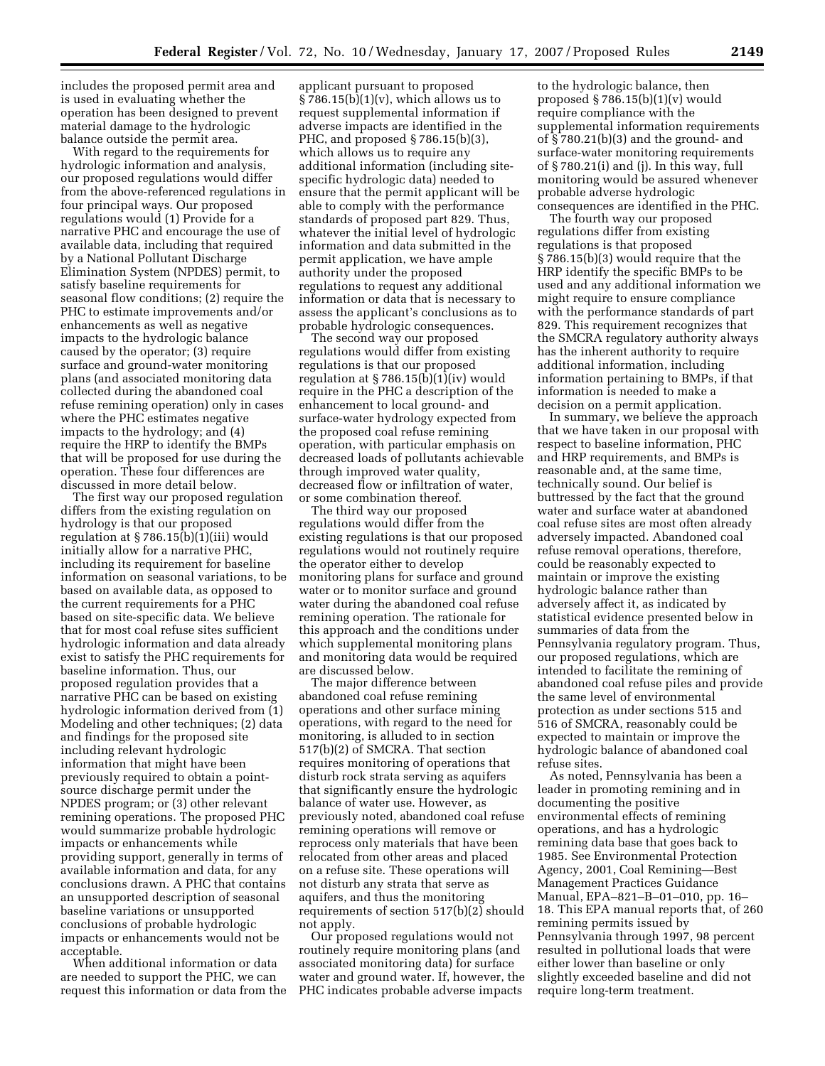includes the proposed permit area and is used in evaluating whether the operation has been designed to prevent material damage to the hydrologic balance outside the permit area.

With regard to the requirements for hydrologic information and analysis, our proposed regulations would differ from the above-referenced regulations in four principal ways. Our proposed regulations would (1) Provide for a narrative PHC and encourage the use of available data, including that required by a National Pollutant Discharge Elimination System (NPDES) permit, to satisfy baseline requirements for seasonal flow conditions; (2) require the PHC to estimate improvements and/or enhancements as well as negative impacts to the hydrologic balance caused by the operator; (3) require surface and ground-water monitoring plans (and associated monitoring data collected during the abandoned coal refuse remining operation) only in cases where the PHC estimates negative impacts to the hydrology; and (4) require the HRP to identify the BMPs that will be proposed for use during the operation. These four differences are discussed in more detail below.

The first way our proposed regulation differs from the existing regulation on hydrology is that our proposed regulation at § 786.15(b)(1)(iii) would initially allow for a narrative PHC, including its requirement for baseline information on seasonal variations, to be based on available data, as opposed to the current requirements for a PHC based on site-specific data. We believe that for most coal refuse sites sufficient hydrologic information and data already exist to satisfy the PHC requirements for baseline information. Thus, our proposed regulation provides that a narrative PHC can be based on existing hydrologic information derived from (1) Modeling and other techniques; (2) data and findings for the proposed site including relevant hydrologic information that might have been previously required to obtain a point-source discharge permit under the NPDES program; or (3) other relevant remining operations. The proposed PHC would summarize probable hydrologic impacts or enhancements while providing support, generally in terms of available information and data, for any conclusions drawn. A PHC that contains an unsupported description of seasonal baseline variations or unsupported conclusions of probable hydrologic impacts or enhancements would not be acceptable.

When additional information or data are needed to support the PHC, we can request this information or data from the applicant pursuant to proposed § 786.15(b)(1)(v), which allows us to request supplemental information if adverse impacts are identified in the PHC, and proposed § 786.15(b)(3), which allows us to require any additional information (including site-specific hydrologic data) needed to ensure that the permit applicant will be able to comply with the performance standards of proposed part 829. Thus, whatever the initial level of hydrologic information and data submitted in the permit application, we have ample authority under the proposed regulations to request any additional information or data that is necessary to assess the applicant's conclusions as to probable hydrologic consequences.

The second way our proposed regulations would differ from existing regulations is that our proposed regulation at § 786.15(b)(1)(iv) would require in the PHC a description of the enhancement to local ground- and surface-water hydrology expected from the proposed coal refuse remining operation, with particular emphasis on decreased loads of pollutants achievable through improved water quality, decreased flow or infiltration of water, or some combination thereof.

The third way our proposed regulations would differ from the existing regulations is that our proposed regulations would not routinely require the operator either to develop monitoring plans for surface and ground water or to monitor surface and ground water during the abandoned coal refuse remining operation. The rationale for this approach and the conditions under which supplemental monitoring plans and monitoring data would be required are discussed below.

The major difference between abandoned coal refuse remining operations and other surface mining operations, with regard to the need for monitoring, is alluded to in section 517(b)(2) of SMCRA. That section requires monitoring of operations that disturb rock strata serving as aquifers that significantly ensure the hydrologic balance of water use. However, as previously noted, abandoned coal refuse remining operations will remove or reprocess only materials that have been relocated from other areas and placed on a refuse site. These operations will not disturb any strata that serve as aquifers, and thus the monitoring requirements of section 517(b)(2) should not apply.

Our proposed regulations would not routinely require monitoring plans (and associated monitoring data) for surface water and ground water. If, however, the PHC indicates probable adverse impacts to the hydrologic balance, then proposed § 786.15(b)(1)(v) would require compliance with the supplemental information requirements of § 780.21(b)(3) and the ground- and surface-water monitoring requirements of § 780.21(i) and (j). In this way, full monitoring would be assured whenever probable adverse hydrologic consequences are identified in the PHC.

The fourth way our proposed regulations differ from existing regulations is that proposed § 786.15(b)(3) would require that the HRP identify the specific BMPs to be used and any additional information we might require to ensure compliance with the performance standards of part 829. This requirement recognizes that the SMCRA regulatory authority always has the inherent authority to require additional information, including information pertaining to BMPs, if that information is needed to make a decision on a permit application.

In summary, we believe the approach that we have taken in our proposal with respect to baseline information, PHC and HRP requirements, and BMPs is reasonable and, at the same time, technically sound. Our belief is buttressed by the fact that the ground water and surface water at abandoned coal refuse sites are most often already adversely impacted. Abandoned coal refuse removal operations, therefore, could be reasonably expected to maintain or improve the existing hydrologic balance rather than adversely affect it, as indicated by statistical evidence presented below in summaries of data from the Pennsylvania regulatory program. Thus, our proposed regulations, which are intended to facilitate the remining of abandoned coal refuse piles and provide the same level of environmental protection as under sections 515 and 516 of SMCRA, reasonably could be expected to maintain or improve the hydrologic balance of abandoned coal refuse sites.

As noted, Pennsylvania has been a leader in promoting remining and in documenting the positive environmental effects of remining operations, and has a hydrologic remining data base that goes back to 1985. See Environmental Protection Agency, 2001, Coal Remining—Best Management Practices Guidance Manual, EPA–821–B–01–010, pp. 16–18. This EPA manual reports that, of 260 remining permits issued by Pennsylvania through 1997, 98 percent resulted in pollutional loads that were either lower than baseline or only slightly exceeded baseline and did not require long-term treatment.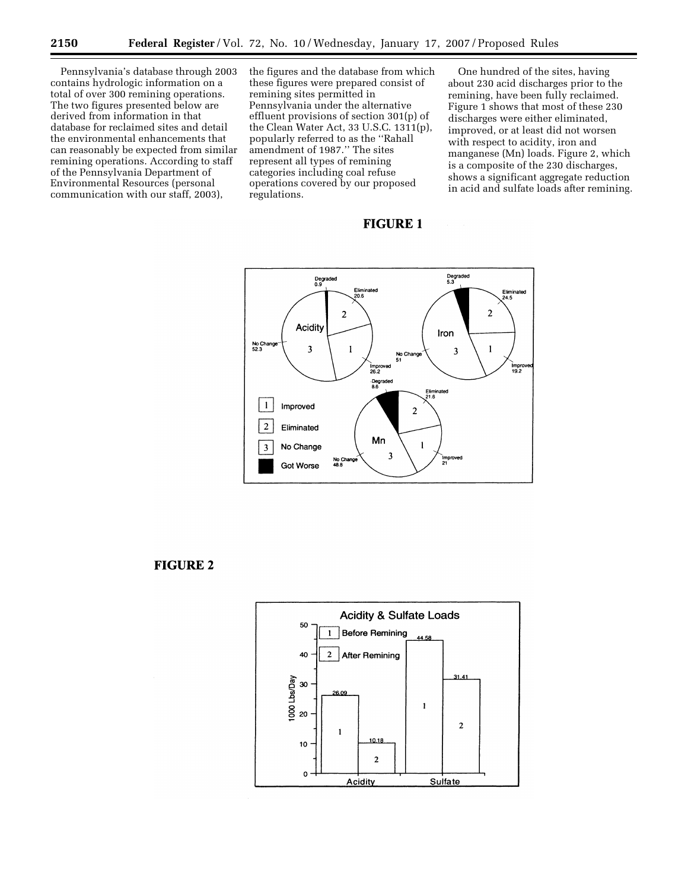Pennsylvania's database through 2003 contains hydrologic information on a total of over 300 remining operations. The two figures presented below are derived from information in that database for reclaimed sites and detail the environmental enhancements that can reasonably be expected from similar remining operations. According to staff of the Pennsylvania Department of Environmental Resources (personal communication with our staff, 2003), the figures and the database from which these figures were prepared consist of remining sites permitted in Pennsylvania under the alternative effluent provisions of section 301(p) of the Clean Water Act, 33 U.S.C. 1311(p), popularly referred to as the ''Rahall amendment of 1987.'' The sites represent all types of remining categories including coal refuse operations covered by our proposed regulations.

One hundred of the sites, having about 230 acid discharges prior to the remining, have been fully reclaimed. Figure 1 shows that most of these 230 discharges were either eliminated, improved, or at least did not worsen with respect to acidity, iron and manganese (Mn) loads. Figure 2, which is a composite of the 230 discharges, shows a significant aggregate reduction in acid and sulfate loads after remining.

**FIGURE 1**

**FIGURE 2**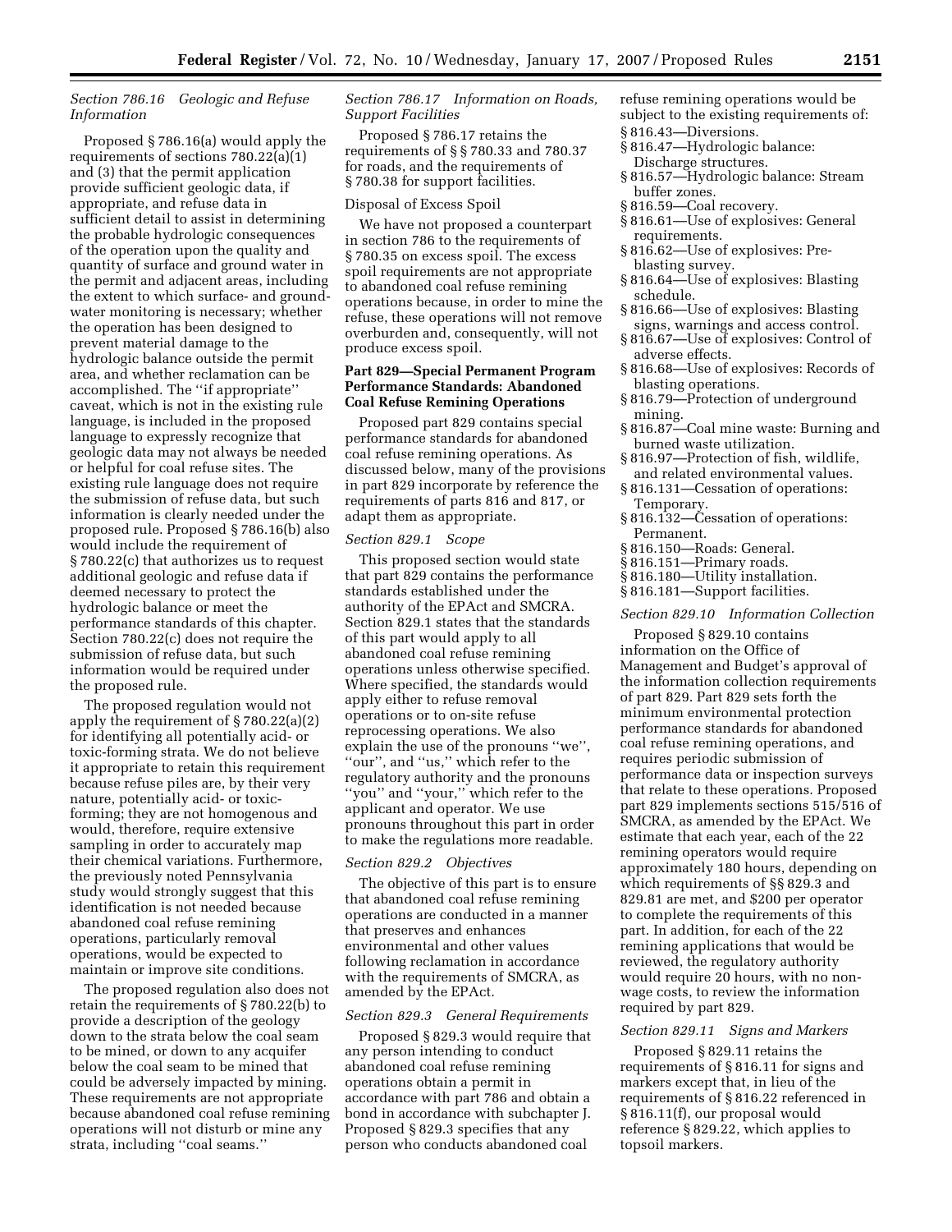### *Section 786.16 Geologic and Refuse Information*

Proposed § 786.16(a) would apply the requirements of sections 780.22(a)(1) and (3) that the permit application provide sufficient geologic data, if appropriate, and refuse data in sufficient detail to assist in determining the probable hydrologic consequences of the operation upon the quality and quantity of surface and ground water in the permit and adjacent areas, including the extent to which surface- and ground-water monitoring is necessary; whether the operation has been designed to prevent material damage to the hydrologic balance outside the permit area, and whether reclamation can be accomplished. The ''if appropriate'' caveat, which is not in the existing rule language, is included in the proposed language to expressly recognize that geologic data may not always be needed or helpful for coal refuse sites. The existing rule language does not require the submission of refuse data, but such information is clearly needed under the proposed rule. Proposed § 786.16(b) also would include the requirement of § 780.22(c) that authorizes us to request additional geologic and refuse data if deemed necessary to protect the hydrologic balance or meet the performance standards of this chapter. Section 780.22(c) does not require the submission of refuse data, but such information would be required under the proposed rule.

The proposed regulation would not apply the requirement of § 780.22(a)(2) for identifying all potentially acid- or toxic-forming strata. We do not believe it appropriate to retain this requirement because refuse piles are, by their very nature, potentially acid- or toxic-forming; they are not homogenous and would, therefore, require extensive sampling in order to accurately map their chemical variations. Furthermore, the previously noted Pennsylvania study would strongly suggest that this identification is not needed because abandoned coal refuse remining operations, particularly removal operations, would be expected to maintain or improve site conditions.

The proposed regulation also does not retain the requirements of § 780.22(b) to provide a description of the geology down to the strata below the coal seam to be mined, or down to any acquifer below the coal seam to be mined that could be adversely impacted by mining. These requirements are not appropriate because abandoned coal refuse remining operations will not disturb or mine any strata, including ''coal seams.''

### *Section 786.17 Information on Roads, Support Facilities*

Proposed § 786.17 retains the requirements of §§ 780.33 and 780.37 for roads, and the requirements of § 780.38 for support facilities.

### Disposal of Excess Spoil

We have not proposed a counterpart in section 786 to the requirements of § 780.35 on excess spoil. The excess spoil requirements are not appropriate to abandoned coal refuse remining operations because, in order to mine the refuse, these operations will not remove overburden and, consequently, will not produce excess spoil.

## Part 829—Special Permanent Program Performance Standards: Abandoned Coal Refuse Remining Operations

Proposed part 829 contains special performance standards for abandoned coal refuse remining operations. As discussed below, many of the provisions in part 829 incorporate by reference the requirements of parts 816 and 817, or adapt them as appropriate.

### *Section 829.1 Scope*

This proposed section would state that part 829 contains the performance standards established under the authority of the EPAct and SMCRA. Section 829.1 states that the standards of this part would apply to all abandoned coal refuse remining operations unless otherwise specified. Where specified, the standards would apply either to refuse removal operations or to on-site refuse reprocessing operations. We also explain the use of the pronouns ''we'', ''our'', and ''us,'' which refer to the regulatory authority and the pronouns ''you'' and ''your,'' which refer to the applicant and operator. We use pronouns throughout this part in order to make the regulations more readable.

### *Section 829.2 Objectives*

The objective of this part is to ensure that abandoned coal refuse remining operations are conducted in a manner that preserves and enhances environmental and other values following reclamation in accordance with the requirements of SMCRA, as amended by the EPAct.

### *Section 829.3 General Requirements*

Proposed § 829.3 would require that any person intending to conduct abandoned coal refuse remining operations obtain a permit in accordance with part 786 and obtain a bond in accordance with subchapter J. Proposed § 829.3 specifies that any person who conducts abandoned coal refuse remining operations would be subject to the existing requirements of:

- § 816.43—Diversions.
- § 816.47—Hydrologic balance: Discharge structures.
- § 816.57—Hydrologic balance: Stream buffer zones.
- § 816.59—Coal recovery.
- § 816.61—Use of explosives: General requirements.
- § 816.62—Use of explosives: Pre-blasting survey.
- § 816.64—Use of explosives: Blasting schedule.
- § 816.66—Use of explosives: Blasting signs, warnings and access control.
- § 816.67—Use of explosives: Control of adverse effects.
- § 816.68—Use of explosives: Records of blasting operations.
- § 816.79—Protection of underground mining.
- § 816.87—Coal mine waste: Burning and burned waste utilization.
- § 816.97—Protection of fish, wildlife, and related environmental values.
- § 816.131—Cessation of operations: Temporary.
- § 816.132—Cessation of operations: Permanent.
- § 816.150—Roads: General.
- § 816.151—Primary roads.
- § 816.180—Utility installation.
- § 816.181—Support facilities.

### *Section 829.10 Information Collection*

Proposed § 829.10 contains information on the Office of Management and Budget's approval of the information collection requirements of part 829. Part 829 sets forth the minimum environmental protection performance standards for abandoned coal refuse remining operations, and requires periodic submission of performance data or inspection surveys that relate to these operations. Proposed part 829 implements sections 515/516 of SMCRA, as amended by the EPAct. We estimate that each year, each of the 22 remining operators would require approximately 180 hours, depending on which requirements of §§ 829.3 and 829.81 are met, and $200 per operator to complete the requirements of this part. In addition, for each of the 22 remining applications that would be reviewed, the regulatory authority would require 20 hours, with no non-wage costs, to review the information required by part 829.

### *Section 829.11 Signs and Markers*

Proposed § 829.11 retains the requirements of § 816.11 for signs and markers except that, in lieu of the requirements of § 816.22 referenced in § 816.11(f), our proposal would reference § 829.22, which applies to topsoil markers.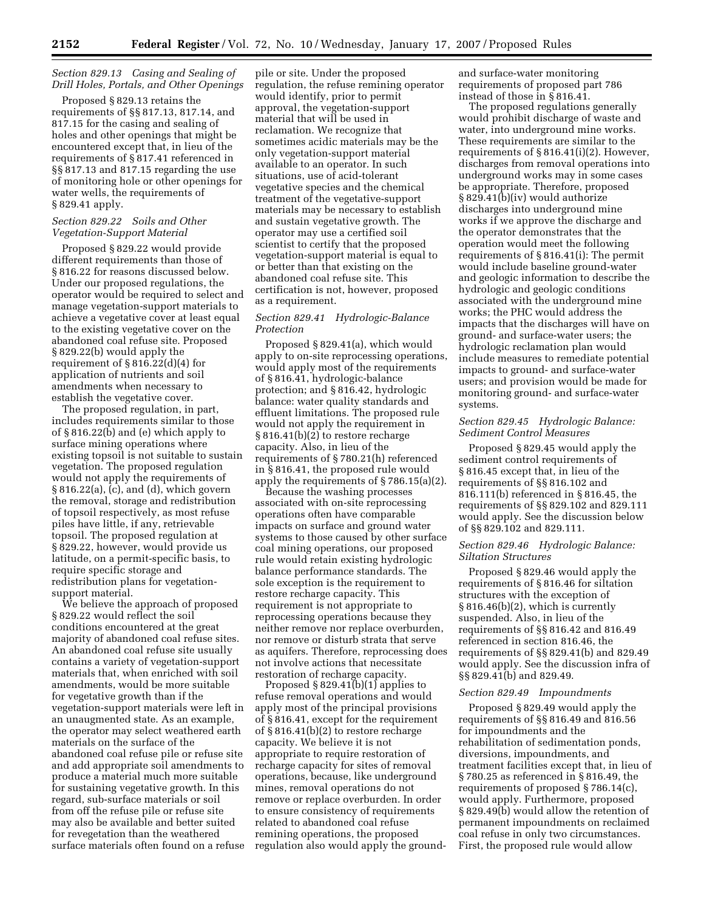### *Section 829.13 Casing and Sealing of Drill Holes, Portals, and Other Openings*

Proposed § 829.13 retains the requirements of §§ 817.13, 817.14, and 817.15 for the casing and sealing of holes and other openings that might be encountered except that, in lieu of the requirements of § 817.41 referenced in §§ 817.13 and 817.15 regarding the use of monitoring hole or other openings for water wells, the requirements of § 829.41 apply.

### *Section 829.22 Soils and Other Vegetation-Support Material*

Proposed § 829.22 would provide different requirements than those of § 816.22 for reasons discussed below. Under our proposed regulations, the operator would be required to select and manage vegetation-support materials to achieve a vegetative cover at least equal to the existing vegetative cover on the abandoned coal refuse site. Proposed § 829.22(b) would apply the requirement of § 816.22(d)(4) for application of nutrients and soil amendments when necessary to establish the vegetative cover.

The proposed regulation, in part, includes requirements similar to those of § 816.22(b) and (e) which apply to surface mining operations where existing topsoil is not suitable to sustain vegetation. The proposed regulation would not apply the requirements of § 816.22(a), (c), and (d), which govern the removal, storage and redistribution of topsoil respectively, as most refuse piles have little, if any, retrievable topsoil. The proposed regulation at § 829.22, however, would provide us latitude, on a permit-specific basis, to require specific storage and redistribution plans for vegetation-support material.

We believe the approach of proposed § 829.22 would reflect the soil conditions encountered at the great majority of abandoned coal refuse sites. An abandoned coal refuse site usually contains a variety of vegetation-support materials that, when enriched with soil amendments, would be more suitable for vegetative growth than if the vegetation-support materials were left in an unaugmented state. As an example, the operator may select weathered earth materials on the surface of the abandoned coal refuse pile or refuse site and add appropriate soil amendments to produce a material much more suitable for sustaining vegetative growth. In this regard, sub-surface materials or soil from off the refuse pile or refuse site may also be available and better suited for revegetation than the weathered surface materials often found on a refuse pile or site. Under the proposed regulation, the refuse remining operator would identify, prior to permit approval, the vegetation-support material that will be used in reclamation. We recognize that sometimes acidic materials may be the only vegetation-support material available to an operator. In such situations, use of acid-tolerant vegetative species and the chemical treatment of the vegetative-support materials may be necessary to establish and sustain vegetative growth. The operator may use a certified soil scientist to certify that the proposed vegetation-support material is equal to or better than that existing on the abandoned coal refuse site. This certification is not, however, proposed as a requirement.

### *Section 829.41 Hydrologic-Balance Protection*

Proposed § 829.41(a), which would apply to on-site reprocessing operations, would apply most of the requirements of § 816.41, hydrologic-balance protection; and § 816.42, hydrologic balance: water quality standards and effluent limitations. The proposed rule would not apply the requirement in § 816.41(b)(2) to restore recharge capacity. Also, in lieu of the requirements of § 780.21(h) referenced in § 816.41, the proposed rule would apply the requirements of § 786.15(a)(2).

Because the washing processes associated with on-site reprocessing operations often have comparable impacts on surface and ground water systems to those caused by other surface coal mining operations, our proposed rule would retain existing hydrologic balance performance standards. The sole exception is the requirement to restore recharge capacity. This requirement is not appropriate to reprocessing operations because they neither remove nor replace overburden, nor remove or disturb strata that serve as aquifers. Therefore, reprocessing does not involve actions that necessitate restoration of recharge capacity.

Proposed § 829.41(b)(1) applies to refuse removal operations and would apply most of the principal provisions of § 816.41, except for the requirement of § 816.41(b)(2) to restore recharge capacity. We believe it is not appropriate to require restoration of recharge capacity for sites of removal operations, because, like underground mines, removal operations do not remove or replace overburden. In order to ensure consistency of requirements related to abandoned coal refuse remining operations, the proposed regulation also would apply the ground- and surface-water monitoring requirements of proposed part 786 instead of those in § 816.41.

The proposed regulations generally would prohibit discharge of waste and water, into underground mine works. These requirements are similar to the requirements of § 816.41(i)(2). However, discharges from removal operations into underground works may in some cases be appropriate. Therefore, proposed § 829.41(b)(iv) would authorize discharges into underground mine works if we approve the discharge and the operator demonstrates that the operation would meet the following requirements of § 816.41(i): The permit would include baseline ground-water and geologic information to describe the hydrologic and geologic conditions associated with the underground mine works; the PHC would address the impacts that the discharges will have on ground- and surface-water users; the hydrologic reclamation plan would include measures to remediate potential impacts to ground- and surface-water users; and provision would be made for monitoring ground- and surface-water systems.

### *Section 829.45 Hydrologic Balance: Sediment Control Measures*

Proposed § 829.45 would apply the sediment control requirements of § 816.45 except that, in lieu of the requirements of §§ 816.102 and 816.111(b) referenced in § 816.45, the requirements of §§ 829.102 and 829.111 would apply. See the discussion below of §§ 829.102 and 829.111.

### *Section 829.46 Hydrologic Balance: Siltation Structures*

Proposed § 829.46 would apply the requirements of § 816.46 for siltation structures with the exception of § 816.46(b)(2), which is currently suspended. Also, in lieu of the requirements of §§ 816.42 and 816.49 referenced in section 816.46, the requirements of §§ 829.41(b) and 829.49 would apply. See the discussion infra of §§ 829.41(b) and 829.49.

### *Section 829.49 Impoundments*

Proposed § 829.49 would apply the requirements of §§ 816.49 and 816.56 for impoundments and the rehabilitation of sedimentation ponds, diversions, impoundments, and treatment facilities except that, in lieu of § 780.25 as referenced in § 816.49, the requirements of proposed § 786.14(c), would apply. Furthermore, proposed § 829.49(b) would allow the retention of permanent impoundments on reclaimed coal refuse in only two circumstances. First, the proposed rule would allow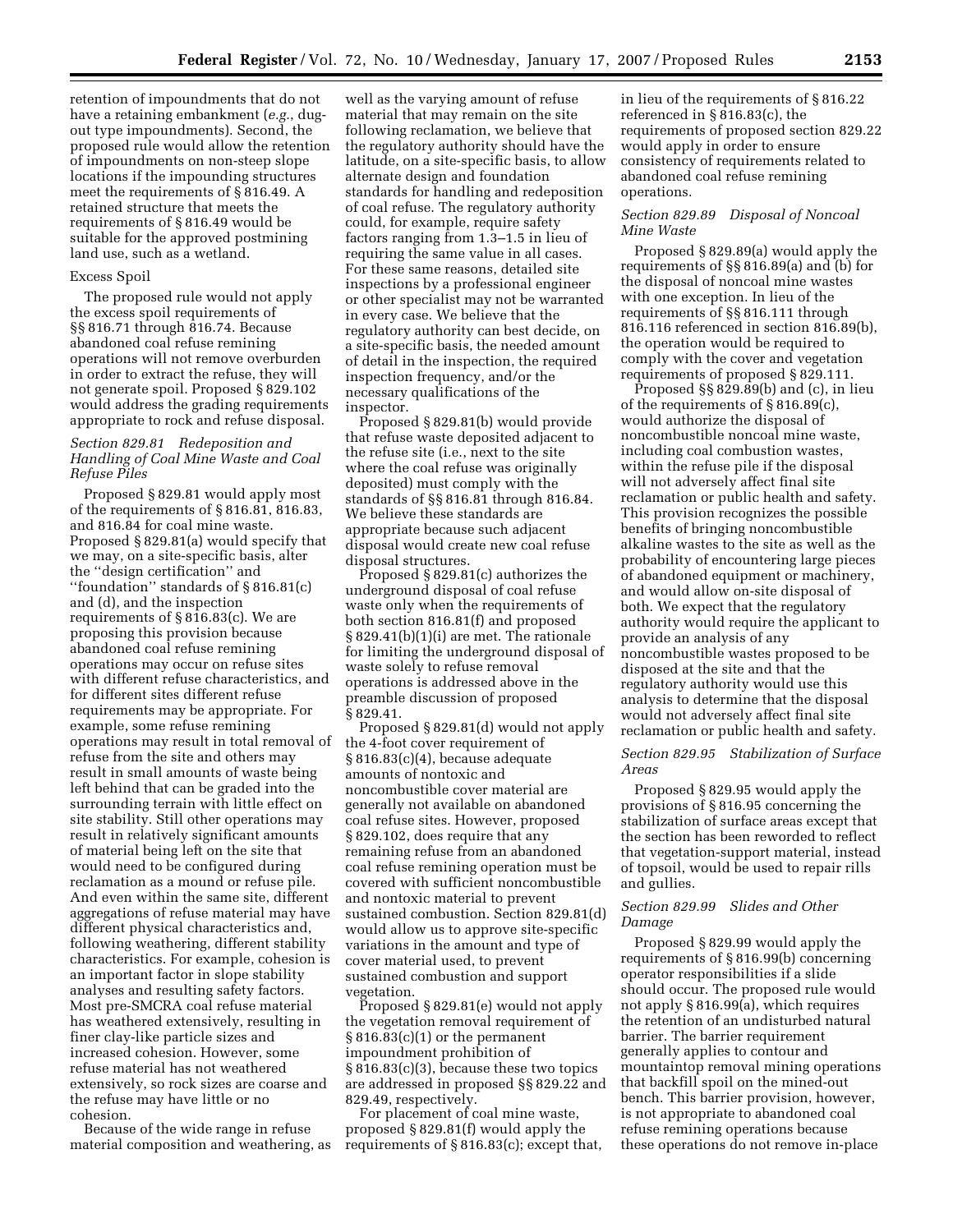retention of impoundments that do not have a retaining embankment (*e.g.*, dug-out type impoundments). Second, the proposed rule would allow the retention of impoundments on non-steep slope locations if the impounding structures meet the requirements of § 816.49. A retained structure that meets the requirements of § 816.49 would be suitable for the approved postmining land use, such as a wetland.

Excess Spoil

The proposed rule would not apply the excess spoil requirements of §§ 816.71 through 816.74. Because abandoned coal refuse remining operations will not remove overburden in order to extract the refuse, they will not generate spoil. Proposed § 829.102 would address the grading requirements appropriate to rock and refuse disposal.

### *Section 829.81 Redeposition and Handling of Coal Mine Waste and Coal Refuse Piles*

Proposed § 829.81 would apply most of the requirements of § 816.81, 816.83, and 816.84 for coal mine waste. Proposed § 829.81(a) would specify that we may, on a site-specific basis, alter the ''design certification'' and ''foundation'' standards of § 816.81(c) and (d), and the inspection requirements of § 816.83(c). We are proposing this provision because abandoned coal refuse remining operations may occur on refuse sites with different refuse characteristics, and for different sites different refuse requirements may be appropriate. For example, some refuse remining operations may result in total removal of refuse from the site and others may result in small amounts of waste being left behind that can be graded into the surrounding terrain with little effect on site stability. Still other operations may result in relatively significant amounts of material being left on the site that would need to be configured during reclamation as a mound or refuse pile. And even within the same site, different aggregations of refuse material may have different physical characteristics and, following weathering, different stability characteristics. For example, cohesion is an important factor in slope stability analyses and resulting safety factors. Most pre-SMCRA coal refuse material has weathered extensively, resulting in finer clay-like particle sizes and increased cohesion. However, some refuse material has not weathered extensively, so rock sizes are coarse and the refuse may have little or no cohesion.

Because of the wide range in refuse material composition and weathering, as well as the varying amount of refuse material that may remain on the site following reclamation, we believe that the regulatory authority should have the latitude, on a site-specific basis, to allow alternate design and foundation standards for handling and redeposition of coal refuse. The regulatory authority could, for example, require safety factors ranging from 1.3–1.5 in lieu of requiring the same value in all cases. For these same reasons, detailed site inspections by a professional engineer or other specialist may not be warranted in every case. We believe that the regulatory authority can best decide, on a site-specific basis, the needed amount of detail in the inspection, the required inspection frequency, and/or the necessary qualifications of the inspector.

Proposed § 829.81(b) would provide that refuse waste deposited adjacent to the refuse site (i.e., next to the site where the coal refuse was originally deposited) must comply with the standards of §§ 816.81 through 816.84. We believe these standards are appropriate because such adjacent disposal would create new coal refuse disposal structures.

Proposed § 829.81(c) authorizes the underground disposal of coal refuse waste only when the requirements of both section 816.81(f) and proposed § 829.41(b)(1)(i) are met. The rationale for limiting the underground disposal of waste solely to refuse removal operations is addressed above in the preamble discussion of proposed § 829.41.

Proposed § 829.81(d) would not apply the 4-foot cover requirement of § 816.83(c)(4), because adequate amounts of nontoxic and noncombustible cover material are generally not available on abandoned coal refuse sites. However, proposed § 829.102, does require that any remaining refuse from an abandoned coal refuse remining operation must be covered with sufficient noncombustible and nontoxic material to prevent sustained combustion. Section 829.81(d) would allow us to approve site-specific variations in the amount and type of cover material used, to prevent sustained combustion and support vegetation.

Proposed § 829.81(e) would not apply the vegetation removal requirement of § 816.83(c)(1) or the permanent impoundment prohibition of § 816.83(c)(3), because these two topics are addressed in proposed §§ 829.22 and 829.49, respectively.

For placement of coal mine waste, proposed § 829.81(f) would apply the requirements of § 816.83(c); except that, in lieu of the requirements of § 816.22 referenced in § 816.83(c), the requirements of proposed section 829.22 would apply in order to ensure consistency of requirements related to abandoned coal refuse remining operations.

### *Section 829.89 Disposal of Noncoal Mine Waste*

Proposed § 829.89(a) would apply the requirements of §§ 816.89(a) and (b) for the disposal of noncoal mine wastes with one exception. In lieu of the requirements of §§ 816.111 through 816.116 referenced in section 816.89(b), the operation would be required to comply with the cover and vegetation requirements of proposed § 829.111.

Proposed §§ 829.89(b) and (c), in lieu of the requirements of § 816.89(c), would authorize the disposal of noncombustible noncoal mine waste, including coal combustion wastes, within the refuse pile if the disposal will not adversely affect final site reclamation or public health and safety. This provision recognizes the possible benefits of bringing noncombustible alkaline wastes to the site as well as the probability of encountering large pieces of abandoned equipment or machinery, and would allow on-site disposal of both. We expect that the regulatory authority would require the applicant to provide an analysis of any noncombustible wastes proposed to be disposed at the site and that the regulatory authority would use this analysis to determine that the disposal would not adversely affect final site reclamation or public health and safety.

### *Section 829.95 Stabilization of Surface Areas*

Proposed § 829.95 would apply the provisions of § 816.95 concerning the stabilization of surface areas except that the section has been reworded to reflect that vegetation-support material, instead of topsoil, would be used to repair rills and gullies.

### *Section 829.99 Slides and Other Damage*

Proposed § 829.99 would apply the requirements of § 816.99(b) concerning operator responsibilities if a slide should occur. The proposed rule would not apply § 816.99(a), which requires the retention of an undisturbed natural barrier. The barrier requirement generally applies to contour and mountaintop removal mining operations that backfill spoil on the mined-out bench. This barrier provision, however, is not appropriate to abandoned coal refuse remining operations because these operations do not remove in-place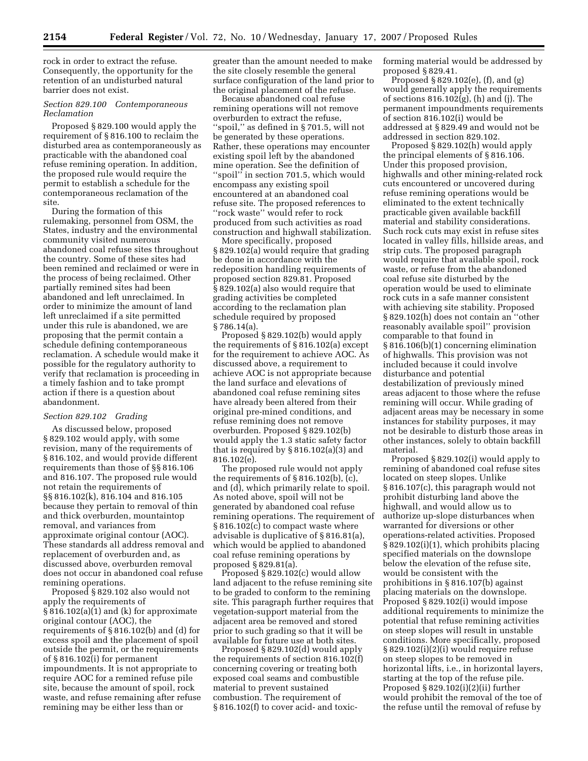rock in order to extract the refuse. Consequently, the opportunity for the retention of an undisturbed natural barrier does not exist.

### *Section 829.100 Contemporaneous Reclamation*

Proposed § 829.100 would apply the requirement of § 816.100 to reclaim the disturbed area as contemporaneously as practicable with the abandoned coal refuse remining operation. In addition, the proposed rule would require the permit to establish a schedule for the contemporaneous reclamation of the site.

During the formation of this rulemaking, personnel from OSM, the States, industry and the environmental community visited numerous abandoned coal refuse sites throughout the country. Some of these sites had been remined and reclaimed or were in the process of being reclaimed. Other partially remined sites had been abandoned and left unreclaimed. In order to minimize the amount of land left unreclaimed if a site permitted under this rule is abandoned, we are proposing that the permit contain a schedule defining contemporaneous reclamation. A schedule would make it possible for the regulatory authority to verify that reclamation is proceeding in a timely fashion and to take prompt action if there is a question about abandonment.

### *Section 829.102 Grading*

As discussed below, proposed § 829.102 would apply, with some revision, many of the requirements of § 816.102, and would provide different requirements than those of §§ 816.106 and 816.107. The proposed rule would not retain the requirements of §§ 816.102(k), 816.104 and 816.105 because they pertain to removal of thin and thick overburden, mountaintop removal, and variances from approximate original contour (AOC). These standards all address removal and replacement of overburden and, as discussed above, overburden removal does not occur in abandoned coal refuse remining operations.

Proposed § 829.102 also would not apply the requirements of § 816.102(a)(1) and (k) for approximate original contour (AOC), the requirements of § 816.102(b) and (d) for excess spoil and the placement of spoil outside the permit, or the requirements of § 816.102(i) for permanent impoundments. It is not appropriate to require AOC for a remined refuse pile site, because the amount of spoil, rock waste, and refuse remaining after refuse remining may be either less than or greater than the amount needed to make the site closely resemble the general surface configuration of the land prior to the original placement of the refuse.

Because abandoned coal refuse remining operations will not remove overburden to extract the refuse, "spoil," as defined in § 701.5, will not be generated by these operations. Rather, these operations may encounter existing spoil left by the abandoned mine operation. See the definition of "spoil" in section 701.5, which would encompass any existing spoil encountered at an abandoned coal refuse site. The proposed references to "rock waste" would refer to rock produced from such activities as road construction and highwall stabilization.

More specifically, proposed § 829.102(a) would require that grading be done in accordance with the redeposition handling requirements of proposed section 829.81. Proposed § 829.102(a) also would require that grading activities be completed according to the reclamation plan schedule required by proposed § 786.14(a).

Proposed § 829.102(b) would apply the requirements of § 816.102(a) except for the requirement to achieve AOC. As discussed above, a requirement to achieve AOC is not appropriate because the land surface and elevations of abandoned coal refuse remining sites have already been altered from their original pre-mined conditions, and refuse remining does not remove overburden. Proposed § 829.102(b) would apply the 1.3 static safety factor that is required by § 816.102(a)(3) and 816.102(e).

The proposed rule would not apply the requirements of § 816.102(b), (c), and (d), which primarily relate to spoil. As noted above, spoil will not be generated by abandoned coal refuse remining operations. The requirement of § 816.102(c) to compact waste where advisable is duplicative of § 816.81(a), which would be applied to abandoned coal refuse remining operations by proposed § 829.81(a).

Proposed § 829.102(c) would allow land adjacent to the refuse remining site to be graded to conform to the remining site. This paragraph further requires that vegetation-support material from the adjacent area be removed and stored prior to such grading so that it will be available for future use at both sites.

Proposed § 829.102(d) would apply the requirements of section 816.102(f) concerning covering or treating both exposed coal seams and combustible material to prevent sustained combustion. The requirement of § 816.102(f) to cover acid- and toxic-forming material would be addressed by proposed § 829.41.

Proposed § 829.102(e), (f), and (g) would generally apply the requirements of sections 816.102(g), (h) and (j). The permanent impoundments requirements of section 816.102(i) would be addressed at § 829.49 and would not be addressed in section 829.102.

Proposed § 829.102(h) would apply the principal elements of § 816.106. Under this proposed provision, highwalls and other mining-related rock cuts encountered or uncovered during refuse remining operations would be eliminated to the extent technically practicable given available backfill material and stability considerations. Such rock cuts may exist in refuse sites located in valley fills, hillside areas, and strip cuts. The proposed paragraph would require that available spoil, rock waste, or refuse from the abandoned coal refuse site disturbed by the operation would be used to eliminate rock cuts in a safe manner consistent with achieving site stability. Proposed § 829.102(h) does not contain an "other reasonably available spoil" provision comparable to that found in § 816.106(b)(1) concerning elimination of highwalls. This provision was not included because it could involve disturbance and potential destabilization of previously mined areas adjacent to those where the refuse remining will occur. While grading of adjacent areas may be necessary in some instances for stability purposes, it may not be desirable to disturb those areas in other instances, solely to obtain backfill material.

Proposed § 829.102(i) would apply to remining of abandoned coal refuse sites located on steep slopes. Unlike § 816.107(c), this paragraph would not prohibit disturbing land above the highwall, and would allow us to authorize up-slope disturbances when warranted for diversions or other operations-related activities. Proposed § 829.102(i)(1), which prohibits placing specified materials on the downslope below the elevation of the refuse site, would be consistent with the prohibitions in § 816.107(b) against placing materials on the downslope. Proposed § 829.102(i) would impose additional requirements to minimize the potential that refuse remining activities on steep slopes will result in unstable conditions. More specifically, proposed § 829.102(i)(2)(i) would require refuse on steep slopes to be removed in horizontal lifts, i.e., in horizontal layers, starting at the top of the refuse pile. Proposed § 829.102(i)(2)(ii) further would prohibit the removal of the toe of the refuse until the removal of refuse by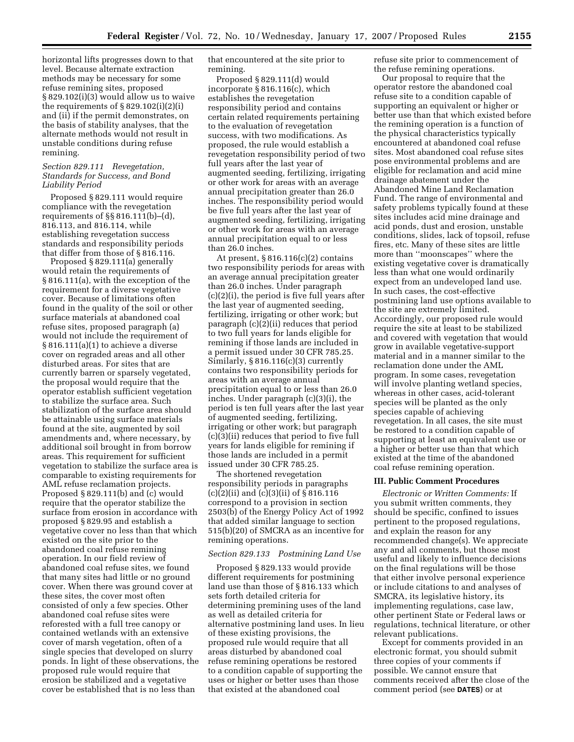horizontal lifts progresses down to that level. Because alternate extraction methods may be necessary for some refuse remining sites, proposed § 829.102(i)(3) would allow us to waive the requirements of § 829.102(i)(2)(i) and (ii) if the permit demonstrates, on the basis of stability analyses, that the alternate methods would not result in unstable conditions during refuse remining.

*Section 829.111 Revegetation, Standards for Success, and Bond Liability Period*

Proposed § 829.111 would require compliance with the revegetation requirements of §§ 816.111(b)–(d), 816.113, and 816.114, while establishing revegetation success standards and responsibility periods that differ from those of § 816.116.

Proposed § 829.111(a) generally would retain the requirements of § 816.111(a), with the exception of the requirement for a diverse vegetative cover. Because of limitations often found in the quality of the soil or other surface materials at abandoned coal refuse sites, proposed paragraph (a) would not include the requirement of § 816.111(a)(1) to achieve a diverse cover on regraded areas and all other disturbed areas. For sites that are currently barren or sparsely vegetated, the proposal would require that the operator establish sufficient vegetation to stabilize the surface area. Such stabilization of the surface area should be attainable using surface materials found at the site, augmented by soil amendments and, where necessary, by additional soil brought in from borrow areas. This requirement for sufficient vegetation to stabilize the surface area is comparable to existing requirements for AML refuse reclamation projects. Proposed § 829.111(b) and (c) would require that the operator stabilize the surface from erosion in accordance with proposed § 829.95 and establish a vegetative cover no less than that which existed on the site prior to the abandoned coal refuse remining operation. In our field review of abandoned coal refuse sites, we found that many sites had little or no ground cover. When there was ground cover at these sites, the cover most often consisted of only a few species. Other abandoned coal refuse sites were reforested with a full tree canopy or contained wetlands with an extensive cover of marsh vegetation, often of a single species that developed on slurry ponds. In light of these observations, the proposed rule would require that erosion be stabilized and a vegetative cover be established that is no less than that encountered at the site prior to remining.

Proposed § 829.111(d) would incorporate § 816.116(c), which establishes the revegetation responsibility period and contains certain related requirements pertaining to the evaluation of revegetation success, with two modifications. As proposed, the rule would establish a revegetation responsibility period of two full years after the last year of augmented seeding, fertilizing, irrigating or other work for areas with an average annual precipitation greater than 26.0 inches. The responsibility period would be five full years after the last year of augmented seeding, fertilizing, irrigating or other work for areas with an average annual precipitation equal to or less than 26.0 inches.

At present, § 816.116(c)(2) contains two responsibility periods for areas with an average annual precipitation greater than 26.0 inches. Under paragraph (c)(2)(i), the period is five full years after the last year of augmented seeding, fertilizing, irrigating or other work; but paragraph (c)(2)(ii) reduces that period to two full years for lands eligible for remining if those lands are included in a permit issued under 30 CFR 785.25. Similarly, § 816.116(c)(3) currently contains two responsibility periods for areas with an average annual precipitation equal to or less than 26.0 inches. Under paragraph (c)(3)(i), the period is ten full years after the last year of augmented seeding, fertilizing, irrigating or other work; but paragraph (c)(3)(ii) reduces that period to five full years for lands eligible for remining if those lands are included in a permit issued under 30 CFR 785.25.

The shortened revegetation responsibility periods in paragraphs (c)(2)(ii) and (c)(3)(ii) of § 816.116 correspond to a provision in section 2503(b) of the Energy Policy Act of 1992 that added similar language to section 515(b)(20) of SMCRA as an incentive for remining operations.

*Section 829.133 Postmining Land Use*

Proposed § 829.133 would provide different requirements for postmining land use than those of § 816.133 which sets forth detailed criteria for determining premining uses of the land as well as detailed criteria for alternative postmining land uses. In lieu of these existing provisions, the proposed rule would require that all areas disturbed by abandoned coal refuse remining operations be restored to a condition capable of supporting the uses or higher or better uses than those that existed at the abandoned coal refuse site prior to commencement of the refuse remining operations.

Our proposal to require that the operator restore the abandoned coal refuse site to a condition capable of supporting an equivalent or higher or better use than that which existed before the remining operation is a function of the physical characteristics typically encountered at abandoned coal refuse sites. Most abandoned coal refuse sites pose environmental problems and are eligible for reclamation and acid mine drainage abatement under the Abandoned Mine Land Reclamation Fund. The range of environmental and safety problems typically found at these sites includes acid mine drainage and acid ponds, dust and erosion, unstable conditions, slides, lack of topsoil, refuse fires, etc. Many of these sites are little more than ''moonscapes'' where the existing vegetative cover is dramatically less than what one would ordinarily expect from an undeveloped land use. In such cases, the cost-effective postmining land use options available to the site are extremely limited. Accordingly, our proposed rule would require the site at least to be stabilized and covered with vegetation that would grow in available vegetative-support material and in a manner similar to the reclamation done under the AML program. In some cases, revegetation will involve planting wetland species, whereas in other cases, acid-tolerant species will be planted as the only species capable of achieving revegetation. In all cases, the site must be restored to a condition capable of supporting at least an equivalent use or a higher or better use than that which existed at the time of the abandoned coal refuse remining operation.

## III. Public Comment Procedures

*Electronic or Written Comments:* If you submit written comments, they should be specific, confined to issues pertinent to the proposed regulations, and explain the reason for any recommended change(s). We appreciate any and all comments, but those most useful and likely to influence decisions on the final regulations will be those that either involve personal experience or include citations to and analyses of SMCRA, its legislative history, its implementing regulations, case law, other pertinent State or Federal laws or regulations, technical literature, or other relevant publications.

Except for comments provided in an electronic format, you should submit three copies of your comments if possible. We cannot ensure that comments received after the close of the comment period (see **DATES**) or at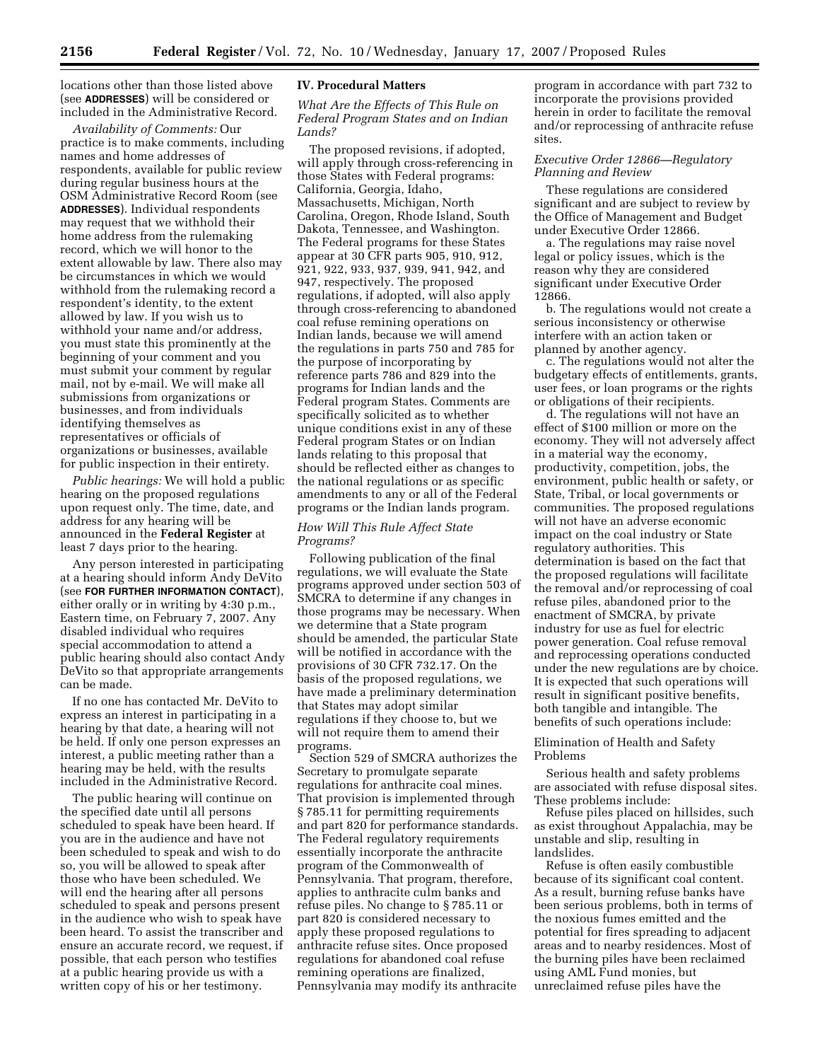locations other than those listed above (see **ADDRESSES**) will be considered or included in the Administrative Record.

*Availability of Comments:* Our practice is to make comments, including names and home addresses of respondents, available for public review during regular business hours at the OSM Administrative Record Room (see **ADDRESSES**). Individual respondents may request that we withhold their home address from the rulemaking record, which we will honor to the extent allowable by law. There also may be circumstances in which we would withhold from the rulemaking record a respondent's identity, to the extent allowed by law. If you wish us to withhold your name and/or address, you must state this prominently at the beginning of your comment and you must submit your comment by regular mail, not by e-mail. We will make all submissions from organizations or businesses, and from individuals identifying themselves as representatives or officials of organizations or businesses, available for public inspection in their entirety.

*Public hearings:* We will hold a public hearing on the proposed regulations upon request only. The time, date, and address for any hearing will be announced in the **Federal Register** at least 7 days prior to the hearing.

Any person interested in participating at a hearing should inform Andy DeVito (see **FOR FURTHER INFORMATION CONTACT**), either orally or in writing by 4:30 p.m., Eastern time, on February 7, 2007. Any disabled individual who requires special accommodation to attend a public hearing should also contact Andy DeVito so that appropriate arrangements can be made.

If no one has contacted Mr. DeVito to express an interest in participating in a hearing by that date, a hearing will not be held. If only one person expresses an interest, a public meeting rather than a hearing may be held, with the results included in the Administrative Record.

The public hearing will continue on the specified date until all persons scheduled to speak have been heard. If you are in the audience and have not been scheduled to speak and wish to do so, you will be allowed to speak after those who have been scheduled. We will end the hearing after all persons scheduled to speak and persons present in the audience who wish to speak have been heard. To assist the transcriber and ensure an accurate record, we request, if possible, that each person who testifies at a public hearing provide us with a written copy of his or her testimony.

## IV. Procedural Matters

### *What Are the Effects of This Rule on Federal Program States and on Indian Lands?*

The proposed revisions, if adopted, will apply through cross-referencing in those States with Federal programs: California, Georgia, Idaho, Massachusetts, Michigan, North Carolina, Oregon, Rhode Island, South Dakota, Tennessee, and Washington. The Federal programs for these States appear at 30 CFR parts 905, 910, 912, 921, 922, 933, 937, 939, 941, 942, and 947, respectively. The proposed regulations, if adopted, will also apply through cross-referencing to abandoned coal refuse remining operations on Indian lands, because we will amend the regulations in parts 750 and 785 for the purpose of incorporating by reference parts 786 and 829 into the programs for Indian lands and the Federal program States. Comments are specifically solicited as to whether unique conditions exist in any of these Federal program States or on Indian lands relating to this proposal that should be reflected either as changes to the national regulations or as specific amendments to any or all of the Federal programs or the Indian lands program.

### *How Will This Rule Affect State Programs?*

Following publication of the final regulations, we will evaluate the State programs approved under section 503 of SMCRA to determine if any changes in those programs may be necessary. When we determine that a State program should be amended, the particular State will be notified in accordance with the provisions of 30 CFR 732.17. On the basis of the proposed regulations, we have made a preliminary determination that States may adopt similar regulations if they choose to, but we will not require them to amend their programs.

Section 529 of SMCRA authorizes the Secretary to promulgate separate regulations for anthracite coal mines. That provision is implemented through § 785.11 for permitting requirements and part 820 for performance standards. The Federal regulatory requirements essentially incorporate the anthracite program of the Commonwealth of Pennsylvania. That program, therefore, applies to anthracite culm banks and refuse piles. No change to § 785.11 or part 820 is considered necessary to apply these proposed regulations to anthracite refuse sites. Once proposed regulations for abandoned coal refuse remining operations are finalized, Pennsylvania may modify its anthracite program in accordance with part 732 to incorporate the provisions provided herein in order to facilitate the removal and/or reprocessing of anthracite refuse sites.

### *Executive Order 12866—Regulatory Planning and Review*

These regulations are considered significant and are subject to review by the Office of Management and Budget under Executive Order 12866.

a. The regulations may raise novel legal or policy issues, which is the reason why they are considered significant under Executive Order 12866.

b. The regulations would not create a serious inconsistency or otherwise interfere with an action taken or planned by another agency.

c. The regulations would not alter the budgetary effects of entitlements, grants, user fees, or loan programs or the rights or obligations of their recipients.

d. The regulations will not have an effect of $100 million or more on the economy. They will not adversely affect in a material way the economy, productivity, competition, jobs, the environment, public health or safety, or State, Tribal, or local governments or communities. The proposed regulations will not have an adverse economic impact on the coal industry or State regulatory authorities. This determination is based on the fact that the proposed regulations will facilitate the removal and/or reprocessing of coal refuse piles, abandoned prior to the enactment of SMCRA, by private industry for use as fuel for electric power generation. Coal refuse removal and reprocessing operations conducted under the new regulations are by choice. It is expected that such operations will result in significant positive benefits, both tangible and intangible. The benefits of such operations include:

Elimination of Health and Safety Problems

Serious health and safety problems are associated with refuse disposal sites. These problems include:

Refuse piles placed on hillsides, such as exist throughout Appalachia, may be unstable and slip, resulting in landslides.

Refuse is often easily combustible because of its significant coal content. As a result, burning refuse banks have been serious problems, both in terms of the noxious fumes emitted and the potential for fires spreading to adjacent areas and to nearby residences. Most of the burning piles have been reclaimed using AML Fund monies, but unreclaimed refuse piles have the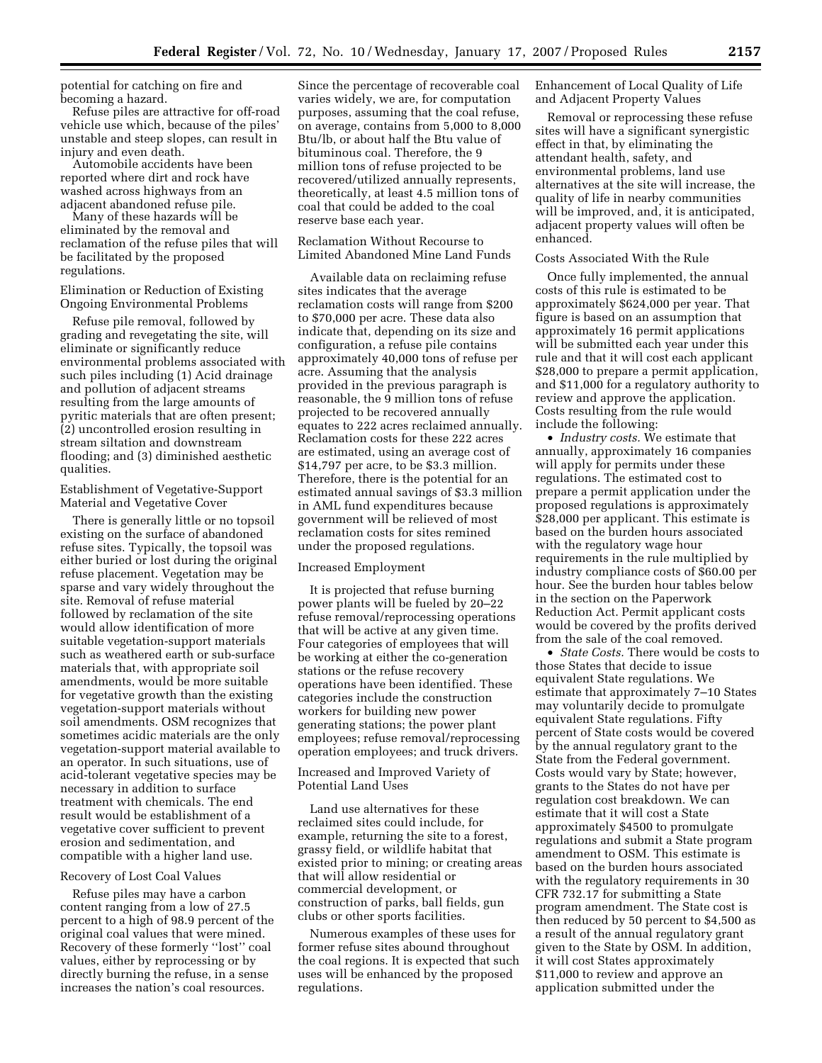potential for catching on fire and becoming a hazard.

Refuse piles are attractive for off-road vehicle use which, because of the piles' unstable and steep slopes, can result in injury and even death.

Automobile accidents have been reported where dirt and rock have washed across highways from an adjacent abandoned refuse pile.

Many of these hazards will be eliminated by the removal and reclamation of the refuse piles that will be facilitated by the proposed regulations.

Elimination or Reduction of Existing Ongoing Environmental Problems

Refuse pile removal, followed by grading and revegetating the site, will eliminate or significantly reduce environmental problems associated with such piles including (1) Acid drainage and pollution of adjacent streams resulting from the large amounts of pyritic materials that are often present; (2) uncontrolled erosion resulting in stream siltation and downstream flooding; and (3) diminished aesthetic qualities.

Establishment of Vegetative-Support Material and Vegetative Cover

There is generally little or no topsoil existing on the surface of abandoned refuse sites. Typically, the topsoil was either buried or lost during the original refuse placement. Vegetation may be sparse and vary widely throughout the site. Removal of refuse material followed by reclamation of the site would allow identification of more suitable vegetation-support materials such as weathered earth or sub-surface materials that, with appropriate soil amendments, would be more suitable for vegetative growth than the existing vegetation-support materials without soil amendments. OSM recognizes that sometimes acidic materials are the only vegetation-support material available to an operator. In such situations, use of acid-tolerant vegetative species may be necessary in addition to surface treatment with chemicals. The end result would be establishment of a vegetative cover sufficient to prevent erosion and sedimentation, and compatible with a higher land use.

Recovery of Lost Coal Values

Refuse piles may have a carbon content ranging from a low of 27.5 percent to a high of 98.9 percent of the original coal values that were mined. Recovery of these formerly ''lost'' coal values, either by reprocessing or by directly burning the refuse, in a sense increases the nation's coal resources. Since the percentage of recoverable coal varies widely, we are, for computation purposes, assuming that the coal refuse, on average, contains from 5,000 to 8,000 Btu/lb, or about half the Btu value of bituminous coal. Therefore, the 9 million tons of refuse projected to be recovered/utilized annually represents, theoretically, at least 4.5 million tons of coal that could be added to the coal reserve base each year.

Reclamation Without Recourse to Limited Abandoned Mine Land Funds

Available data on reclaiming refuse sites indicates that the average reclamation costs will range from $200 to $70,000 per acre. These data also indicate that, depending on its size and configuration, a refuse pile contains approximately 40,000 tons of refuse per acre. Assuming that the analysis provided in the previous paragraph is reasonable, the 9 million tons of refuse projected to be recovered annually equates to 222 acres reclaimed annually. Reclamation costs for these 222 acres are estimated, using an average cost of $14,797 per acre, to be $3.3 million. Therefore, there is the potential for an estimated annual savings of $3.3 million in AML fund expenditures because government will be relieved of most reclamation costs for sites remined under the proposed regulations.

Increased Employment

It is projected that refuse burning power plants will be fueled by 20–22 refuse removal/reprocessing operations that will be active at any given time. Four categories of employees that will be working at either the co-generation stations or the refuse recovery operations have been identified. These categories include the construction workers for building new power generating stations; the power plant employees; refuse removal/reprocessing operation employees; and truck drivers.

Increased and Improved Variety of Potential Land Uses

Land use alternatives for these reclaimed sites could include, for example, returning the site to a forest, grassy field, or wildlife habitat that existed prior to mining; or creating areas that will allow residential or commercial development, or construction of parks, ball fields, gun clubs or other sports facilities.

Numerous examples of these uses for former refuse sites abound throughout the coal regions. It is expected that such uses will be enhanced by the proposed regulations.

Enhancement of Local Quality of Life and Adjacent Property Values

Removal or reprocessing these refuse sites will have a significant synergistic effect in that, by eliminating the attendant health, safety, and environmental problems, land use alternatives at the site will increase, the quality of life in nearby communities will be improved, and, it is anticipated, adjacent property values will often be enhanced.

Costs Associated With the Rule

Once fully implemented, the annual costs of this rule is estimated to be approximately $624,000 per year. That figure is based on an assumption that approximately 16 permit applications will be submitted each year under this rule and that it will cost each applicant $28,000 to prepare a permit application, and $11,000 for a regulatory authority to review and approve the application. Costs resulting from the rule would include the following:

- *Industry costs.* We estimate that annually, approximately 16 companies will apply for permits under these regulations. The estimated cost to prepare a permit application under the proposed regulations is approximately $28,000 per applicant. This estimate is based on the burden hours associated with the regulatory wage hour requirements in the rule multiplied by industry compliance costs of $60.00 per hour. See the burden hour tables below in the section on the Paperwork Reduction Act. Permit applicant costs would be covered by the profits derived from the sale of the coal removed.
- *State Costs.* There would be costs to those States that decide to issue equivalent State regulations. We estimate that approximately 7–10 States may voluntarily decide to promulgate equivalent State regulations. Fifty percent of State costs would be covered by the annual regulatory grant to the State from the Federal government. Costs would vary by State; however, grants to the States do not have per regulation cost breakdown. We can estimate that it will cost a State approximately $4500 to promulgate regulations and submit a State program amendment to OSM. This estimate is based on the burden hours associated with the regulatory requirements in 30 CFR 732.17 for submitting a State program amendment. The State cost is then reduced by 50 percent to $4,500 as a result of the annual regulatory grant given to the State by OSM. In addition, it will cost States approximately $11,000 to review and approve an application submitted under the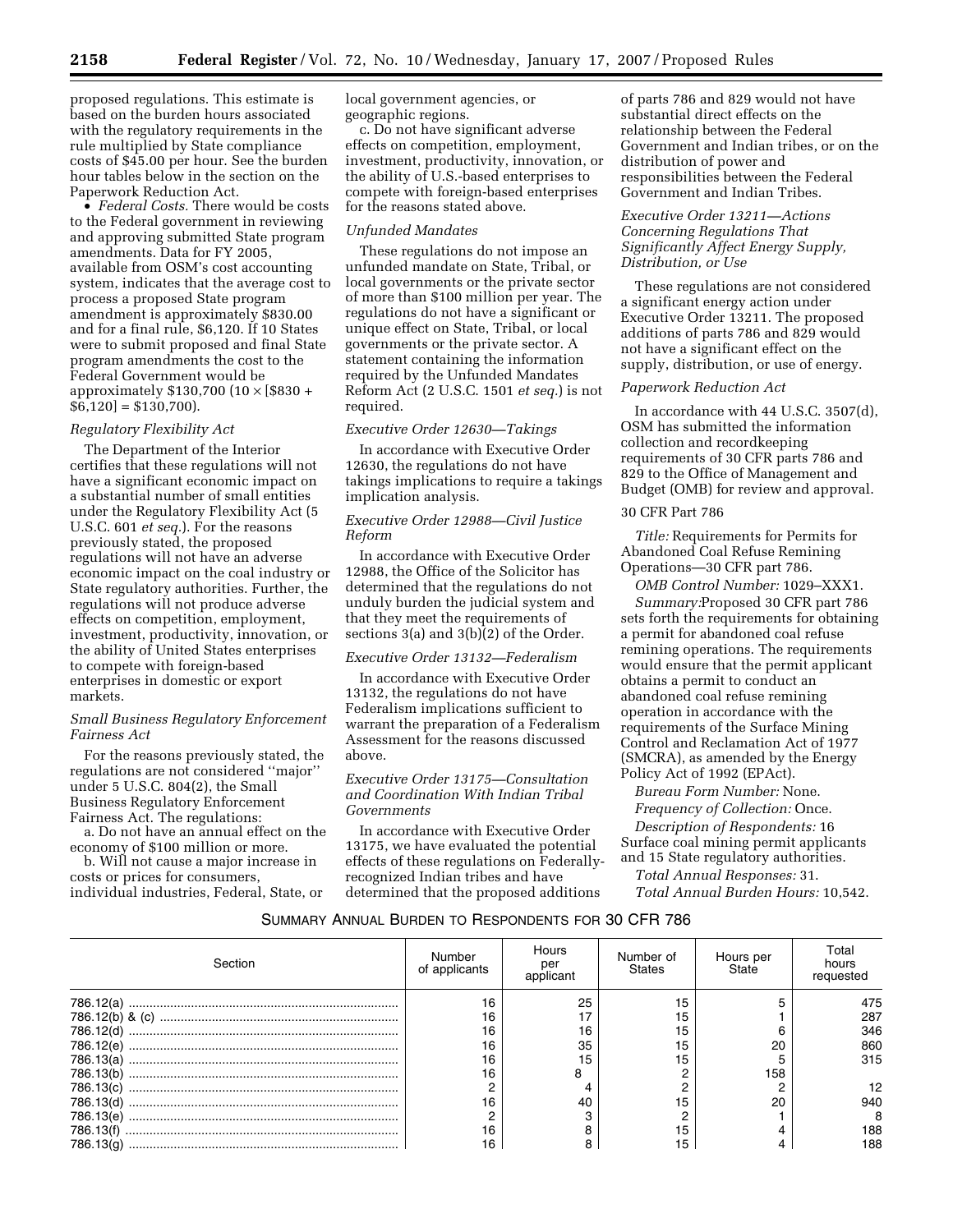proposed regulations. This estimate is based on the burden hours associated with the regulatory requirements in the rule multiplied by State compliance costs of $45.00 per hour. See the burden hour tables below in the section on the Paperwork Reduction Act.

- *Federal Costs.* There would be costs to the Federal government in reviewing and approving submitted State program amendments. Data for FY 2005, available from OSM's cost accounting system, indicates that the average cost to process a proposed State program amendment is approximately $830.00 and for a final rule, $6,120. If 10 States were to submit proposed and final State program amendments the cost to the Federal Government would be approximately $130,700 (10 × [$830 + $6,120] = $130,700).

*Regulatory Flexibility Act*

The Department of the Interior certifies that these regulations will not have a significant economic impact on a substantial number of small entities under the Regulatory Flexibility Act (5 U.S.C. 601 *et seq.*). For the reasons previously stated, the proposed regulations will not have an adverse economic impact on the coal industry or State regulatory authorities. Further, the regulations will not produce adverse effects on competition, employment, investment, productivity, innovation, or the ability of United States enterprises to compete with foreign-based enterprises in domestic or export markets.

*Small Business Regulatory Enforcement Fairness Act*

For the reasons previously stated, the regulations are not considered "major" under 5 U.S.C. 804(2), the Small Business Regulatory Enforcement Fairness Act. The regulations:

a. Do not have an annual effect on the economy of $100 million or more.

b. Will not cause a major increase in costs or prices for consumers, individual industries, Federal, State, or local government agencies, or geographic regions.

c. Do not have significant adverse effects on competition, employment, investment, productivity, innovation, or the ability of U.S.-based enterprises to compete with foreign-based enterprises for the reasons stated above.

*Unfunded Mandates*

These regulations do not impose an unfunded mandate on State, Tribal, or local governments or the private sector of more than $100 million per year. The regulations do not have a significant or unique effect on State, Tribal, or local governments or the private sector. A statement containing the information required by the Unfunded Mandates Reform Act (2 U.S.C. 1501 *et seq.*) is not required.

*Executive Order 12630—Takings*

In accordance with Executive Order 12630, the regulations do not have takings implications to require a takings implication analysis.

*Executive Order 12988—Civil Justice Reform*

In accordance with Executive Order 12988, the Office of the Solicitor has determined that the regulations do not unduly burden the judicial system and that they meet the requirements of sections 3(a) and 3(b)(2) of the Order.

*Executive Order 13132—Federalism*

In accordance with Executive Order 13132, the regulations do not have Federalism implications sufficient to warrant the preparation of a Federalism Assessment for the reasons discussed above.

*Executive Order 13175—Consultation and Coordination With Indian Tribal Governments*

In accordance with Executive Order 13175, we have evaluated the potential effects of these regulations on Federally-recognized Indian tribes and have determined that the proposed additions of parts 786 and 829 would not have substantial direct effects on the relationship between the Federal Government and Indian tribes, or on the distribution of power and responsibilities between the Federal Government and Indian Tribes.

*Executive Order 13211—Actions Concerning Regulations That Significantly Affect Energy Supply, Distribution, or Use*

These regulations are not considered a significant energy action under Executive Order 13211. The proposed additions of parts 786 and 829 would not have a significant effect on the supply, distribution, or use of energy.

*Paperwork Reduction Act*

In accordance with 44 U.S.C. 3507(d), OSM has submitted the information collection and recordkeeping requirements of 30 CFR parts 786 and 829 to the Office of Management and Budget (OMB) for review and approval.

30 CFR Part 786

*Title:* Requirements for Permits for Abandoned Coal Refuse Remining Operations—30 CFR part 786.

*OMB Control Number:* 1029–XXX1.

*Summary:*Proposed 30 CFR part 786 sets forth the requirements for obtaining a permit for abandoned coal refuse remining operations. The requirements would ensure that the permit applicant obtains a permit to conduct an abandoned coal refuse remining operation in accordance with the requirements of the Surface Mining Control and Reclamation Act of 1977 (SMCRA), as amended by the Energy Policy Act of 1992 (EPAct).

*Bureau Form Number:* None.

*Frequency of Collection:* Once.

*Description of Respondents:* 16 Surface coal mining permit applicants and 15 State regulatory authorities.

*Total Annual Responses:* 31.

*Total Annual Burden Hours:* 10,542.

SUMMARY ANNUAL BURDEN TO RESPONDENTS FOR 30 CFR 786

| Section | Number of applicants | Hours per applicant | Number of States | Hours per State | Total hours requested |
|---|---|---|---|---|---|
| 786.12(a) | 16 | 25 | 15 | 5 | 475 |
| 786.12(b) & (c) | 16 | 17 | 15 | 1 | 287 |
| 786.12(d) | 16 | 16 | 15 | 6 | 346 |
| 786.12(e) | 16 | 35 | 15 | 20 | 860 |
| 786.13(a) | 16 | 15 | 15 | 5 | 315 |
| 786.13(b) | 16 | 8 | 2 | 158 | |
| 786.13(c) | 2 | 4 | 2 | 2 | 12 |
| 786.13(d) | 16 | 40 | 15 | 20 | 940 |
| 786.13(e) | 2 | 3 | 2 | 1 | 8 |
| 786.13(f) | 16 | 8 | 15 | 4 | 188 |
| 786.13(g) | 16 | 8 | 15 | 4 | 188 |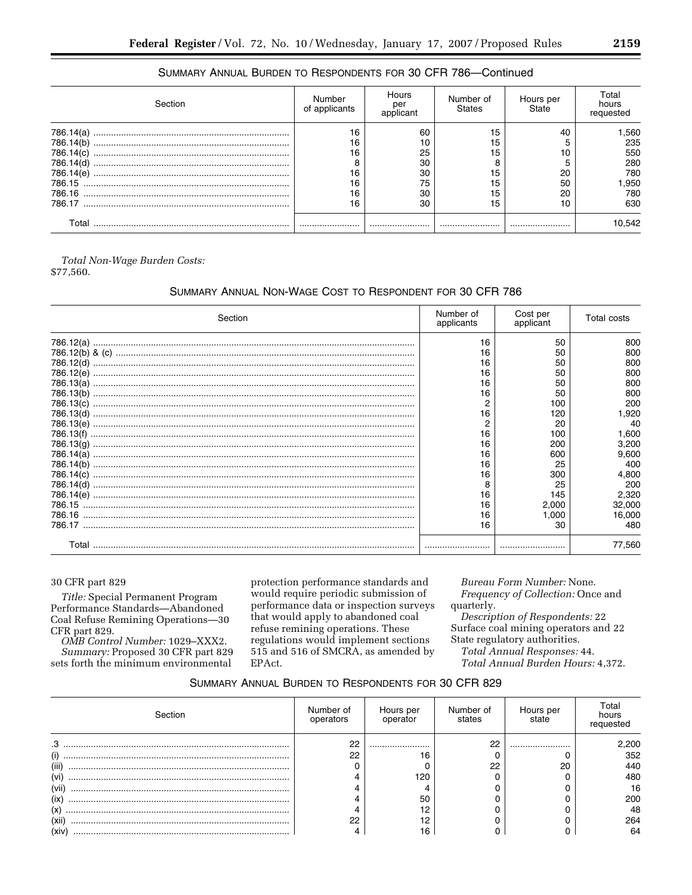SUMMARY ANNUAL BURDEN TO RESPONDENTS FOR 30 CFR 786—Continued

| Section | Number of applicants | Hours per applicant | Number of States | Hours per State | Total hours requested |
|---|---|---|---|---|---|
| 786.14(a) | 16 | 60 | 15 | 40 | 1,560 |
| 786.14(b) | 16 | 10 | 15 | 5 | 235 |
| 786.14(c) | 16 | 25 | 15 | 10 | 550 |
| 786.14(d) | 8 | 30 | 8 | 5 | 280 |
| 786.14(e) | 16 | 30 | 15 | 20 | 780 |
| 786.15 | 16 | 75 | 15 | 50 | 1,950 |
| 786.16 | 16 | 30 | 15 | 20 | 780 |
| 786.17 | 16 | 30 | 15 | 10 | 630 |
| Total | | | | | 10,542 |

*Total Non-Wage Burden Costs:* $77,560.

SUMMARY ANNUAL NON-WAGE COST TO RESPONDENT FOR 30 CFR 786

| Section | Number of applicants | Cost per applicant | Total costs |
|---|---|---|---|
| 786.12(a) | 16 | 50 | 800 |
| 786.12(b) & (c) | 16 | 50 | 800 |
| 786.12(d) | 16 | 50 | 800 |
| 786.12(e) | 16 | 50 | 800 |
| 786.13(a) | 16 | 50 | 800 |
| 786.13(b) | 16 | 50 | 800 |
| 786.13(c) | 2 | 100 | 200 |
| 786.13(d) | 16 | 120 | 1,920 |
| 786.13(e) | 2 | 20 | 40 |
| 786.13(f) | 16 | 100 | 1,600 |
| 786.13(g) | 16 | 200 | 3,200 |
| 786.14(a) | 16 | 600 | 9,600 |
| 786.14(b) | 16 | 25 | 400 |
| 786.14(c) | 16 | 300 | 4,800 |
| 786.14(d) | 8 | 25 | 200 |
| 786.14(e) | 16 | 145 | 2,320 |
| 786.15 | 16 | 2,000 | 32,000 |
| 786.16 | 16 | 1,000 | 16,000 |
| 786.17 | 16 | 30 | 480 |
| Total | | | 77,560 |

30 CFR part 829

*Title:* Special Permanent Program Performance Standards—Abandoned Coal Refuse Remining Operations—30 CFR part 829.

*OMB Control Number:* 1029–XXX2.

*Summary:* Proposed 30 CFR part 829 sets forth the minimum environmental protection performance standards and would require periodic submission of performance data or inspection surveys that would apply to abandoned coal refuse remining operations. These regulations would implement sections 515 and 516 of SMCRA, as amended by EPAct.

*Bureau Form Number:* None.

*Frequency of Collection:* Once and quarterly.

*Description of Respondents:* 22 Surface coal mining operators and 22 State regulatory authorities.

*Total Annual Responses:* 44.

*Total Annual Burden Hours:* 4,372.

SUMMARY ANNUAL BURDEN TO RESPONDENTS FOR 30 CFR 829

| Section | Number of operators | Hours per operator | Number of states | Hours per state | Total hours requested |
|---|---|---|---|---|---|
| .3 | 22 | | 22 | | 2,200 |
| (i) | 22 | 16 | 0 | 0 | 352 |
| (iii) | 0 | 0 | 22 | 20 | 440 |
| (vi) | 4 | 120 | 0 | 0 | 480 |
| (vii) | 4 | 4 | 0 | 0 | 16 |
| (ix) | 4 | 50 | 0 | 0 | 200 |
| (x) | 4 | 12 | 0 | 0 | 48 |
| (xii) | 22 | 12 | 0 | 0 | 264 |
| (xiv) | 4 | 16 | 0 | 0 | 64 |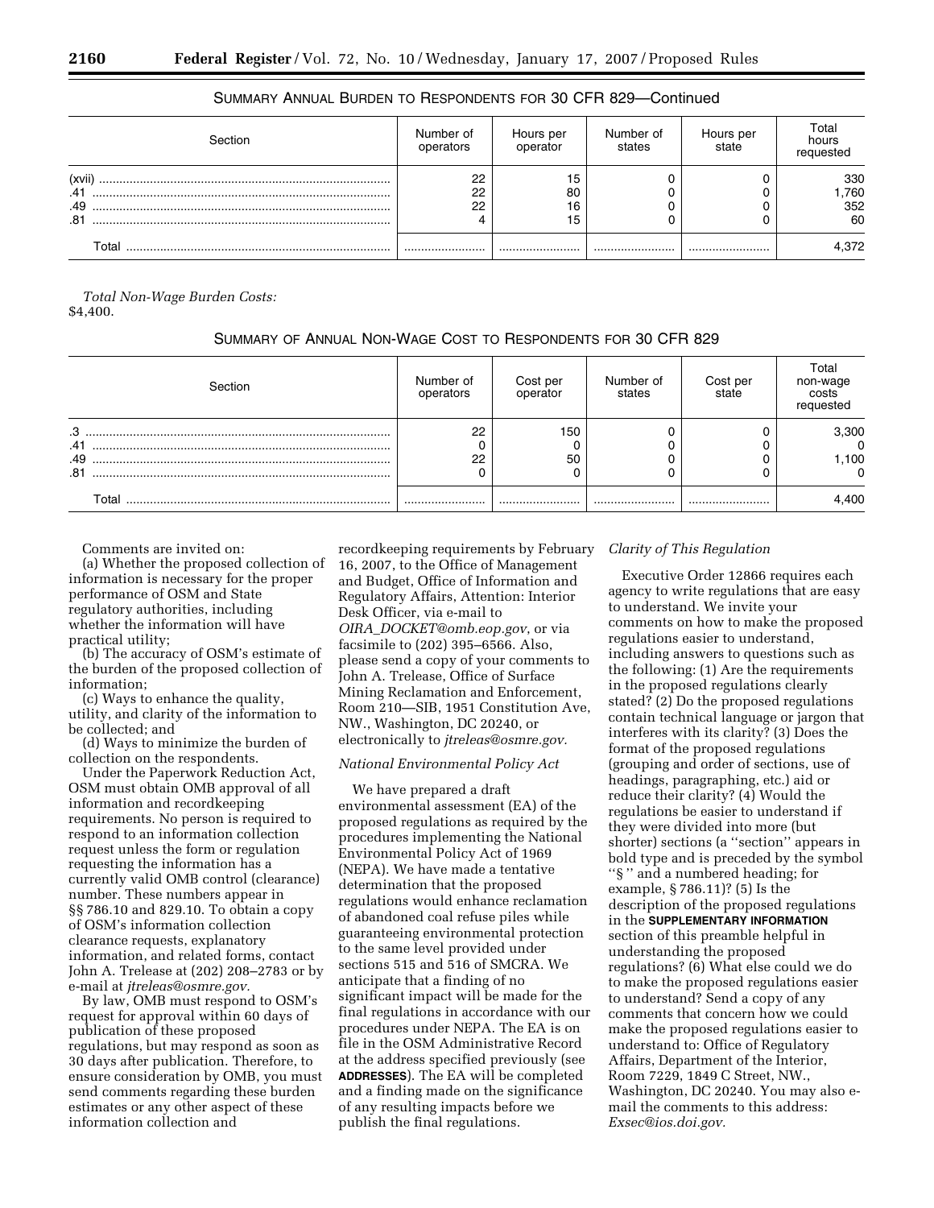SUMMARY ANNUAL BURDEN TO RESPONDENTS FOR 30 CFR 829—Continued

| Section | Number of operators | Hours per operator | Number of states | Hours per state | Total hours requested |
|---|---|---|---|---|---|
| (xvii) | 22 | 15 | 0 | 0 | 330 |
| .41 | 22 | 80 | 0 | 0 | 1,760 |
| .49 | 22 | 16 | 0 | 0 | 352 |
| .81 | 4 | 15 | 0 | 0 | 60 |
| Total | | | | | 4,372 |

*Total Non-Wage Burden Costs:* $4,400.

SUMMARY OF ANNUAL NON-WAGE COST TO RESPONDENTS FOR 30 CFR 829

| Section | Number of operators | Cost per operator | Number of states | Cost per state | Total non-wage costs requested |
|---|---|---|---|---|---|
| .3 | 22 | 150 | 0 | 0 | 3,300 |
| .41 | 0 | 0 | 0 | 0 | 0 |
| .49 | 22 | 50 | 0 | 0 | 1,100 |
| .81 | 0 | 0 | 0 | 0 | 0 |
| Total | | | | | 4,400 |

Comments are invited on:

(a) Whether the proposed collection of information is necessary for the proper performance of OSM and State regulatory authorities, including whether the information will have practical utility;

(b) The accuracy of OSM's estimate of the burden of the proposed collection of information;

(c) Ways to enhance the quality, utility, and clarity of the information to be collected; and

(d) Ways to minimize the burden of collection on the respondents.

Under the Paperwork Reduction Act, OSM must obtain OMB approval of all information and recordkeeping requirements. No person is required to respond to an information collection request unless the form or regulation requesting the information has a currently valid OMB control (clearance) number. These numbers appear in §§ 786.10 and 829.10. To obtain a copy of OSM's information collection clearance requests, explanatory information, and related forms, contact John A. Trelease at (202) 208–2783 or by e-mail at *jtreleas@osmre.gov*.

By law, OMB must respond to OSM's request for approval within 60 days of publication of these proposed regulations, but may respond as soon as 30 days after publication. Therefore, to ensure consideration by OMB, you must send comments regarding these burden estimates or any other aspect of these information collection and recordkeeping requirements by February 16, 2007, to the Office of Management and Budget, Office of Information and Regulatory Affairs, Attention: Interior Desk Officer, via e-mail to *OIRA_DOCKET@omb.eop.gov*, or via facsimile to (202) 395–6566. Also, please send a copy of your comments to John A. Trelease, Office of Surface Mining Reclamation and Enforcement, Room 210—SIB, 1951 Constitution Ave, NW., Washington, DC 20240, or electronically to *jtreleas@osmre.gov.*

*National Environmental Policy Act*

We have prepared a draft environmental assessment (EA) of the proposed regulations as required by the procedures implementing the National Environmental Policy Act of 1969 (NEPA). We have made a tentative determination that the proposed regulations would enhance reclamation of abandoned coal refuse piles while guaranteeing environmental protection to the same level provided under sections 515 and 516 of SMCRA. We anticipate that a finding of no significant impact will be made for the final regulations in accordance with our procedures under NEPA. The EA is on file in the OSM Administrative Record at the address specified previously (see **ADDRESSES**). The EA will be completed and a finding made on the significance of any resulting impacts before we publish the final regulations.

*Clarity of This Regulation*

Executive Order 12866 requires each agency to write regulations that are easy to understand. We invite your comments on how to make the proposed regulations easier to understand, including answers to questions such as the following: (1) Are the requirements in the proposed regulations clearly stated? (2) Do the proposed regulations contain technical language or jargon that interferes with its clarity? (3) Does the format of the proposed regulations (grouping and order of sections, use of headings, paragraphing, etc.) aid or reduce their clarity? (4) Would the regulations be easier to understand if they were divided into more (but shorter) sections (a ''section'' appears in bold type and is preceded by the symbol ''§ '' and a numbered heading; for example, § 786.11)? (5) Is the description of the proposed regulations in the **SUPPLEMENTARY INFORMATION** section of this preamble helpful in understanding the proposed regulations? (6) What else could we do to make the proposed regulations easier to understand? Send a copy of any comments that concern how we could make the proposed regulations easier to understand to: Office of Regulatory Affairs, Department of the Interior, Room 7229, 1849 C Street, NW., Washington, DC 20240. You may also e-mail the comments to this address: *Exsec@ios.doi.gov.*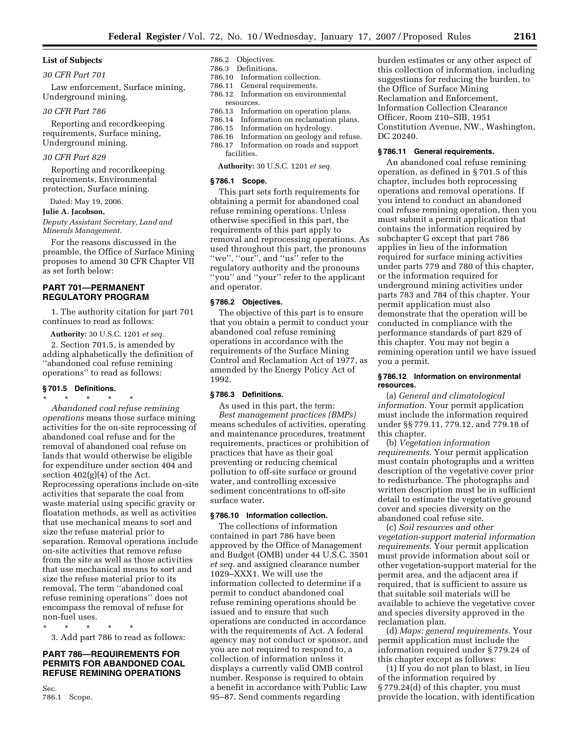## List of Subjects

*30 CFR Part 701*

Law enforcement, Surface mining, Underground mining.

*30 CFR Part 786*

Reporting and recordkeeping requirements, Surface mining, Underground mining.

*30 CFR Part 829*

Reporting and recordkeeping requirements, Environmental protection, Surface mining.

Dated: May 19, 2006.

**Julie A. Jacobson,**

*Deputy Assistant Secretary, Land and Minerals Management.*

For the reasons discussed in the preamble, the Office of Surface Mining proposes to amend 30 CFR Chapter VII as set forth below:

## PART 701—PERMANENT REGULATORY PROGRAM

1. The authority citation for part 701 continues to read as follows:

**Authority:** 30 U.S.C. 1201 *et seq.*

2. Section 701.5, is amended by adding alphabetically the definition of ''abandoned coal refuse remining operations'' to read as follows:

### § 701.5 Definitions.

\* \* \* \* \*

*Abandoned coal refuse remining operations* means those surface mining activities for the on-site reprocessing of abandoned coal refuse and for the removal of abandoned coal refuse on lands that would otherwise be eligible for expenditure under section 404 and section 402(g)(4) of the Act. Reprocessing operations include on-site activities that separate the coal from waste material using specific gravity or floatation methods, as well as activities that use mechanical means to sort and size the refuse material prior to separation. Removal operations include on-site activities that remove refuse from the site as well as those activities that use mechanical means to sort and size the refuse material prior to its removal. The term ''abandoned coal refuse remining operations'' does not encompass the removal of refuse for non-fuel uses.

\* \* \* \* \*

3. Add part 786 to read as follows:

## PART 786—REQUIREMENTS FOR PERMITS FOR ABANDONED COAL REFUSE REMINING OPERATIONS

Sec.
786.1 Scope.
786.2 Objectives.
786.3 Definitions.
786.10 Information collection.
786.11 General requirements.
786.12 Information on environmental resources.
786.13 Information on operation plans.
786.14 Information on reclamation plans.
786.15 Information on hydrology.
786.16 Information on geology and refuse.
786.17 Information on roads and support facilities.

**Authority:** 30 U.S.C. 1201 *et seq.*

### § 786.1 Scope.

This part sets forth requirements for obtaining a permit for abandoned coal refuse remining operations. Unless otherwise specified in this part, the requirements of this part apply to removal and reprocessing operations. As used throughout this part, the pronouns ''we'', ''our'', and ''us'' refer to the regulatory authority and the pronouns ''you'' and ''your'' refer to the applicant and operator.

### § 786.2 Objectives.

The objective of this part is to ensure that you obtain a permit to conduct your abandoned coal refuse remining operations in accordance with the requirements of the Surface Mining Control and Reclamation Act of 1977, as amended by the Energy Policy Act of 1992.

### § 786.3 Definitions.

As used in this part, the term:

*Best management practices (BMPs)* means schedules of activities, operating and maintenance procedures, treatment requirements, practices or prohibition of practices that have as their goal preventing or reducing chemical pollution to off-site surface or ground water, and controlling excessive sediment concentrations to off-site surface water.

### § 786.10 Information collection.

The collections of information contained in part 786 have been approved by the Office of Management and Budget (OMB) under 44 U.S.C. 3501 *et seq.* and assigned clearance number 1029–XXX1. We will use the information collected to determine if a permit to conduct abandoned coal refuse remining operations should be issued and to ensure that such operations are conducted in accordance with the requirements of Act. A federal agency may not conduct or sponsor, and you are not required to respond to, a collection of information unless it displays a currently valid OMB control number. Response is required to obtain a benefit in accordance with Public Law 95–87. Send comments regarding burden estimates or any other aspect of this collection of information, including suggestions for reducing the burden, to the Office of Surface Mining Reclamation and Enforcement, Information Collection Clearance Officer, Room 210–SIB, 1951 Constitution Avenue, NW., Washington, DC 20240.

### § 786.11 General requirements.

An abandoned coal refuse remining operation, as defined in § 701.5 of this chapter, includes both reprocessing operations and removal operations. If you intend to conduct an abandoned coal refuse remining operation, then you must submit a permit application that contains the information required by subchapter G except that part 786 applies in lieu of the information required for surface mining activities under parts 779 and 780 of this chapter, or the information required for underground mining activities under parts 783 and 784 of this chapter. Your permit application must also demonstrate that the operation will be conducted in compliance with the performance standards of part 829 of this chapter. You may not begin a remining operation until we have issued you a permit.

### § 786.12 Information on environmental resources.

(a) *General and climatological information.* Your permit application must include the information required under §§ 779.11, 779.12, and 779.18 of this chapter.

(b) *Vegetation information requirements.* Your permit application must contain photographs and a written description of the vegetative cover prior to redisturbance. The photographs and written description must be in sufficient detail to estimate the vegetative ground cover and species diversity on the abandoned coal refuse site.

(c) *Soil resources and other vegetation-support material information requirements.* Your permit application must provide information about soil or other vegetation-support material for the permit area, and the adjacent area if required, that is sufficient to assure us that suitable soil materials will be available to achieve the vegetative cover and species diversity approved in the reclamation plan.

(d) *Maps: general requirements.* Your permit application must include the information required under § 779.24 of this chapter except as follows:

(1) If you do not plan to blast, in lieu of the information required by § 779.24(d) of this chapter, you must provide the location, with identification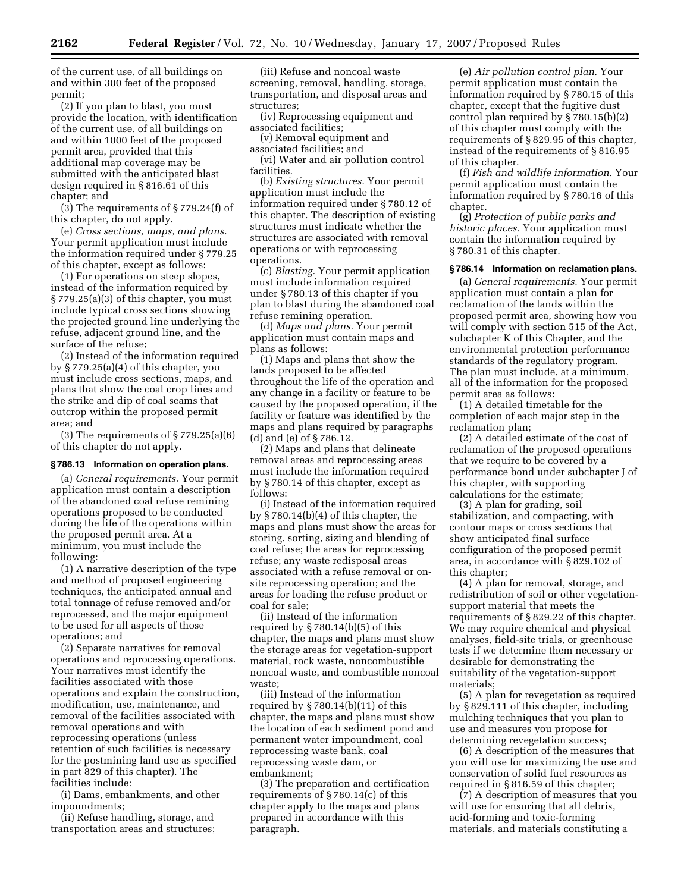of the current use, of all buildings on and within 300 feet of the proposed permit;

(2) If you plan to blast, you must provide the location, with identification of the current use, of all buildings on and within 1000 feet of the proposed permit area, provided that this additional map coverage may be submitted with the anticipated blast design required in § 816.61 of this chapter; and

(3) The requirements of § 779.24(f) of this chapter, do not apply.

(e) *Cross sections, maps, and plans.* Your permit application must include the information required under § 779.25 of this chapter, except as follows:

(1) For operations on steep slopes, instead of the information required by § 779.25(a)(3) of this chapter, you must include typical cross sections showing the projected ground line underlying the refuse, adjacent ground line, and the surface of the refuse;

(2) Instead of the information required by § 779.25(a)(4) of this chapter, you must include cross sections, maps, and plans that show the coal crop lines and the strike and dip of coal seams that outcrop within the proposed permit area; and

(3) The requirements of § 779.25(a)(6) of this chapter do not apply.

### § 786.13 Information on operation plans.

(a) *General requirements.* Your permit application must contain a description of the abandoned coal refuse remining operations proposed to be conducted during the life of the operations within the proposed permit area. At a minimum, you must include the following:

(1) A narrative description of the type and method of proposed engineering techniques, the anticipated annual and total tonnage of refuse removed and/or reprocessed, and the major equipment to be used for all aspects of those operations; and

(2) Separate narratives for removal operations and reprocessing operations. Your narratives must identify the facilities associated with those operations and explain the construction, modification, use, maintenance, and removal of the facilities associated with removal operations and with reprocessing operations (unless retention of such facilities is necessary for the postmining land use as specified in part 829 of this chapter). The facilities include:

(i) Dams, embankments, and other impoundments;

(ii) Refuse handling, storage, and transportation areas and structures;

(iii) Refuse and noncoal waste screening, removal, handling, storage, transportation, and disposal areas and structures;

(iv) Reprocessing equipment and associated facilities;

(v) Removal equipment and associated facilities; and

(vi) Water and air pollution control facilities.

(b) *Existing structures.* Your permit application must include the information required under § 780.12 of this chapter. The description of existing structures must indicate whether the structures are associated with removal operations or with reprocessing operations.

(c) *Blasting.* Your permit application must include information required under § 780.13 of this chapter if you plan to blast during the abandoned coal refuse remining operation.

(d) *Maps and plans.* Your permit application must contain maps and plans as follows:

(1) Maps and plans that show the lands proposed to be affected throughout the life of the operation and any change in a facility or feature to be caused by the proposed operation, if the facility or feature was identified by the maps and plans required by paragraphs (d) and (e) of § 786.12.

(2) Maps and plans that delineate removal areas and reprocessing areas must include the information required by § 780.14 of this chapter, except as follows:

(i) Instead of the information required by § 780.14(b)(4) of this chapter, the maps and plans must show the areas for storing, sorting, sizing and blending of coal refuse; the areas for reprocessing refuse; any waste redisposal areas associated with a refuse removal or on-site reprocessing operation; and the areas for loading the refuse product or coal for sale;

(ii) Instead of the information required by § 780.14(b)(5) of this chapter, the maps and plans must show the storage areas for vegetation-support material, rock waste, noncombustible noncoal waste, and combustible noncoal waste;

(iii) Instead of the information required by § 780.14(b)(11) of this chapter, the maps and plans must show the location of each sediment pond and permanent water impoundment, coal reprocessing waste bank, coal reprocessing waste dam, or embankment;

(3) The preparation and certification requirements of § 780.14(c) of this chapter apply to the maps and plans prepared in accordance with this paragraph.

(e) *Air pollution control plan.* Your permit application must contain the information required by § 780.15 of this chapter, except that the fugitive dust control plan required by § 780.15(b)(2) of this chapter must comply with the requirements of § 829.95 of this chapter, instead of the requirements of § 816.95 of this chapter.

(f) *Fish and wildlife information.* Your permit application must contain the information required by § 780.16 of this chapter.

(g) *Protection of public parks and historic places.* Your application must contain the information required by § 780.31 of this chapter.

### § 786.14 Information on reclamation plans.

(a) *General requirements.* Your permit application must contain a plan for reclamation of the lands within the proposed permit area, showing how you will comply with section 515 of the Act, subchapter K of this Chapter, and the environmental protection performance standards of the regulatory program. The plan must include, at a minimum, all of the information for the proposed permit area as follows:

(1) A detailed timetable for the completion of each major step in the reclamation plan;

(2) A detailed estimate of the cost of reclamation of the proposed operations that we require to be covered by a performance bond under subchapter J of this chapter, with supporting calculations for the estimate;

(3) A plan for grading, soil stabilization, and compacting, with contour maps or cross sections that show anticipated final surface configuration of the proposed permit area, in accordance with § 829.102 of this chapter;

(4) A plan for removal, storage, and redistribution of soil or other vegetation-support material that meets the requirements of § 829.22 of this chapter. We may require chemical and physical analyses, field-site trials, or greenhouse tests if we determine them necessary or desirable for demonstrating the suitability of the vegetation-support materials;

(5) A plan for revegetation as required by § 829.111 of this chapter, including mulching techniques that you plan to use and measures you propose for determining revegetation success;

(6) A description of the measures that you will use for maximizing the use and conservation of solid fuel resources as required in § 816.59 of this chapter;

(7) A description of measures that you will use for ensuring that all debris, acid-forming and toxic-forming materials, and materials constituting a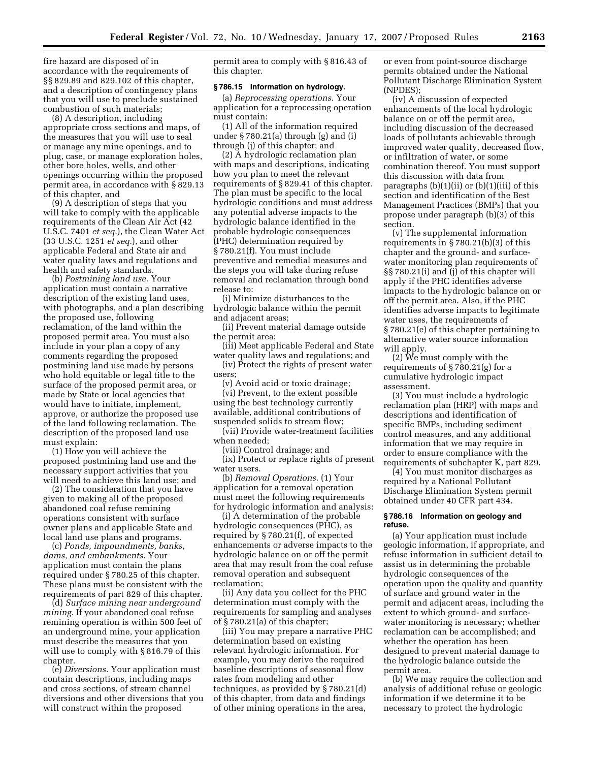fire hazard are disposed of in accordance with the requirements of §§ 829.89 and 829.102 of this chapter, and a description of contingency plans that you will use to preclude sustained combustion of such materials;

(8) A description, including appropriate cross sections and maps, of the measures that you will use to seal or manage any mine openings, and to plug, case, or manage exploration holes, other bore holes, wells, and other openings occurring within the proposed permit area, in accordance with § 829.13 of this chapter, and

(9) A description of steps that you will take to comply with the applicable requirements of the Clean Air Act (42 U.S.C. 7401 *et seq.*), the Clean Water Act (33 U.S.C. 1251 *et seq.*), and other applicable Federal and State air and water quality laws and regulations and health and safety standards.

(b) *Postmining land use.* Your application must contain a narrative description of the existing land uses, with photographs, and a plan describing the proposed use, following reclamation, of the land within the proposed permit area. You must also include in your plan a copy of any comments regarding the proposed postmining land use made by persons who hold equitable or legal title to the surface of the proposed permit area, or made by State or local agencies that would have to initiate, implement, approve, or authorize the proposed use of the land following reclamation. The description of the proposed land use must explain:

(1) How you will achieve the proposed postmining land use and the necessary support activities that you will need to achieve this land use; and

(2) The consideration that you have given to making all of the proposed abandoned coal refuse remining operations consistent with surface owner plans and applicable State and local land use plans and programs.

(c) *Ponds, impoundments, banks, dams, and embankments.* Your application must contain the plans required under § 780.25 of this chapter. These plans must be consistent with the requirements of part 829 of this chapter.

(d) *Surface mining near underground mining.* If your abandoned coal refuse remining operation is within 500 feet of an underground mine, your application must describe the measures that you will use to comply with § 816.79 of this chapter.

(e) *Diversions.* Your application must contain descriptions, including maps and cross sections, of stream channel diversions and other diversions that you will construct within the proposed permit area to comply with § 816.43 of this chapter.

### § 786.15 Information on hydrology.

(a) *Reprocessing operations.* Your application for a reprocessing operation must contain:

(1) All of the information required under § 780.21(a) through (g) and (i) through (j) of this chapter; and

(2) A hydrologic reclamation plan with maps and descriptions, indicating how you plan to meet the relevant requirements of § 829.41 of this chapter. The plan must be specific to the local hydrologic conditions and must address any potential adverse impacts to the hydrologic balance identified in the probable hydrologic consequences (PHC) determination required by § 780.21(f). You must include preventive and remedial measures and the steps you will take during refuse removal and reclamation through bond release to:

(i) Minimize disturbances to the hydrologic balance within the permit and adjacent areas;

(ii) Prevent material damage outside the permit area;

(iii) Meet applicable Federal and State water quality laws and regulations; and

(iv) Protect the rights of present water users;

(v) Avoid acid or toxic drainage;

(vi) Prevent, to the extent possible using the best technology currently available, additional contributions of suspended solids to stream flow;

(vii) Provide water-treatment facilities when needed;

(viii) Control drainage; and

(ix) Protect or replace rights of present water users.

(b) *Removal Operations.* (1) Your application for a removal operation must meet the following requirements for hydrologic information and analysis:

(i) A determination of the probable hydrologic consequences (PHC), as required by § 780.21(f), of expected enhancements or adverse impacts to the hydrologic balance on or off the permit area that may result from the coal refuse removal operation and subsequent reclamation;

(ii) Any data you collect for the PHC determination must comply with the requirements for sampling and analyses of § 780.21(a) of this chapter;

(iii) You may prepare a narrative PHC determination based on existing relevant hydrologic information. For example, you may derive the required baseline descriptions of seasonal flow rates from modeling and other techniques, as provided by § 780.21(d) of this chapter, from data and findings of other mining operations in the area, or even from point-source discharge permits obtained under the National Pollutant Discharge Elimination System (NPDES);

(iv) A discussion of expected enhancements of the local hydrologic balance on or off the permit area, including discussion of the decreased loads of pollutants achievable through improved water quality, decreased flow, or infiltration of water, or some combination thereof. You must support this discussion with data from paragraphs (b)(1)(ii) or (b)(1)(iii) of this section and identification of the Best Management Practices (BMPs) that you propose under paragraph (b)(3) of this section.

(v) The supplemental information requirements in § 780.21(b)(3) of this chapter and the ground- and surface-water monitoring plan requirements of §§ 780.21(i) and (j) of this chapter will apply if the PHC identifies adverse impacts to the hydrologic balance on or off the permit area. Also, if the PHC identifies adverse impacts to legitimate water uses, the requirements of § 780.21(e) of this chapter pertaining to alternative water source information will apply.

(2) We must comply with the requirements of § 780.21(g) for a cumulative hydrologic impact assessment.

(3) You must include a hydrologic reclamation plan (HRP) with maps and descriptions and identification of specific BMPs, including sediment control measures, and any additional information that we may require in order to ensure compliance with the requirements of subchapter K, part 829.

(4) You must monitor discharges as required by a National Pollutant Discharge Elimination System permit obtained under 40 CFR part 434.

### § 786.16 Information on geology and refuse.

(a) Your application must include geologic information, if appropriate, and refuse information in sufficient detail to assist us in determining the probable hydrologic consequences of the operation upon the quality and quantity of surface and ground water in the permit and adjacent areas, including the extent to which ground- and surface-water monitoring is necessary; whether reclamation can be accomplished; and whether the operation has been designed to prevent material damage to the hydrologic balance outside the permit area.

(b) We may require the collection and analysis of additional refuse or geologic information if we determine it to be necessary to protect the hydrologic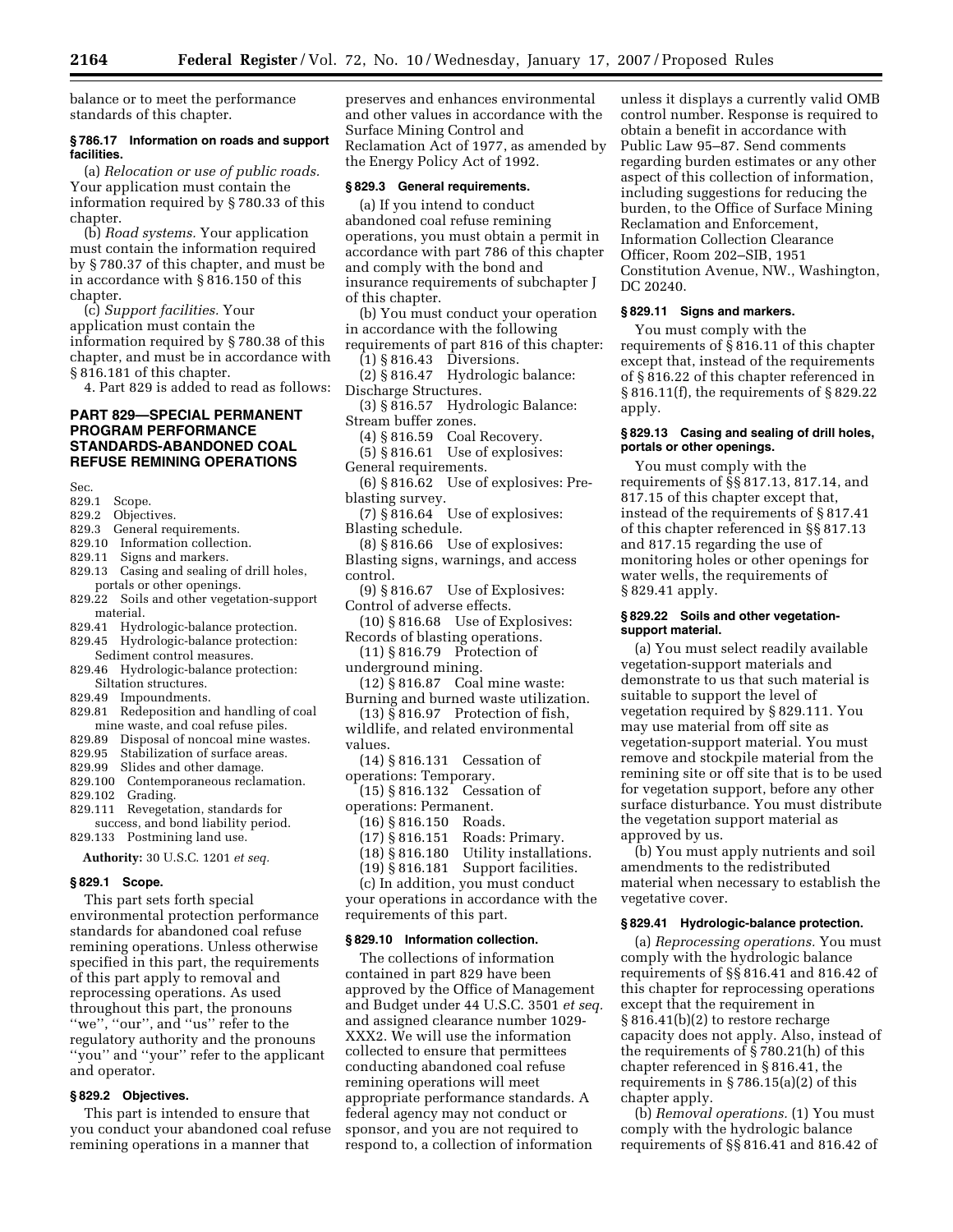balance or to meet the performance standards of this chapter.

**§ 786.17 Information on roads and support facilities.**

(a) *Relocation or use of public roads.* Your application must contain the information required by § 780.33 of this chapter.

(b) *Road systems.* Your application must contain the information required by § 780.37 of this chapter, and must be in accordance with § 816.150 of this chapter.

(c) *Support facilities.* Your application must contain the information required by § 780.38 of this chapter, and must be in accordance with § 816.181 of this chapter.

4. Part 829 is added to read as follows:

## PART 829—SPECIAL PERMANENT PROGRAM PERFORMANCE STANDARDS-ABANDONED COAL REFUSE REMINING OPERATIONS

Sec.
829.1 Scope.
829.2 Objectives.
829.3 General requirements.
829.10 Information collection.
829.11 Signs and markers.
829.13 Casing and sealing of drill holes, portals or other openings.
829.22 Soils and other vegetation-support material.
829.41 Hydrologic-balance protection.
829.45 Hydrologic-balance protection: Sediment control measures.
829.46 Hydrologic-balance protection: Siltation structures.
829.49 Impoundments.
829.81 Redeposition and handling of coal mine waste, and coal refuse piles.
829.89 Disposal of noncoal mine wastes.
829.95 Stabilization of surface areas.
829.99 Slides and other damage.
829.100 Contemporaneous reclamation.
829.102 Grading.
829.111 Revegetation, standards for success, and bond liability period.
829.133 Postmining land use.

**Authority:** 30 U.S.C. 1201 *et seq.*

**§ 829.1 Scope.**

This part sets forth special environmental protection performance standards for abandoned coal refuse remining operations. Unless otherwise specified in this part, the requirements of this part apply to removal and reprocessing operations. As used throughout this part, the pronouns "we", "our", and "us" refer to the regulatory authority and the pronouns "you" and "your" refer to the applicant and operator.

**§ 829.2 Objectives.**

This part is intended to ensure that you conduct your abandoned coal refuse remining operations in a manner that preserves and enhances environmental and other values in accordance with the Surface Mining Control and Reclamation Act of 1977, as amended by the Energy Policy Act of 1992.

**§ 829.3 General requirements.**

(a) If you intend to conduct abandoned coal refuse remining operations, you must obtain a permit in accordance with part 786 of this chapter and comply with the bond and insurance requirements of subchapter J of this chapter.

(b) You must conduct your operation in accordance with the following requirements of part 816 of this chapter:

(1) § 816.43 Diversions.

(2) § 816.47 Hydrologic balance: Discharge Structures.

(3) § 816.57 Hydrologic Balance: Stream buffer zones.

(4) § 816.59 Coal Recovery.

(5) § 816.61 Use of explosives: General requirements.

(6) § 816.62 Use of explosives: Pre-blasting survey.

(7) § 816.64 Use of explosives: Blasting schedule.

(8) § 816.66 Use of explosives: Blasting signs, warnings, and access control.

(9) § 816.67 Use of Explosives: Control of adverse effects.

(10) § 816.68 Use of Explosives: Records of blasting operations.

(11) § 816.79 Protection of underground mining.

(12) § 816.87 Coal mine waste: Burning and burned waste utilization.

(13) § 816.97 Protection of fish, wildlife, and related environmental values.

(14) § 816.131 Cessation of operations: Temporary.

(15) § 816.132 Cessation of operations: Permanent.

(16) § 816.150 Roads.

(17) § 816.151 Roads: Primary.

(18) § 816.180 Utility installations.

(19) § 816.181 Support facilities.

(c) In addition, you must conduct your operations in accordance with the requirements of this part.

**§ 829.10 Information collection.**

The collections of information contained in part 829 have been approved by the Office of Management and Budget under 44 U.S.C. 3501 *et seq.* and assigned clearance number 1029-XXX2. We will use the information collected to ensure that permittees conducting abandoned coal refuse remining operations will meet appropriate performance standards. A federal agency may not conduct or sponsor, and you are not required to respond to, a collection of information unless it displays a currently valid OMB control number. Response is required to obtain a benefit in accordance with Public Law 95–87. Send comments regarding burden estimates or any other aspect of this collection of information, including suggestions for reducing the burden, to the Office of Surface Mining Reclamation and Enforcement, Information Collection Clearance Officer, Room 202–SIB, 1951 Constitution Avenue, NW., Washington, DC 20240.

**§ 829.11 Signs and markers.**

You must comply with the requirements of § 816.11 of this chapter except that, instead of the requirements of § 816.22 of this chapter referenced in § 816.11(f), the requirements of § 829.22 apply.

**§ 829.13 Casing and sealing of drill holes, portals or other openings.**

You must comply with the requirements of §§ 817.13, 817.14, and 817.15 of this chapter except that, instead of the requirements of § 817.41 of this chapter referenced in §§ 817.13 and 817.15 regarding the use of monitoring holes or other openings for water wells, the requirements of § 829.41 apply.

**§ 829.22 Soils and other vegetation-support material.**

(a) You must select readily available vegetation-support materials and demonstrate to us that such material is suitable to support the level of vegetation required by § 829.111. You may use material from off site as vegetation-support material. You must remove and stockpile material from the remining site or off site that is to be used for vegetation support, before any other surface disturbance. You must distribute the vegetation support material as approved by us.

(b) You must apply nutrients and soil amendments to the redistributed material when necessary to establish the vegetative cover.

**§ 829.41 Hydrologic-balance protection.**

(a) *Reprocessing operations.* You must comply with the hydrologic balance requirements of §§ 816.41 and 816.42 of this chapter for reprocessing operations except that the requirement in § 816.41(b)(2) to restore recharge capacity does not apply. Also, instead of the requirements of § 780.21(h) of this chapter referenced in § 816.41, the requirements in § 786.15(a)(2) of this chapter apply.

(b) *Removal operations.* (1) You must comply with the hydrologic balance requirements of §§ 816.41 and 816.42 of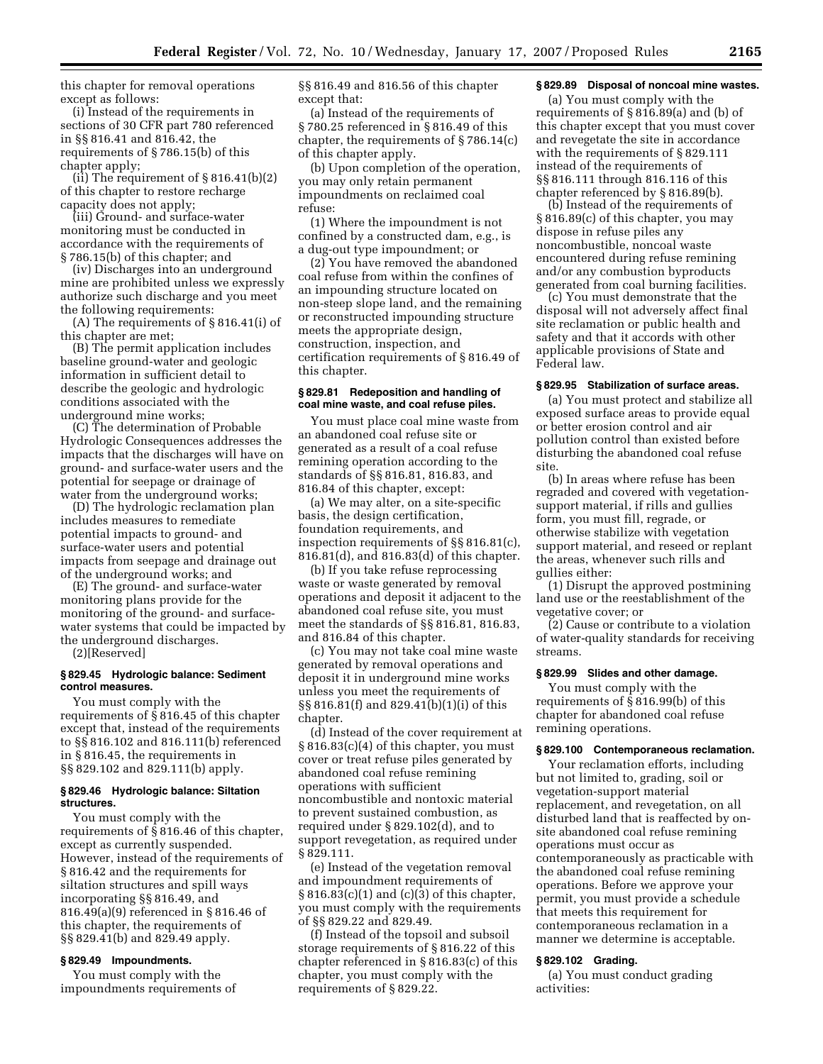this chapter for removal operations except as follows:

(i) Instead of the requirements in sections of 30 CFR part 780 referenced in §§ 816.41 and 816.42, the requirements of § 786.15(b) of this chapter apply;

(ii) The requirement of § 816.41(b)(2) of this chapter to restore recharge capacity does not apply;

(iii) Ground- and surface-water monitoring must be conducted in accordance with the requirements of § 786.15(b) of this chapter; and

(iv) Discharges into an underground mine are prohibited unless we expressly authorize such discharge and you meet the following requirements:

(A) The requirements of § 816.41(i) of this chapter are met;

(B) The permit application includes baseline ground-water and geologic information in sufficient detail to describe the geologic and hydrologic conditions associated with the underground mine works;

(C) The determination of Probable Hydrologic Consequences addresses the impacts that the discharges will have on ground- and surface-water users and the potential for seepage or drainage of water from the underground works;

(D) The hydrologic reclamation plan includes measures to remediate potential impacts to ground- and surface-water users and potential impacts from seepage and drainage out of the underground works; and

(E) The ground- and surface-water monitoring plans provide for the monitoring of the ground- and surface-water systems that could be impacted by the underground discharges.

(2)[Reserved]

#### § 829.45 Hydrologic balance: Sediment control measures.

You must comply with the requirements of § 816.45 of this chapter except that, instead of the requirements to §§ 816.102 and 816.111(b) referenced in § 816.45, the requirements in §§ 829.102 and 829.111(b) apply.

#### § 829.46 Hydrologic balance: Siltation structures.

You must comply with the requirements of § 816.46 of this chapter, except as currently suspended. However, instead of the requirements of § 816.42 and the requirements for siltation structures and spill ways incorporating §§ 816.49, and 816.49(a)(9) referenced in § 816.46 of this chapter, the requirements of §§ 829.41(b) and 829.49 apply.

#### § 829.49 Impoundments.

You must comply with the impoundments requirements of §§ 816.49 and 816.56 of this chapter except that:

(a) Instead of the requirements of § 780.25 referenced in § 816.49 of this chapter, the requirements of § 786.14(c) of this chapter apply.

(b) Upon completion of the operation, you may only retain permanent impoundments on reclaimed coal refuse:

(1) Where the impoundment is not confined by a constructed dam, e.g., is a dug-out type impoundment; or

(2) You have removed the abandoned coal refuse from within the confines of an impounding structure located on non-steep slope land, and the remaining or reconstructed impounding structure meets the appropriate design, construction, inspection, and certification requirements of § 816.49 of this chapter.

#### § 829.81 Redeposition and handling of coal mine waste, and coal refuse piles.

You must place coal mine waste from an abandoned coal refuse site or generated as a result of a coal refuse remining operation according to the standards of §§ 816.81, 816.83, and 816.84 of this chapter, except:

(a) We may alter, on a site-specific basis, the design certification, foundation requirements, and inspection requirements of §§ 816.81(c), 816.81(d), and 816.83(d) of this chapter.

(b) If you take refuse reprocessing waste or waste generated by removal operations and deposit it adjacent to the abandoned coal refuse site, you must meet the standards of §§ 816.81, 816.83, and 816.84 of this chapter.

(c) You may not take coal mine waste generated by removal operations and deposit it in underground mine works unless you meet the requirements of §§ 816.81(f) and 829.41(b)(1)(i) of this chapter.

(d) Instead of the cover requirement at § 816.83(c)(4) of this chapter, you must cover or treat refuse piles generated by abandoned coal refuse remining operations with sufficient noncombustible and nontoxic material to prevent sustained combustion, as required under § 829.102(d), and to support revegetation, as required under § 829.111.

(e) Instead of the vegetation removal and impoundment requirements of § 816.83(c)(1) and (c)(3) of this chapter, you must comply with the requirements of §§ 829.22 and 829.49.

(f) Instead of the topsoil and subsoil storage requirements of § 816.22 of this chapter referenced in § 816.83(c) of this chapter, you must comply with the requirements of § 829.22.

#### § 829.89 Disposal of noncoal mine wastes.

(a) You must comply with the requirements of § 816.89(a) and (b) of this chapter except that you must cover and revegetate the site in accordance with the requirements of § 829.111 instead of the requirements of §§ 816.111 through 816.116 of this chapter referenced by § 816.89(b).

(b) Instead of the requirements of § 816.89(c) of this chapter, you may dispose in refuse piles any noncombustible, noncoal waste encountered during refuse remining and/or any combustion byproducts generated from coal burning facilities.

(c) You must demonstrate that the disposal will not adversely affect final site reclamation or public health and safety and that it accords with other applicable provisions of State and Federal law.

#### § 829.95 Stabilization of surface areas.

(a) You must protect and stabilize all exposed surface areas to provide equal or better erosion control and air pollution control than existed before disturbing the abandoned coal refuse site.

(b) In areas where refuse has been regraded and covered with vegetation-support material, if rills and gullies form, you must fill, regrade, or otherwise stabilize with vegetation support material, and reseed or replant the areas, whenever such rills and gullies either:

(1) Disrupt the approved postmining land use or the reestablishment of the vegetative cover; or

(2) Cause or contribute to a violation of water-quality standards for receiving streams.

#### § 829.99 Slides and other damage.

You must comply with the requirements of § 816.99(b) of this chapter for abandoned coal refuse remining operations.

#### § 829.100 Contemporaneous reclamation.

Your reclamation efforts, including but not limited to, grading, soil or vegetation-support material replacement, and revegetation, on all disturbed land that is reaffected by on-site abandoned coal refuse remining operations must occur as contemporaneously as practicable with the abandoned coal refuse remining operations. Before we approve your permit, you must provide a schedule that meets this requirement for contemporaneous reclamation in a manner we determine is acceptable.

#### § 829.102 Grading.

(a) You must conduct grading activities: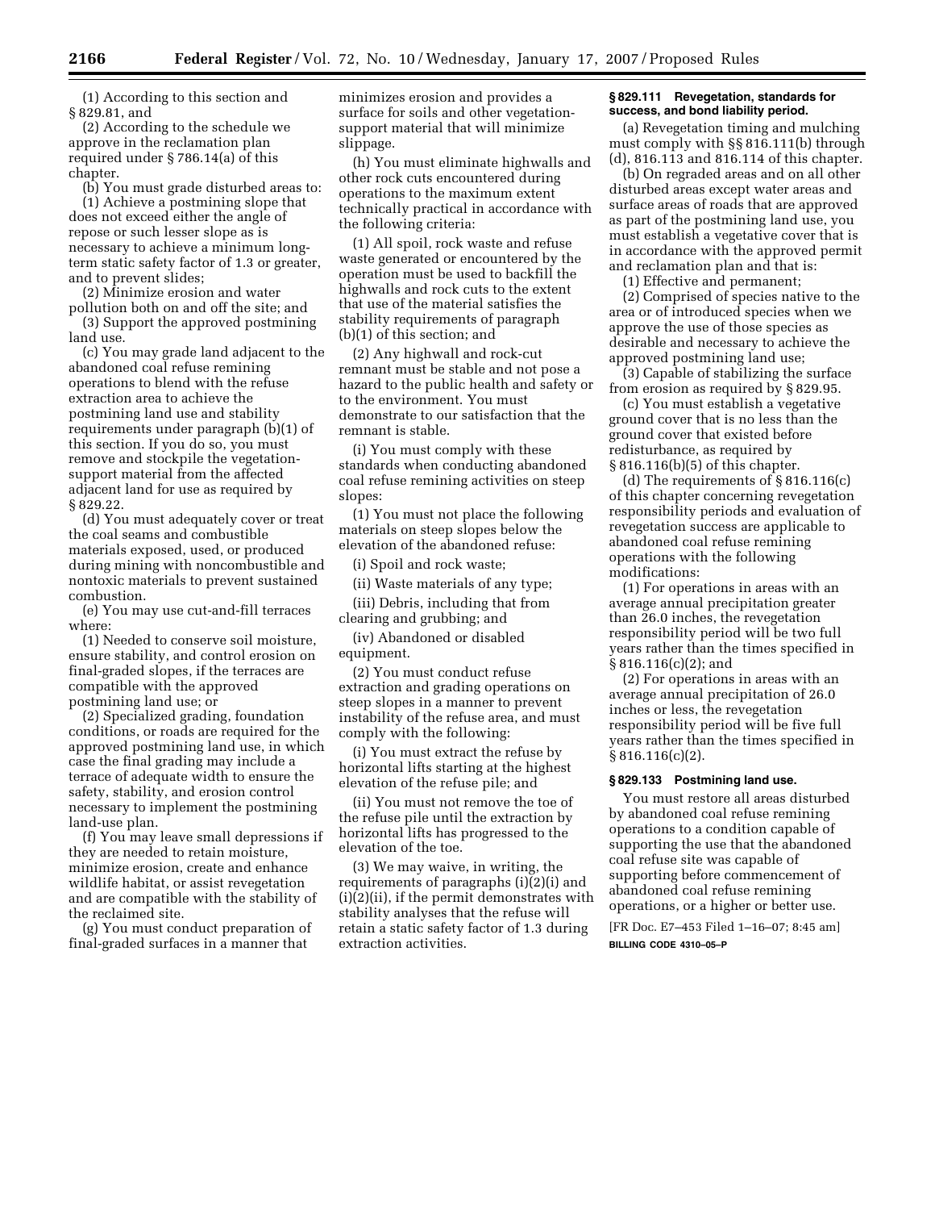(1) According to this section and § 829.81, and

(2) According to the schedule we approve in the reclamation plan required under § 786.14(a) of this chapter.

(b) You must grade disturbed areas to:

(1) Achieve a postmining slope that does not exceed either the angle of repose or such lesser slope as is necessary to achieve a minimum long-term static safety factor of 1.3 or greater, and to prevent slides;

(2) Minimize erosion and water pollution both on and off the site; and

(3) Support the approved postmining land use.

(c) You may grade land adjacent to the abandoned coal refuse remining operations to blend with the refuse extraction area to achieve the postmining land use and stability requirements under paragraph (b)(1) of this section. If you do so, you must remove and stockpile the vegetation-support material from the affected adjacent land for use as required by § 829.22.

(d) You must adequately cover or treat the coal seams and combustible materials exposed, used, or produced during mining with noncombustible and nontoxic materials to prevent sustained combustion.

(e) You may use cut-and-fill terraces where:

(1) Needed to conserve soil moisture, ensure stability, and control erosion on final-graded slopes, if the terraces are compatible with the approved postmining land use; or

(2) Specialized grading, foundation conditions, or roads are required for the approved postmining land use, in which case the final grading may include a terrace of adequate width to ensure the safety, stability, and erosion control necessary to implement the postmining land-use plan.

(f) You may leave small depressions if they are needed to retain moisture, minimize erosion, create and enhance wildlife habitat, or assist revegetation and are compatible with the stability of the reclaimed site.

(g) You must conduct preparation of final-graded surfaces in a manner that minimizes erosion and provides a surface for soils and other vegetation-support material that will minimize slippage.

(h) You must eliminate highwalls and other rock cuts encountered during operations to the maximum extent technically practical in accordance with the following criteria:

(1) All spoil, rock waste and refuse waste generated or encountered by the operation must be used to backfill the highwalls and rock cuts to the extent that use of the material satisfies the stability requirements of paragraph (b)(1) of this section; and

(2) Any highwall and rock-cut remnant must be stable and not pose a hazard to the public health and safety or to the environment. You must demonstrate to our satisfaction that the remnant is stable.

(i) You must comply with these standards when conducting abandoned coal refuse remining activities on steep slopes:

(1) You must not place the following materials on steep slopes below the elevation of the abandoned refuse:

(i) Spoil and rock waste;

(ii) Waste materials of any type;

(iii) Debris, including that from clearing and grubbing; and

(iv) Abandoned or disabled equipment.

(2) You must conduct refuse extraction and grading operations on steep slopes in a manner to prevent instability of the refuse area, and must comply with the following:

(i) You must extract the refuse by horizontal lifts starting at the highest elevation of the refuse pile; and

(ii) You must not remove the toe of the refuse pile until the extraction by horizontal lifts has progressed to the elevation of the toe.

(3) We may waive, in writing, the requirements of paragraphs (i)(2)(i) and (i)(2)(ii), if the permit demonstrates with stability analyses that the refuse will retain a static safety factor of 1.3 during extraction activities.

**§ 829.111 Revegetation, standards for success, and bond liability period.**

(a) Revegetation timing and mulching must comply with §§ 816.111(b) through (d), 816.113 and 816.114 of this chapter.

(b) On regraded areas and on all other disturbed areas except water areas and surface areas of roads that are approved as part of the postmining land use, you must establish a vegetative cover that is in accordance with the approved permit and reclamation plan and that is:

(1) Effective and permanent;

(2) Comprised of species native to the area or of introduced species when we approve the use of those species as desirable and necessary to achieve the approved postmining land use;

(3) Capable of stabilizing the surface from erosion as required by § 829.95.

(c) You must establish a vegetative ground cover that is no less than the ground cover that existed before redisturbance, as required by § 816.116(b)(5) of this chapter.

(d) The requirements of § 816.116(c) of this chapter concerning revegetation responsibility periods and evaluation of revegetation success are applicable to abandoned coal refuse remining operations with the following modifications:

(1) For operations in areas with an average annual precipitation greater than 26.0 inches, the revegetation responsibility period will be two full years rather than the times specified in § 816.116(c)(2); and

(2) For operations in areas with an average annual precipitation of 26.0 inches or less, the revegetation responsibility period will be five full years rather than the times specified in § 816.116(c)(2).

**§ 829.133 Postmining land use.**

You must restore all areas disturbed by abandoned coal refuse remining operations to a condition capable of supporting the use that the abandoned coal refuse site was capable of supporting before commencement of abandoned coal refuse remining operations, or a higher or better use.

[FR Doc. E7–453 Filed 1–16–07; 8:45 am]

**BILLING CODE 4310–05–P**